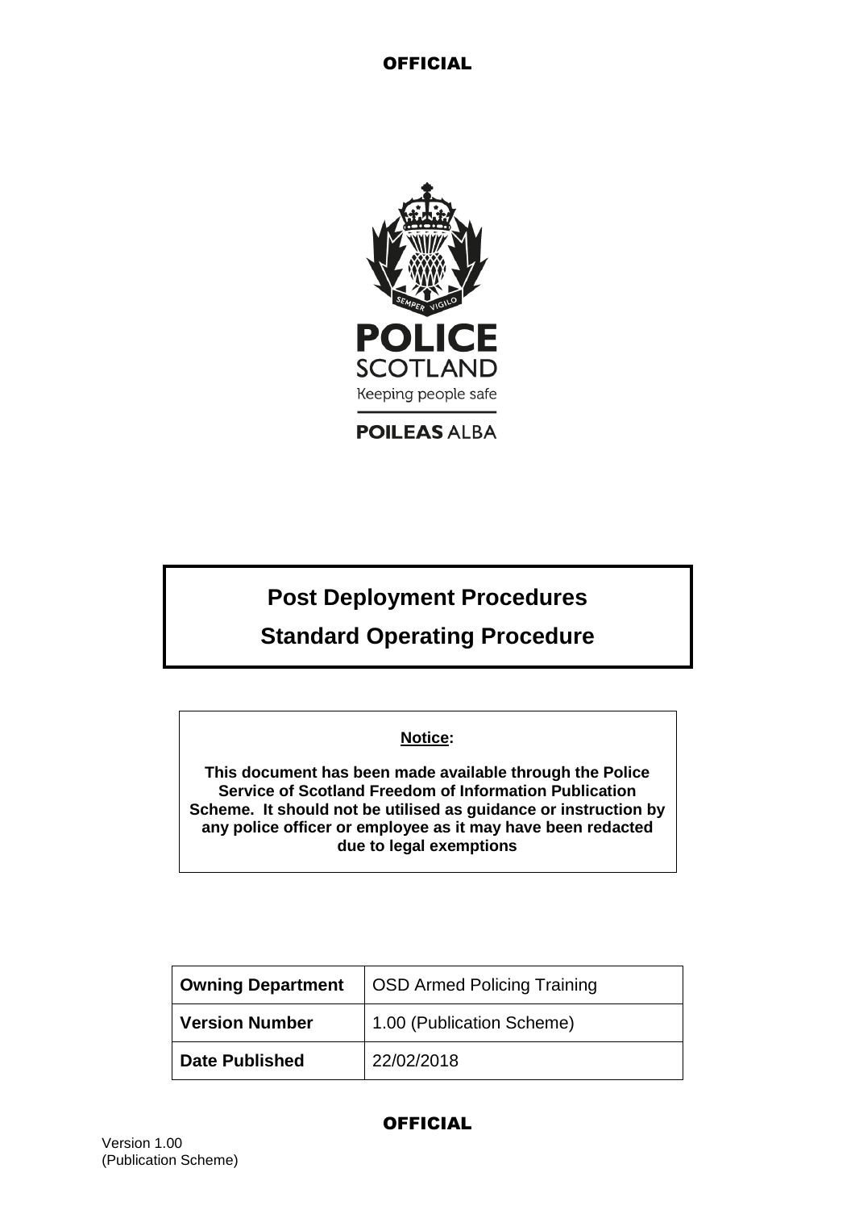# Post Deployment Procedures

# Standard Operating Procedure

**Notice:**

**This document has been made available through the Police Service of Scotland Freedom of Information Publication Scheme. It should not be utilised as guidance or instruction by any police officer or employee as it may have been redacted due to legal exemptions**

| **Owning Department** | OSD Armed Policing Training |
|---|---|
| **Version Number** | 1.00 (Publication Scheme) |
| **Date Published** | 22/02/2018 |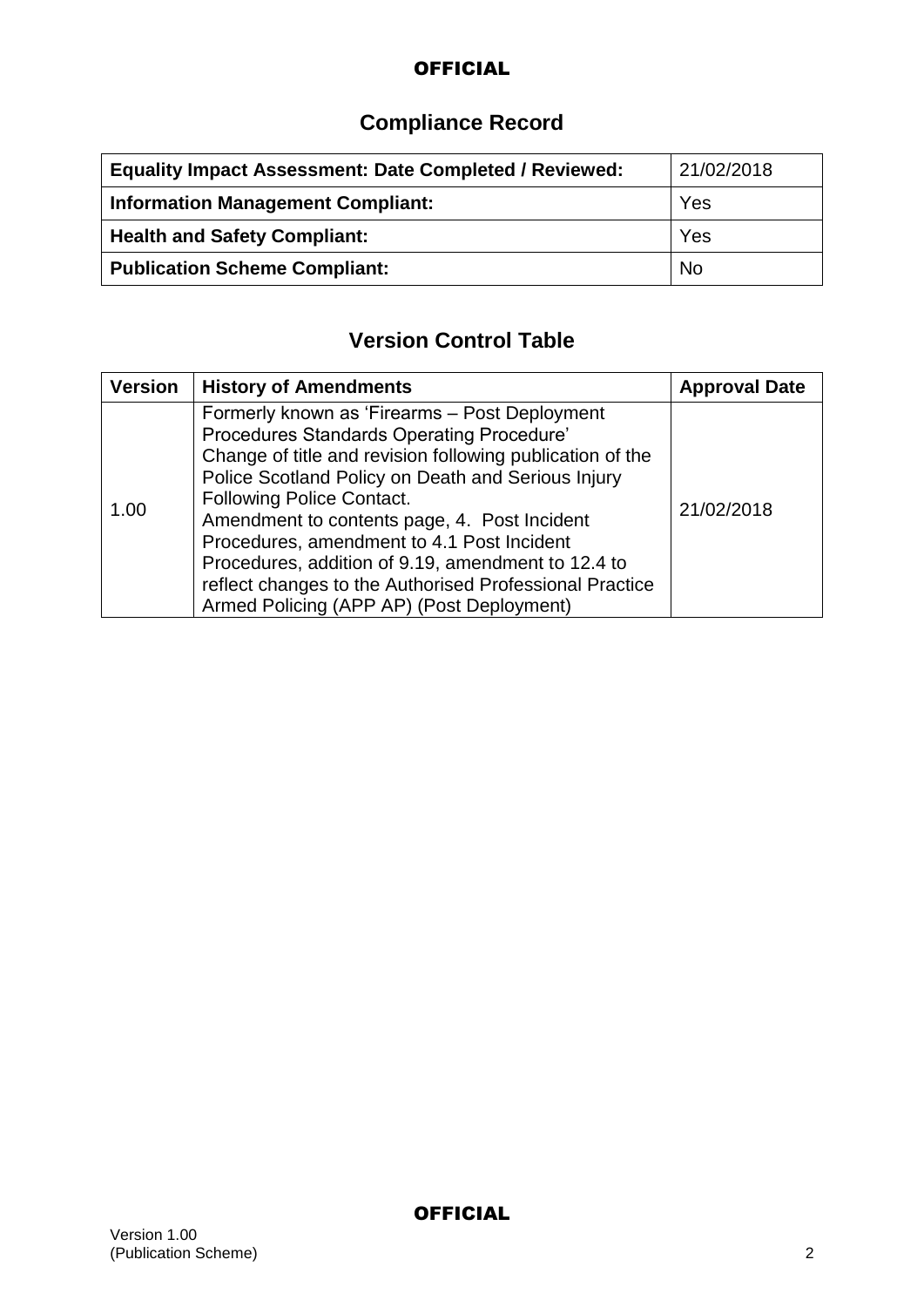## Compliance Record

| **Equality Impact Assessment: Date Completed / Reviewed:** | 21/02/2018 |
|---|---|
| **Information Management Compliant:** | Yes |
| **Health and Safety Compliant:** | Yes |
| **Publication Scheme Compliant:** | No |

## Version Control Table

| Version | History of Amendments | Approval Date |
|---|---|---|
| 1.00 | Formerly known as 'Firearms – Post Deployment Procedures Standards Operating Procedure' Change of title and revision following publication of the Police Scotland Policy on Death and Serious Injury Following Police Contact. Amendment to contents page, 4. Post Incident Procedures, amendment to 4.1 Post Incident Procedures, addition of 9.19, amendment to 12.4 to reflect changes to the Authorised Professional Practice Armed Policing (APP AP) (Post Deployment) | 21/02/2018 |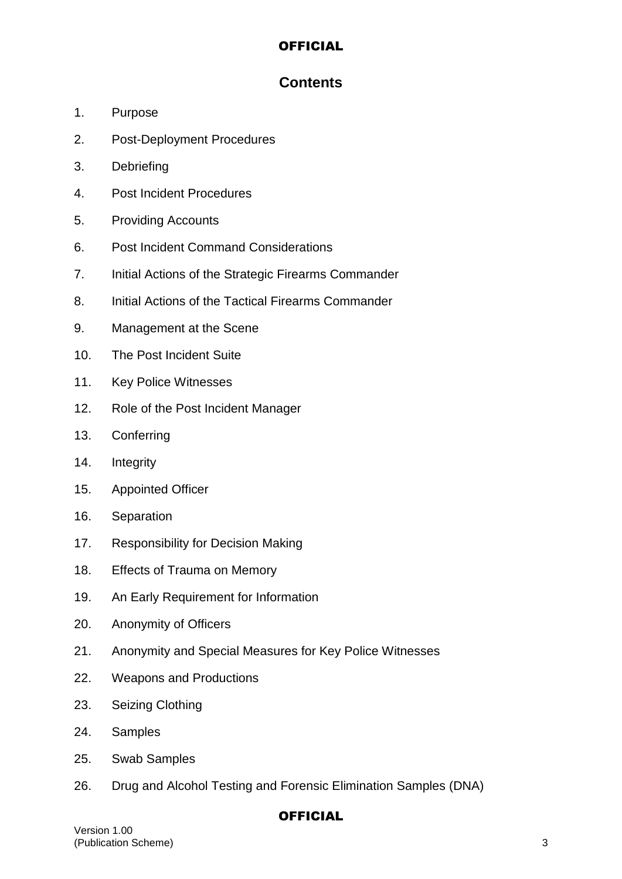## Contents

1. Purpose
2. Post-Deployment Procedures
3. Debriefing
4. Post Incident Procedures
5. Providing Accounts
6. Post Incident Command Considerations
7. Initial Actions of the Strategic Firearms Commander
8. Initial Actions of the Tactical Firearms Commander
9. Management at the Scene
10. The Post Incident Suite
11. Key Police Witnesses
12. Role of the Post Incident Manager
13. Conferring
14. Integrity
15. Appointed Officer
16. Separation
17. Responsibility for Decision Making
18. Effects of Trauma on Memory
19. An Early Requirement for Information
20. Anonymity of Officers
21. Anonymity and Special Measures for Key Police Witnesses
22. Weapons and Productions
23. Seizing Clothing
24. Samples
25. Swab Samples
26. Drug and Alcohol Testing and Forensic Elimination Samples (DNA)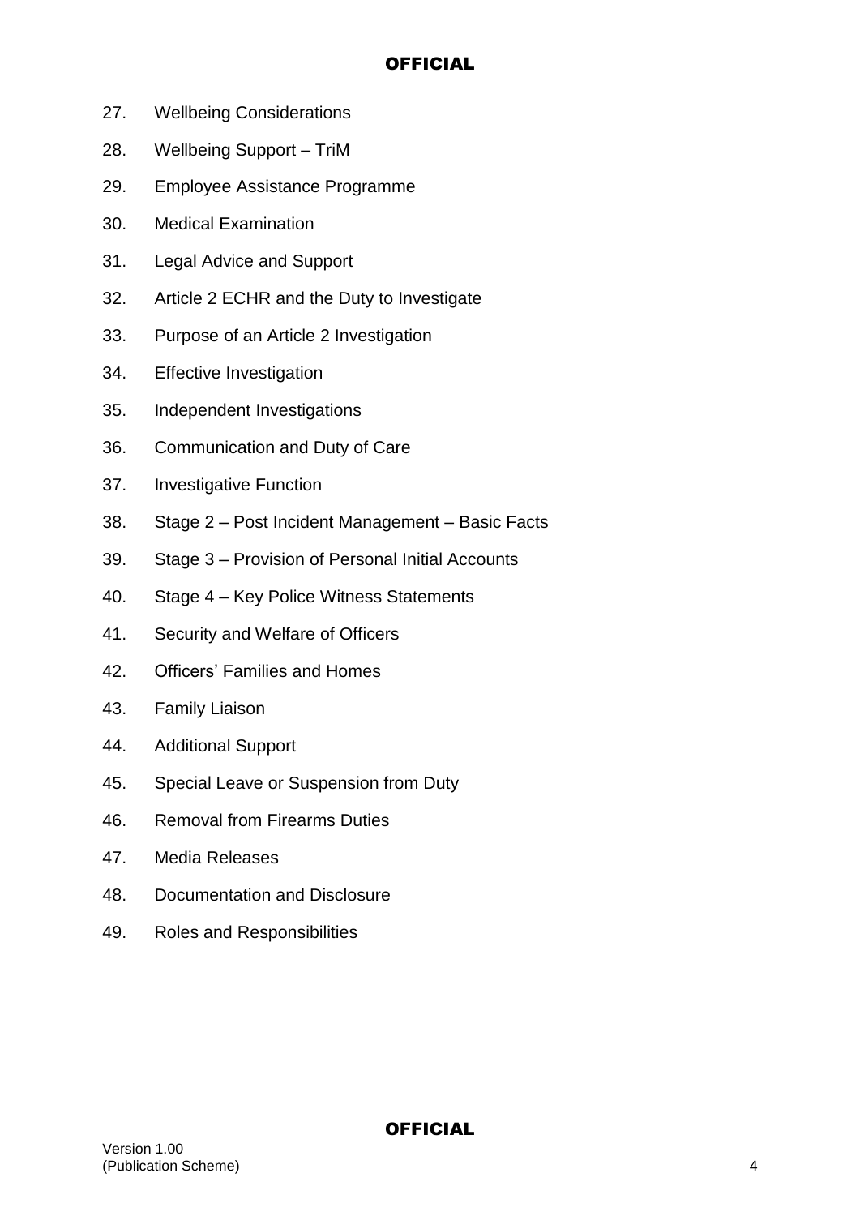27. Wellbeing Considerations

28. Wellbeing Support – TriM

29. Employee Assistance Programme

30. Medical Examination

31. Legal Advice and Support

32. Article 2 ECHR and the Duty to Investigate

33. Purpose of an Article 2 Investigation

34. Effective Investigation

35. Independent Investigations

36. Communication and Duty of Care

37. Investigative Function

38. Stage 2 – Post Incident Management – Basic Facts

39. Stage 3 – Provision of Personal Initial Accounts

40. Stage 4 – Key Police Witness Statements

41. Security and Welfare of Officers

42. Officers' Families and Homes

43. Family Liaison

44. Additional Support

45. Special Leave or Suspension from Duty

46. Removal from Firearms Duties

47. Media Releases

48. Documentation and Disclosure

49. Roles and Responsibilities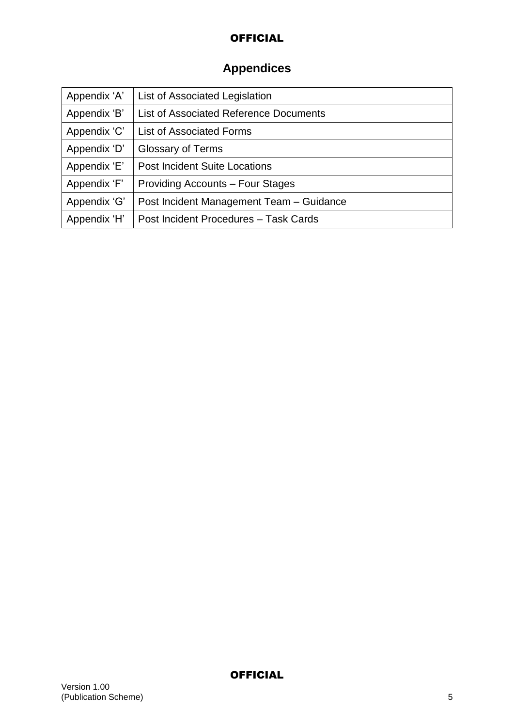# Appendices

| Appendix ‘A’ | List of Associated Legislation |
| --- | --- |
| Appendix ‘B’ | List of Associated Reference Documents |
| Appendix ‘C’ | List of Associated Forms |
| Appendix ‘D’ | Glossary of Terms |
| Appendix ‘E’ | Post Incident Suite Locations |
| Appendix ‘F’ | Providing Accounts – Four Stages |
| Appendix ‘G’ | Post Incident Management Team – Guidance |
| Appendix ‘H’ | Post Incident Procedures – Task Cards |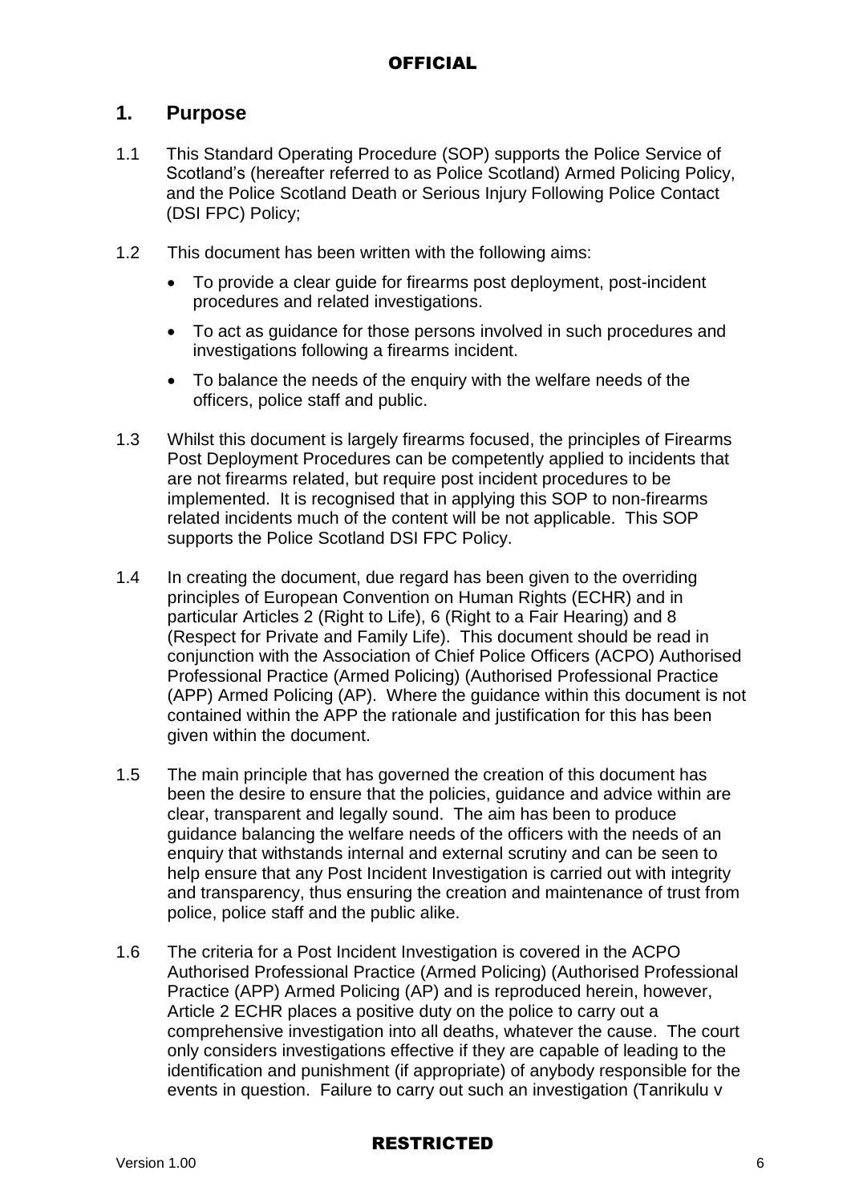## 1. Purpose

1.1 This Standard Operating Procedure (SOP) supports the Police Service of Scotland's (hereafter referred to as Police Scotland) Armed Policing Policy, and the Police Scotland Death or Serious Injury Following Police Contact (DSI FPC) Policy;

1.2 This document has been written with the following aims:

- To provide a clear guide for firearms post deployment, post-incident procedures and related investigations.
- To act as guidance for those persons involved in such procedures and investigations following a firearms incident.
- To balance the needs of the enquiry with the welfare needs of the officers, police staff and public.

1.3 Whilst this document is largely firearms focused, the principles of Firearms Post Deployment Procedures can be competently applied to incidents that are not firearms related, but require post incident procedures to be implemented. It is recognised that in applying this SOP to non-firearms related incidents much of the content will be not applicable. This SOP supports the Police Scotland DSI FPC Policy.

1.4 In creating the document, due regard has been given to the overriding principles of European Convention on Human Rights (ECHR) and in particular Articles 2 (Right to Life), 6 (Right to a Fair Hearing) and 8 (Respect for Private and Family Life). This document should be read in conjunction with the Association of Chief Police Officers (ACPO) Authorised Professional Practice (Armed Policing) (Authorised Professional Practice (APP) Armed Policing (AP). Where the guidance within this document is not contained within the APP the rationale and justification for this has been given within the document.

1.5 The main principle that has governed the creation of this document has been the desire to ensure that the policies, guidance and advice within are clear, transparent and legally sound. The aim has been to produce guidance balancing the welfare needs of the officers with the needs of an enquiry that withstands internal and external scrutiny and can be seen to help ensure that any Post Incident Investigation is carried out with integrity and transparency, thus ensuring the creation and maintenance of trust from police, police staff and the public alike.

1.6 The criteria for a Post Incident Investigation is covered in the ACPO Authorised Professional Practice (Armed Policing) (Authorised Professional Practice (APP) Armed Policing (AP) and is reproduced herein, however, Article 2 ECHR places a positive duty on the police to carry out a comprehensive investigation into all deaths, whatever the cause. The court only considers investigations effective if they are capable of leading to the identification and punishment (if appropriate) of anybody responsible for the events in question. Failure to carry out such an investigation (Tanrikulu v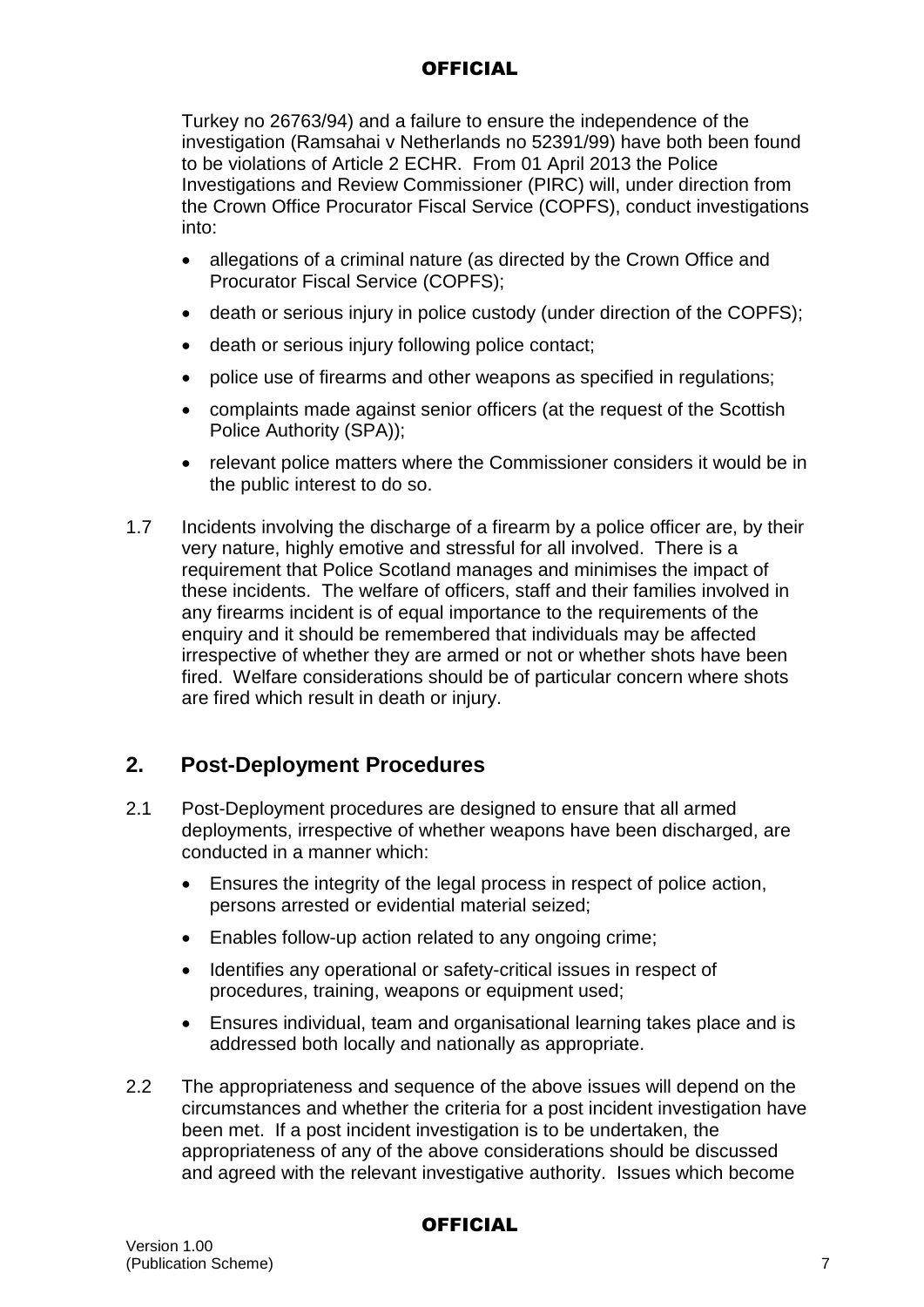Turkey no 26763/94) and a failure to ensure the independence of the investigation (Ramsahai v Netherlands no 52391/99) have both been found to be violations of Article 2 ECHR. From 01 April 2013 the Police Investigations and Review Commissioner (PIRC) will, under direction from the Crown Office Procurator Fiscal Service (COPFS), conduct investigations into:

- allegations of a criminal nature (as directed by the Crown Office and Procurator Fiscal Service (COPFS);
- death or serious injury in police custody (under direction of the COPFS);
- death or serious injury following police contact;
- police use of firearms and other weapons as specified in regulations;
- complaints made against senior officers (at the request of the Scottish Police Authority (SPA));
- relevant police matters where the Commissioner considers it would be in the public interest to do so.

1.7 Incidents involving the discharge of a firearm by a police officer are, by their very nature, highly emotive and stressful for all involved. There is a requirement that Police Scotland manages and minimises the impact of these incidents. The welfare of officers, staff and their families involved in any firearms incident is of equal importance to the requirements of the enquiry and it should be remembered that individuals may be affected irrespective of whether they are armed or not or whether shots have been fired. Welfare considerations should be of particular concern where shots are fired which result in death or injury.

## 2. Post-Deployment Procedures

2.1 Post-Deployment procedures are designed to ensure that all armed deployments, irrespective of whether weapons have been discharged, are conducted in a manner which:

- Ensures the integrity of the legal process in respect of police action, persons arrested or evidential material seized;
- Enables follow-up action related to any ongoing crime;
- Identifies any operational or safety-critical issues in respect of procedures, training, weapons or equipment used;
- Ensures individual, team and organisational learning takes place and is addressed both locally and nationally as appropriate.

2.2 The appropriateness and sequence of the above issues will depend on the circumstances and whether the criteria for a post incident investigation have been met. If a post incident investigation is to be undertaken, the appropriateness of any of the above considerations should be discussed and agreed with the relevant investigative authority. Issues which become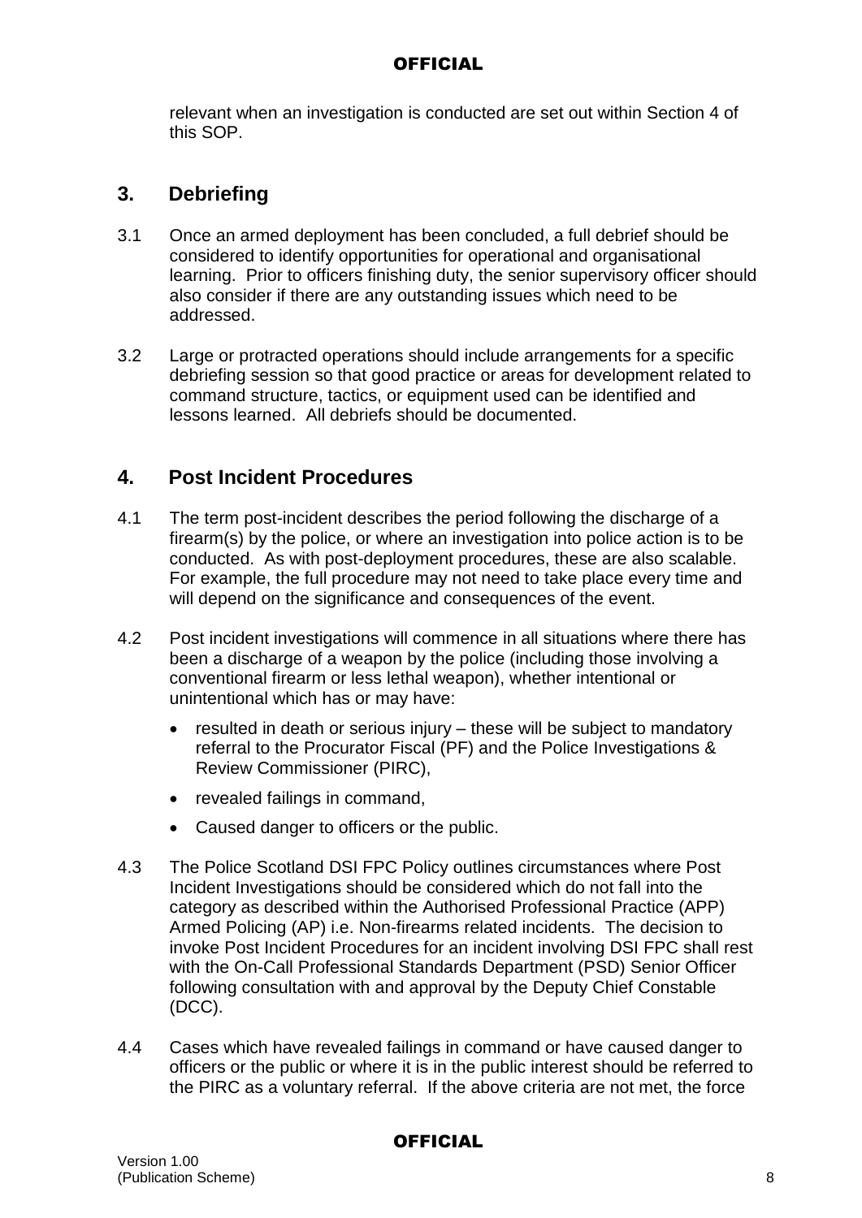relevant when an investigation is conducted are set out within Section 4 of this SOP.

## 3. Debriefing

3.1 Once an armed deployment has been concluded, a full debrief should be considered to identify opportunities for operational and organisational learning. Prior to officers finishing duty, the senior supervisory officer should also consider if there are any outstanding issues which need to be addressed.

3.2 Large or protracted operations should include arrangements for a specific debriefing session so that good practice or areas for development related to command structure, tactics, or equipment used can be identified and lessons learned. All debriefs should be documented.

## 4. Post Incident Procedures

4.1 The term post-incident describes the period following the discharge of a firearm(s) by the police, or where an investigation into police action is to be conducted. As with post-deployment procedures, these are also scalable. For example, the full procedure may not need to take place every time and will depend on the significance and consequences of the event.

4.2 Post incident investigations will commence in all situations where there has been a discharge of a weapon by the police (including those involving a conventional firearm or less lethal weapon), whether intentional or unintentional which has or may have:

- resulted in death or serious injury – these will be subject to mandatory referral to the Procurator Fiscal (PF) and the Police Investigations & Review Commissioner (PIRC),
- revealed failings in command,
- Caused danger to officers or the public.

4.3 The Police Scotland DSI FPC Policy outlines circumstances where Post Incident Investigations should be considered which do not fall into the category as described within the Authorised Professional Practice (APP) Armed Policing (AP) i.e. Non-firearms related incidents. The decision to invoke Post Incident Procedures for an incident involving DSI FPC shall rest with the On-Call Professional Standards Department (PSD) Senior Officer following consultation with and approval by the Deputy Chief Constable (DCC).

4.4 Cases which have revealed failings in command or have caused danger to officers or the public or where it is in the public interest should be referred to the PIRC as a voluntary referral. If the above criteria are not met, the force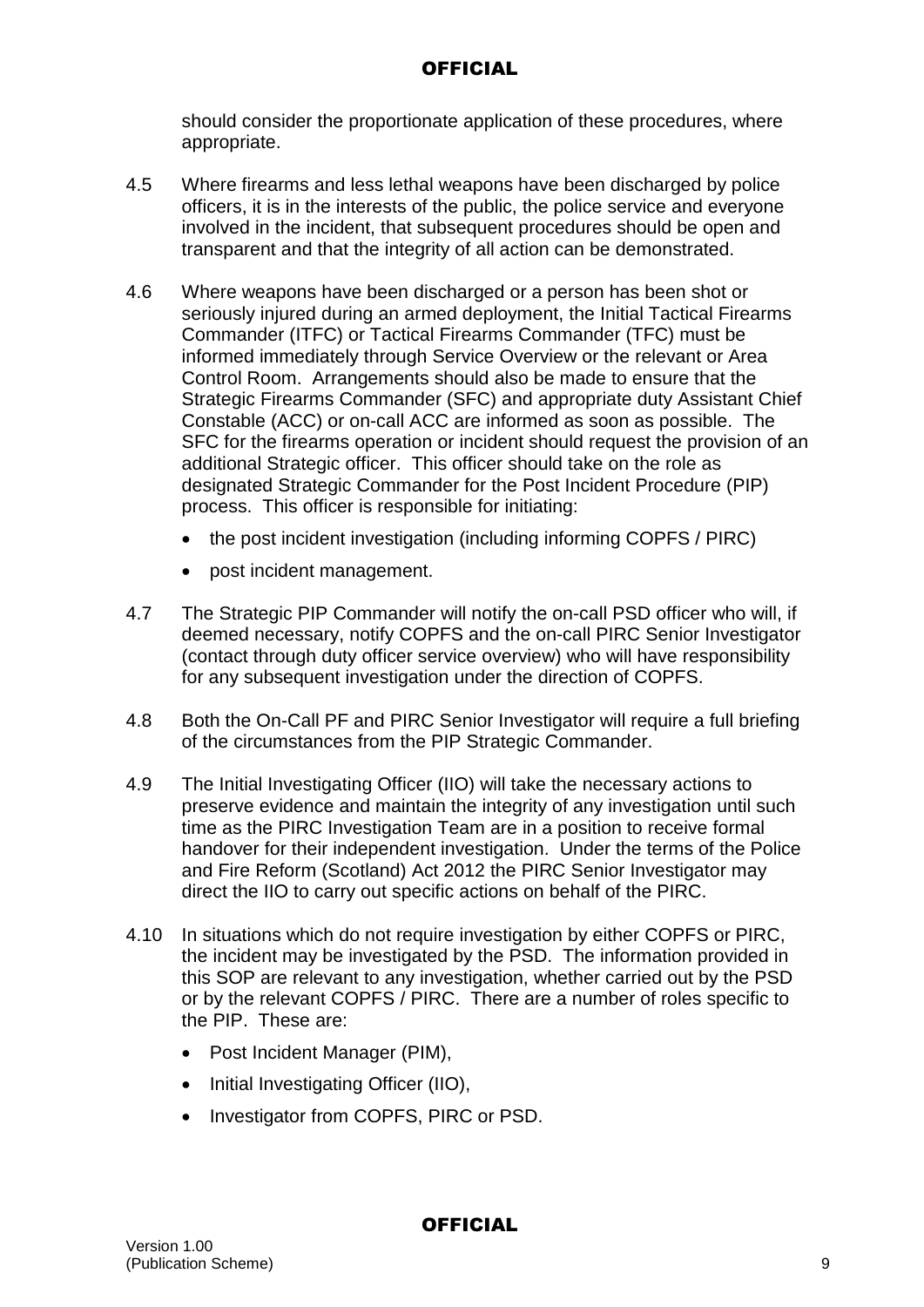should consider the proportionate application of these procedures, where appropriate.

4.5 Where firearms and less lethal weapons have been discharged by police officers, it is in the interests of the public, the police service and everyone involved in the incident, that subsequent procedures should be open and transparent and that the integrity of all action can be demonstrated.

4.6 Where weapons have been discharged or a person has been shot or seriously injured during an armed deployment, the Initial Tactical Firearms Commander (ITFC) or Tactical Firearms Commander (TFC) must be informed immediately through Service Overview or the relevant or Area Control Room. Arrangements should also be made to ensure that the Strategic Firearms Commander (SFC) and appropriate duty Assistant Chief Constable (ACC) or on-call ACC are informed as soon as possible. The SFC for the firearms operation or incident should request the provision of an additional Strategic officer. This officer should take on the role as designated Strategic Commander for the Post Incident Procedure (PIP) process. This officer is responsible for initiating:

- the post incident investigation (including informing COPFS / PIRC)
- post incident management.

4.7 The Strategic PIP Commander will notify the on-call PSD officer who will, if deemed necessary, notify COPFS and the on-call PIRC Senior Investigator (contact through duty officer service overview) who will have responsibility for any subsequent investigation under the direction of COPFS.

4.8 Both the On-Call PF and PIRC Senior Investigator will require a full briefing of the circumstances from the PIP Strategic Commander.

4.9 The Initial Investigating Officer (IIO) will take the necessary actions to preserve evidence and maintain the integrity of any investigation until such time as the PIRC Investigation Team are in a position to receive formal handover for their independent investigation. Under the terms of the Police and Fire Reform (Scotland) Act 2012 the PIRC Senior Investigator may direct the IIO to carry out specific actions on behalf of the PIRC.

4.10 In situations which do not require investigation by either COPFS or PIRC, the incident may be investigated by the PSD. The information provided in this SOP are relevant to any investigation, whether carried out by the PSD or by the relevant COPFS / PIRC. There are a number of roles specific to the PIP. These are:

- Post Incident Manager (PIM),
- Initial Investigating Officer (IIO),
- Investigator from COPFS, PIRC or PSD.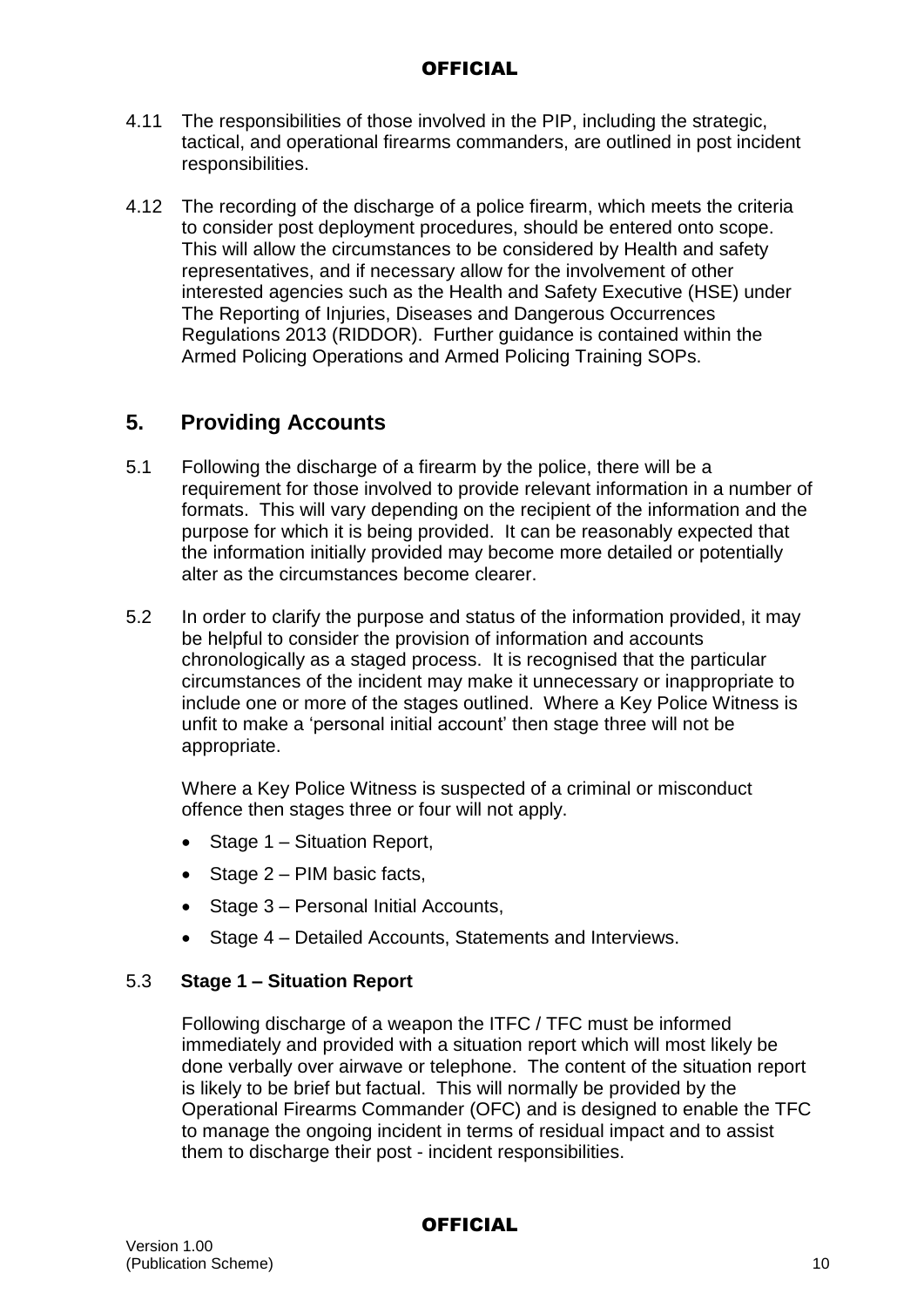4.11 The responsibilities of those involved in the PIP, including the strategic, tactical, and operational firearms commanders, are outlined in post incident responsibilities.

4.12 The recording of the discharge of a police firearm, which meets the criteria to consider post deployment procedures, should be entered onto scope. This will allow the circumstances to be considered by Health and safety representatives, and if necessary allow for the involvement of other interested agencies such as the Health and Safety Executive (HSE) under The Reporting of Injuries, Diseases and Dangerous Occurrences Regulations 2013 (RIDDOR). Further guidance is contained within the Armed Policing Operations and Armed Policing Training SOPs.

## 5. Providing Accounts

5.1 Following the discharge of a firearm by the police, there will be a requirement for those involved to provide relevant information in a number of formats. This will vary depending on the recipient of the information and the purpose for which it is being provided. It can be reasonably expected that the information initially provided may become more detailed or potentially alter as the circumstances become clearer.

5.2 In order to clarify the purpose and status of the information provided, it may be helpful to consider the provision of information and accounts chronologically as a staged process. It is recognised that the particular circumstances of the incident may make it unnecessary or inappropriate to include one or more of the stages outlined. Where a Key Police Witness is unfit to make a 'personal initial account' then stage three will not be appropriate.

Where a Key Police Witness is suspected of a criminal or misconduct offence then stages three or four will not apply.

- Stage 1 – Situation Report,
- Stage 2 – PIM basic facts,
- Stage 3 – Personal Initial Accounts,
- Stage 4 – Detailed Accounts, Statements and Interviews.

5.3 **Stage 1 – Situation Report**

Following discharge of a weapon the ITFC / TFC must be informed immediately and provided with a situation report which will most likely be done verbally over airwave or telephone. The content of the situation report is likely to be brief but factual. This will normally be provided by the Operational Firearms Commander (OFC) and is designed to enable the TFC to manage the ongoing incident in terms of residual impact and to assist them to discharge their post - incident responsibilities.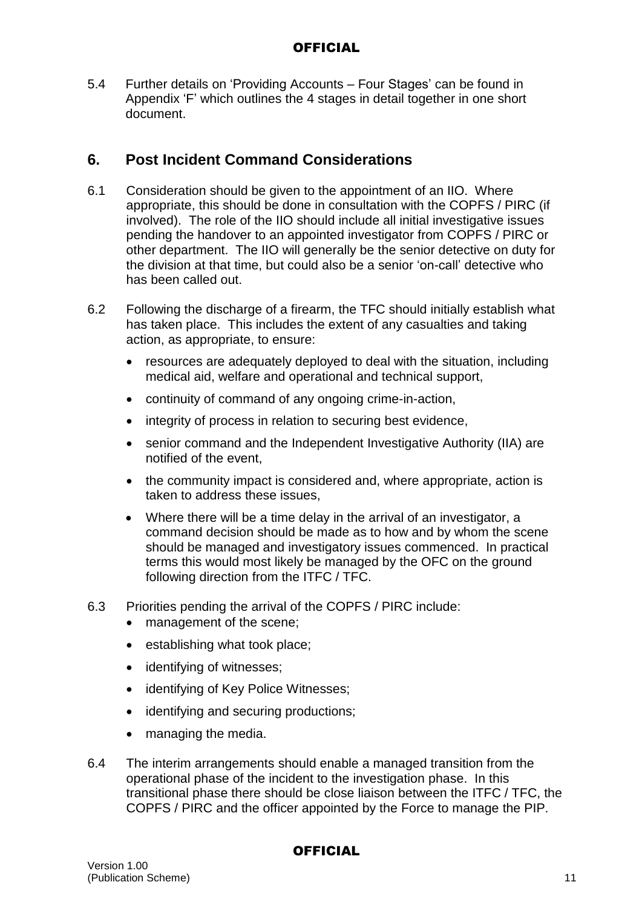5.4 Further details on 'Providing Accounts – Four Stages' can be found in Appendix 'F' which outlines the 4 stages in detail together in one short document.

## 6. Post Incident Command Considerations

6.1 Consideration should be given to the appointment of an IIO. Where appropriate, this should be done in consultation with the COPFS / PIRC (if involved). The role of the IIO should include all initial investigative issues pending the handover to an appointed investigator from COPFS / PIRC or other department. The IIO will generally be the senior detective on duty for the division at that time, but could also be a senior 'on-call' detective who has been called out.

6.2 Following the discharge of a firearm, the TFC should initially establish what has taken place. This includes the extent of any casualties and taking action, as appropriate, to ensure:

- resources are adequately deployed to deal with the situation, including medical aid, welfare and operational and technical support,
- continuity of command of any ongoing crime-in-action,
- integrity of process in relation to securing best evidence,
- senior command and the Independent Investigative Authority (IIA) are notified of the event,
- the community impact is considered and, where appropriate, action is taken to address these issues,
- Where there will be a time delay in the arrival of an investigator, a command decision should be made as to how and by whom the scene should be managed and investigatory issues commenced. In practical terms this would most likely be managed by the OFC on the ground following direction from the ITFC / TFC.

6.3 Priorities pending the arrival of the COPFS / PIRC include:

- management of the scene;
- establishing what took place;
- identifying of witnesses;
- identifying of Key Police Witnesses;
- identifying and securing productions;
- managing the media.

6.4 The interim arrangements should enable a managed transition from the operational phase of the incident to the investigation phase. In this transitional phase there should be close liaison between the ITFC / TFC, the COPFS / PIRC and the officer appointed by the Force to manage the PIP.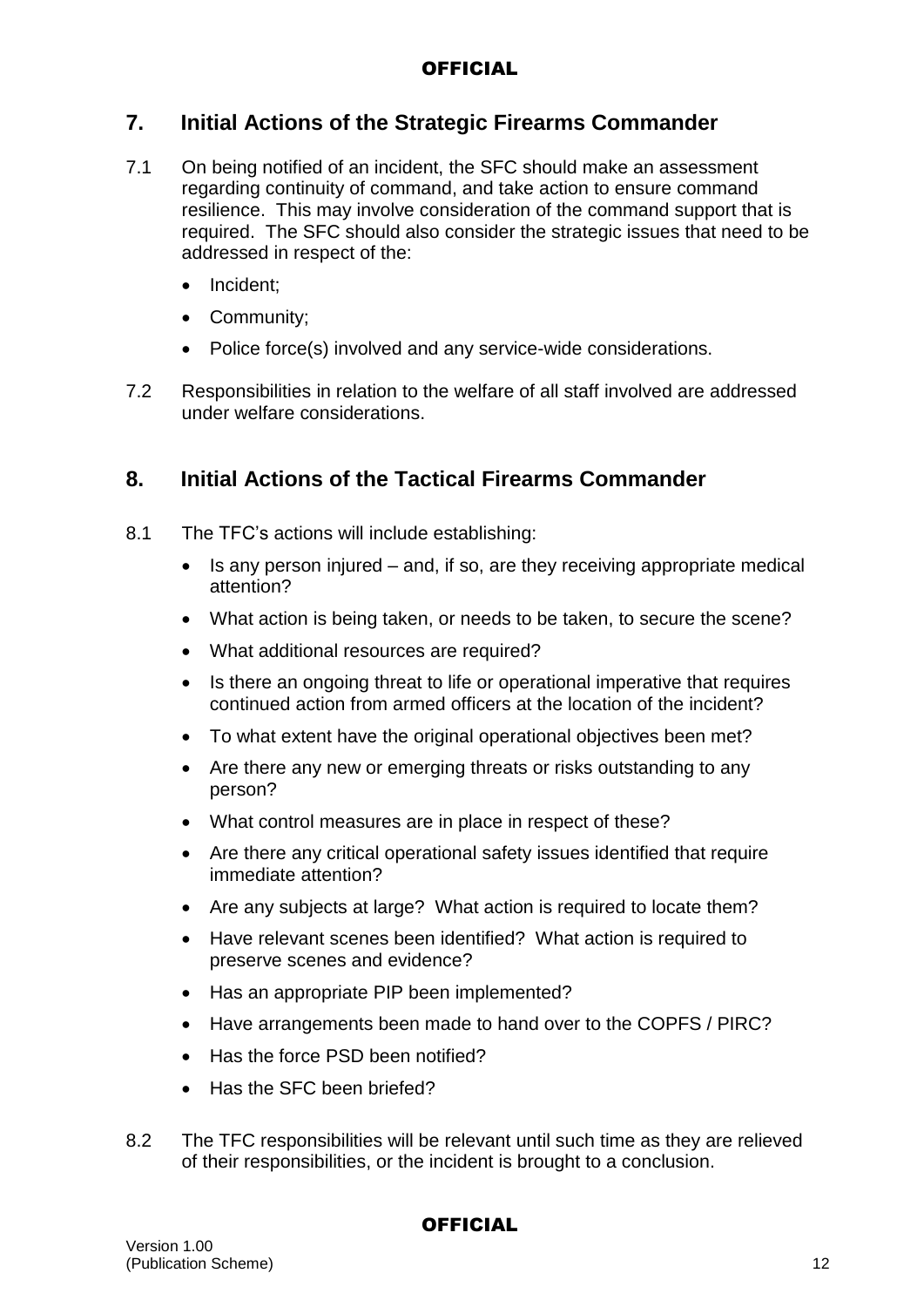## 7. Initial Actions of the Strategic Firearms Commander

7.1 On being notified of an incident, the SFC should make an assessment regarding continuity of command, and take action to ensure command resilience. This may involve consideration of the command support that is required. The SFC should also consider the strategic issues that need to be addressed in respect of the:

- Incident;
- Community;
- Police force(s) involved and any service-wide considerations.

7.2 Responsibilities in relation to the welfare of all staff involved are addressed under welfare considerations.

## 8. Initial Actions of the Tactical Firearms Commander

8.1 The TFC's actions will include establishing:

- Is any person injured – and, if so, are they receiving appropriate medical attention?
- What action is being taken, or needs to be taken, to secure the scene?
- What additional resources are required?
- Is there an ongoing threat to life or operational imperative that requires continued action from armed officers at the location of the incident?
- To what extent have the original operational objectives been met?
- Are there any new or emerging threats or risks outstanding to any person?
- What control measures are in place in respect of these?
- Are there any critical operational safety issues identified that require immediate attention?
- Are any subjects at large? What action is required to locate them?
- Have relevant scenes been identified? What action is required to preserve scenes and evidence?
- Has an appropriate PIP been implemented?
- Have arrangements been made to hand over to the COPFS / PIRC?
- Has the force PSD been notified?
- Has the SFC been briefed?

8.2 The TFC responsibilities will be relevant until such time as they are relieved of their responsibilities, or the incident is brought to a conclusion.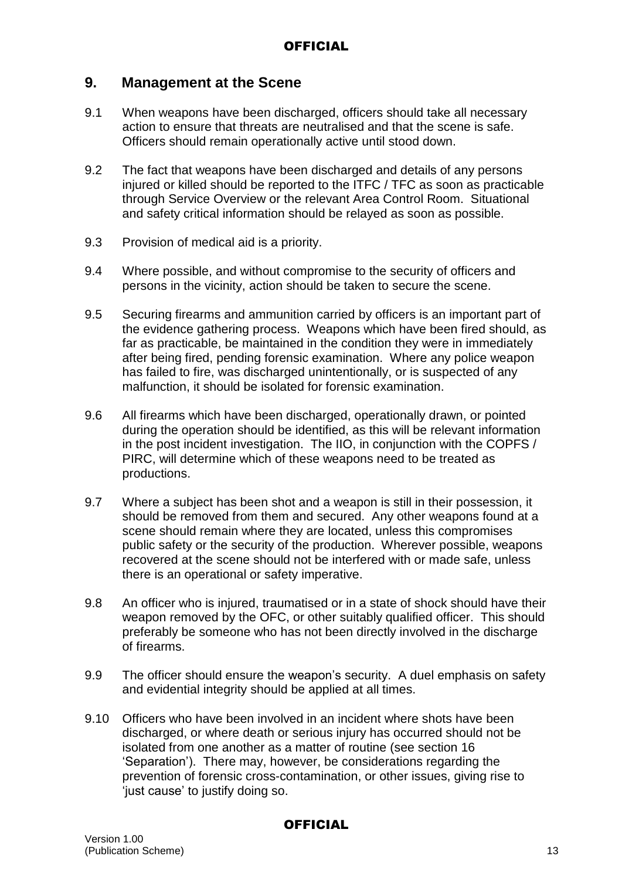## 9. Management at the Scene

9.1 When weapons have been discharged, officers should take all necessary action to ensure that threats are neutralised and that the scene is safe. Officers should remain operationally active until stood down.

9.2 The fact that weapons have been discharged and details of any persons injured or killed should be reported to the ITFC / TFC as soon as practicable through Service Overview or the relevant Area Control Room. Situational and safety critical information should be relayed as soon as possible.

9.3 Provision of medical aid is a priority.

9.4 Where possible, and without compromise to the security of officers and persons in the vicinity, action should be taken to secure the scene.

9.5 Securing firearms and ammunition carried by officers is an important part of the evidence gathering process. Weapons which have been fired should, as far as practicable, be maintained in the condition they were in immediately after being fired, pending forensic examination. Where any police weapon has failed to fire, was discharged unintentionally, or is suspected of any malfunction, it should be isolated for forensic examination.

9.6 All firearms which have been discharged, operationally drawn, or pointed during the operation should be identified, as this will be relevant information in the post incident investigation. The IIO, in conjunction with the COPFS / PIRC, will determine which of these weapons need to be treated as productions.

9.7 Where a subject has been shot and a weapon is still in their possession, it should be removed from them and secured. Any other weapons found at a scene should remain where they are located, unless this compromises public safety or the security of the production. Wherever possible, weapons recovered at the scene should not be interfered with or made safe, unless there is an operational or safety imperative.

9.8 An officer who is injured, traumatised or in a state of shock should have their weapon removed by the OFC, or other suitably qualified officer. This should preferably be someone who has not been directly involved in the discharge of firearms.

9.9 The officer should ensure the weapon's security. A duel emphasis on safety and evidential integrity should be applied at all times.

9.10 Officers who have been involved in an incident where shots have been discharged, or where death or serious injury has occurred should not be isolated from one another as a matter of routine (see section 16 'Separation'). There may, however, be considerations regarding the prevention of forensic cross-contamination, or other issues, giving rise to 'just cause' to justify doing so.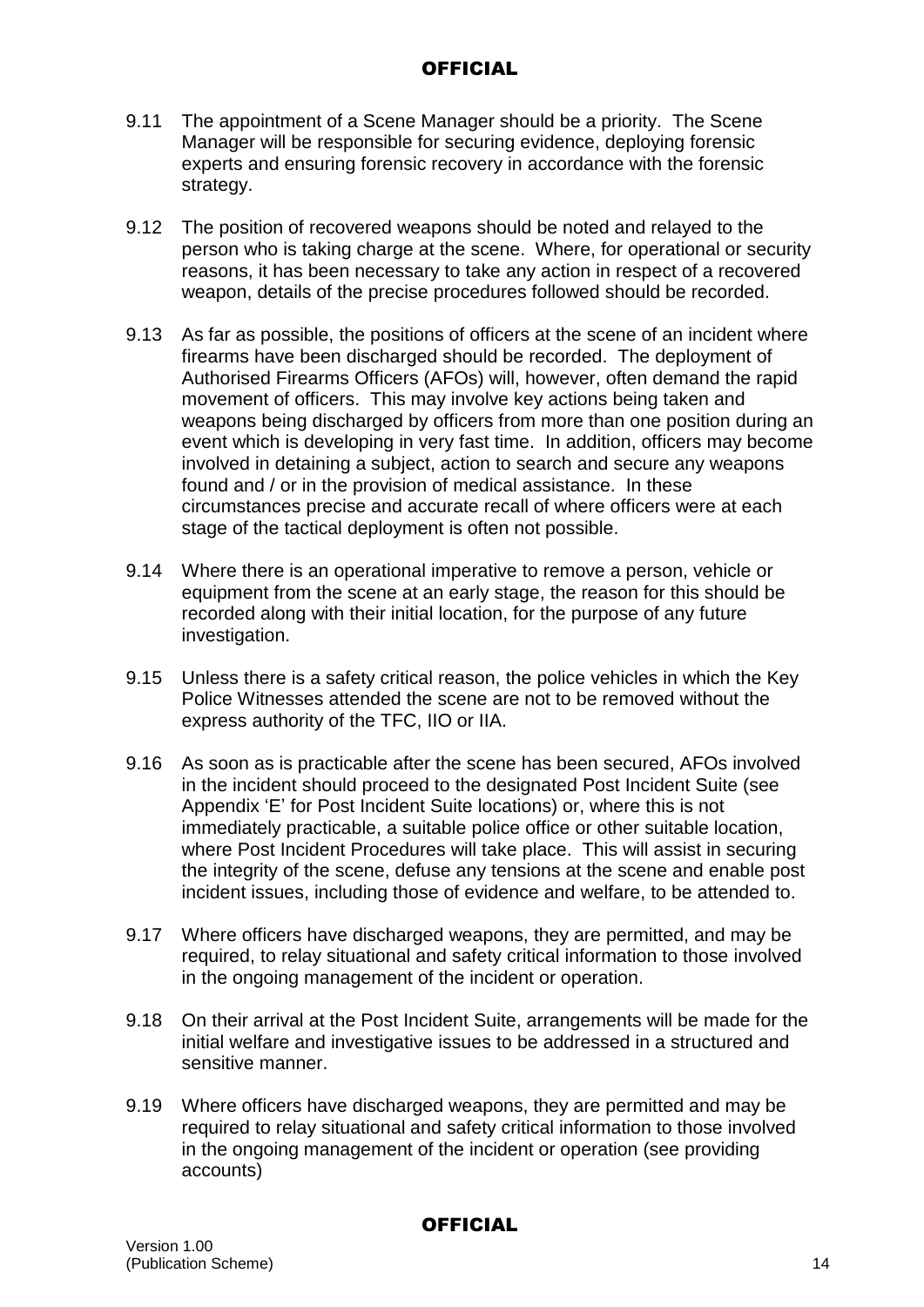9.11 The appointment of a Scene Manager should be a priority. The Scene Manager will be responsible for securing evidence, deploying forensic experts and ensuring forensic recovery in accordance with the forensic strategy.

9.12 The position of recovered weapons should be noted and relayed to the person who is taking charge at the scene. Where, for operational or security reasons, it has been necessary to take any action in respect of a recovered weapon, details of the precise procedures followed should be recorded.

9.13 As far as possible, the positions of officers at the scene of an incident where firearms have been discharged should be recorded. The deployment of Authorised Firearms Officers (AFOs) will, however, often demand the rapid movement of officers. This may involve key actions being taken and weapons being discharged by officers from more than one position during an event which is developing in very fast time. In addition, officers may become involved in detaining a subject, action to search and secure any weapons found and / or in the provision of medical assistance. In these circumstances precise and accurate recall of where officers were at each stage of the tactical deployment is often not possible.

9.14 Where there is an operational imperative to remove a person, vehicle or equipment from the scene at an early stage, the reason for this should be recorded along with their initial location, for the purpose of any future investigation.

9.15 Unless there is a safety critical reason, the police vehicles in which the Key Police Witnesses attended the scene are not to be removed without the express authority of the TFC, IIO or IIA.

9.16 As soon as is practicable after the scene has been secured, AFOs involved in the incident should proceed to the designated Post Incident Suite (see Appendix 'E' for Post Incident Suite locations) or, where this is not immediately practicable, a suitable police office or other suitable location, where Post Incident Procedures will take place. This will assist in securing the integrity of the scene, defuse any tensions at the scene and enable post incident issues, including those of evidence and welfare, to be attended to.

9.17 Where officers have discharged weapons, they are permitted, and may be required, to relay situational and safety critical information to those involved in the ongoing management of the incident or operation.

9.18 On their arrival at the Post Incident Suite, arrangements will be made for the initial welfare and investigative issues to be addressed in a structured and sensitive manner.

9.19 Where officers have discharged weapons, they are permitted and may be required to relay situational and safety critical information to those involved in the ongoing management of the incident or operation (see providing accounts)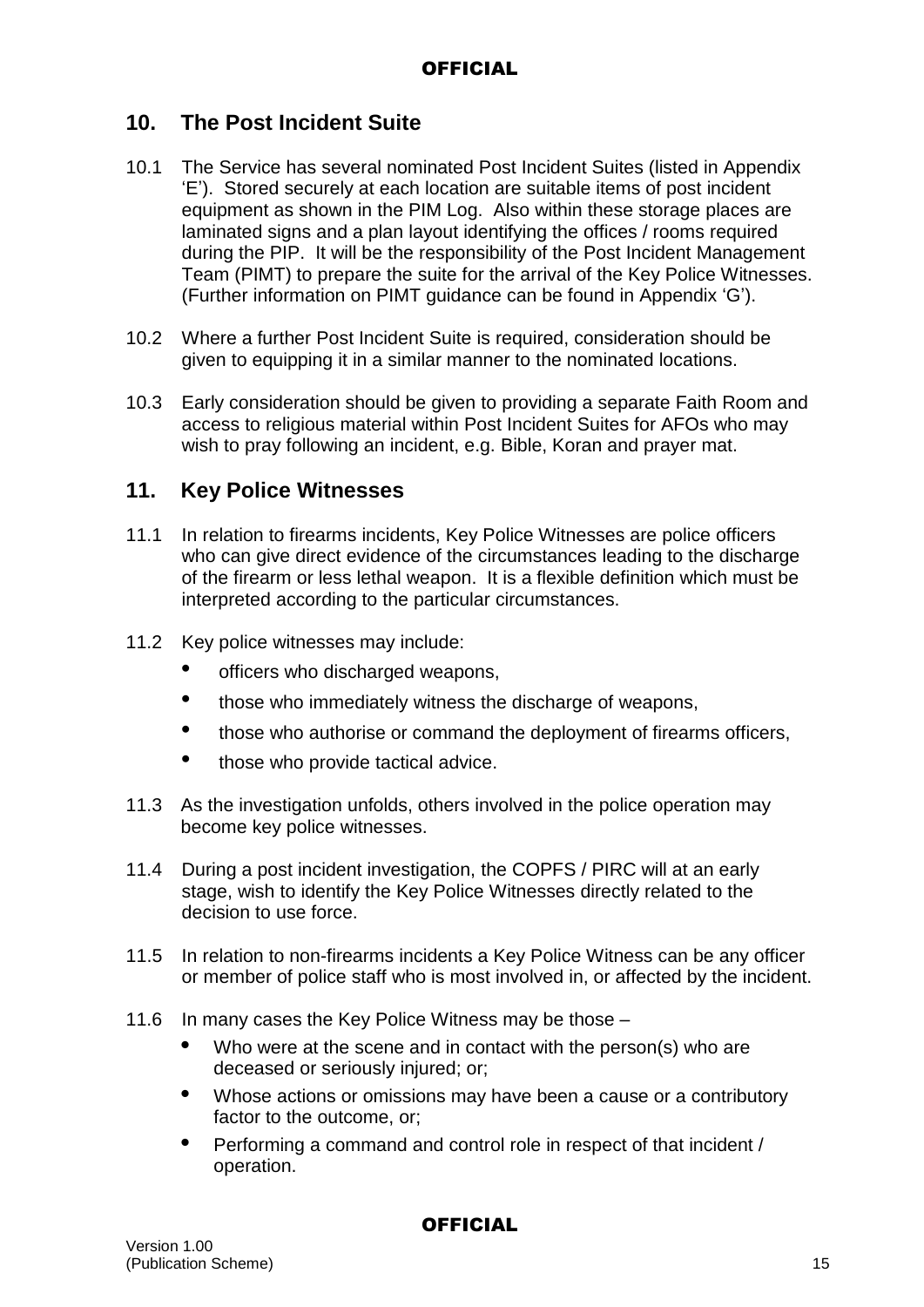## 10. The Post Incident Suite

10.1 The Service has several nominated Post Incident Suites (listed in Appendix 'E'). Stored securely at each location are suitable items of post incident equipment as shown in the PIM Log. Also within these storage places are laminated signs and a plan layout identifying the offices / rooms required during the PIP. It will be the responsibility of the Post Incident Management Team (PIMT) to prepare the suite for the arrival of the Key Police Witnesses. (Further information on PIMT guidance can be found in Appendix 'G').

10.2 Where a further Post Incident Suite is required, consideration should be given to equipping it in a similar manner to the nominated locations.

10.3 Early consideration should be given to providing a separate Faith Room and access to religious material within Post Incident Suites for AFOs who may wish to pray following an incident, e.g. Bible, Koran and prayer mat.

## 11. Key Police Witnesses

11.1 In relation to firearms incidents, Key Police Witnesses are police officers who can give direct evidence of the circumstances leading to the discharge of the firearm or less lethal weapon. It is a flexible definition which must be interpreted according to the particular circumstances.

11.2 Key police witnesses may include:

- officers who discharged weapons,
- those who immediately witness the discharge of weapons,
- those who authorise or command the deployment of firearms officers,
- those who provide tactical advice.

11.3 As the investigation unfolds, others involved in the police operation may become key police witnesses.

11.4 During a post incident investigation, the COPFS / PIRC will at an early stage, wish to identify the Key Police Witnesses directly related to the decision to use force.

11.5 In relation to non-firearms incidents a Key Police Witness can be any officer or member of police staff who is most involved in, or affected by the incident.

11.6 In many cases the Key Police Witness may be those –

- Who were at the scene and in contact with the person(s) who are deceased or seriously injured; or;
- Whose actions or omissions may have been a cause or a contributory factor to the outcome, or;
- Performing a command and control role in respect of that incident / operation.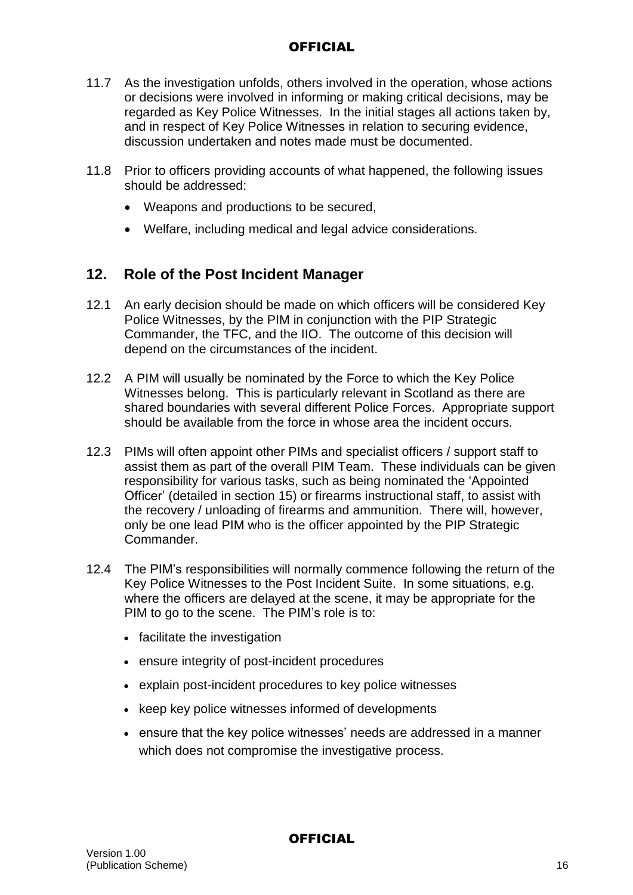11.7 As the investigation unfolds, others involved in the operation, whose actions or decisions were involved in informing or making critical decisions, may be regarded as Key Police Witnesses. In the initial stages all actions taken by, and in respect of Key Police Witnesses in relation to securing evidence, discussion undertaken and notes made must be documented.

11.8 Prior to officers providing accounts of what happened, the following issues should be addressed:

- Weapons and productions to be secured,
- Welfare, including medical and legal advice considerations.

## 12. Role of the Post Incident Manager

12.1 An early decision should be made on which officers will be considered Key Police Witnesses, by the PIM in conjunction with the PIP Strategic Commander, the TFC, and the IIO. The outcome of this decision will depend on the circumstances of the incident.

12.2 A PIM will usually be nominated by the Force to which the Key Police Witnesses belong. This is particularly relevant in Scotland as there are shared boundaries with several different Police Forces. Appropriate support should be available from the force in whose area the incident occurs.

12.3 PIMs will often appoint other PIMs and specialist officers / support staff to assist them as part of the overall PIM Team. These individuals can be given responsibility for various tasks, such as being nominated the 'Appointed Officer' (detailed in section 15) or firearms instructional staff, to assist with the recovery / unloading of firearms and ammunition. There will, however, only be one lead PIM who is the officer appointed by the PIP Strategic Commander.

12.4 The PIM's responsibilities will normally commence following the return of the Key Police Witnesses to the Post Incident Suite. In some situations, e.g. where the officers are delayed at the scene, it may be appropriate for the PIM to go to the scene. The PIM's role is to:

- facilitate the investigation
- ensure integrity of post-incident procedures
- explain post-incident procedures to key police witnesses
- keep key police witnesses informed of developments
- ensure that the key police witnesses' needs are addressed in a manner which does not compromise the investigative process.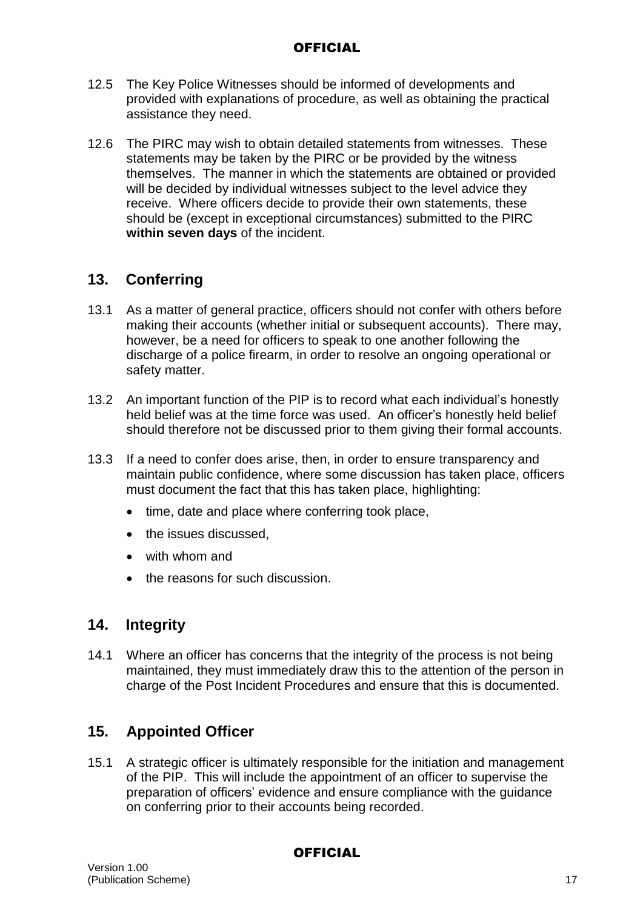12.5 The Key Police Witnesses should be informed of developments and provided with explanations of procedure, as well as obtaining the practical assistance they need.

12.6 The PIRC may wish to obtain detailed statements from witnesses. These statements may be taken by the PIRC or be provided by the witness themselves. The manner in which the statements are obtained or provided will be decided by individual witnesses subject to the level advice they receive. Where officers decide to provide their own statements, these should be (except in exceptional circumstances) submitted to the PIRC **within seven days** of the incident.

## 13. Conferring

13.1 As a matter of general practice, officers should not confer with others before making their accounts (whether initial or subsequent accounts). There may, however, be a need for officers to speak to one another following the discharge of a police firearm, in order to resolve an ongoing operational or safety matter.

13.2 An important function of the PIP is to record what each individual's honestly held belief was at the time force was used. An officer's honestly held belief should therefore not be discussed prior to them giving their formal accounts.

13.3 If a need to confer does arise, then, in order to ensure transparency and maintain public confidence, where some discussion has taken place, officers must document the fact that this has taken place, highlighting:

- time, date and place where conferring took place,
- the issues discussed,
- with whom and
- the reasons for such discussion.

## 14. Integrity

14.1 Where an officer has concerns that the integrity of the process is not being maintained, they must immediately draw this to the attention of the person in charge of the Post Incident Procedures and ensure that this is documented.

## 15. Appointed Officer

15.1 A strategic officer is ultimately responsible for the initiation and management of the PIP. This will include the appointment of an officer to supervise the preparation of officers' evidence and ensure compliance with the guidance on conferring prior to their accounts being recorded.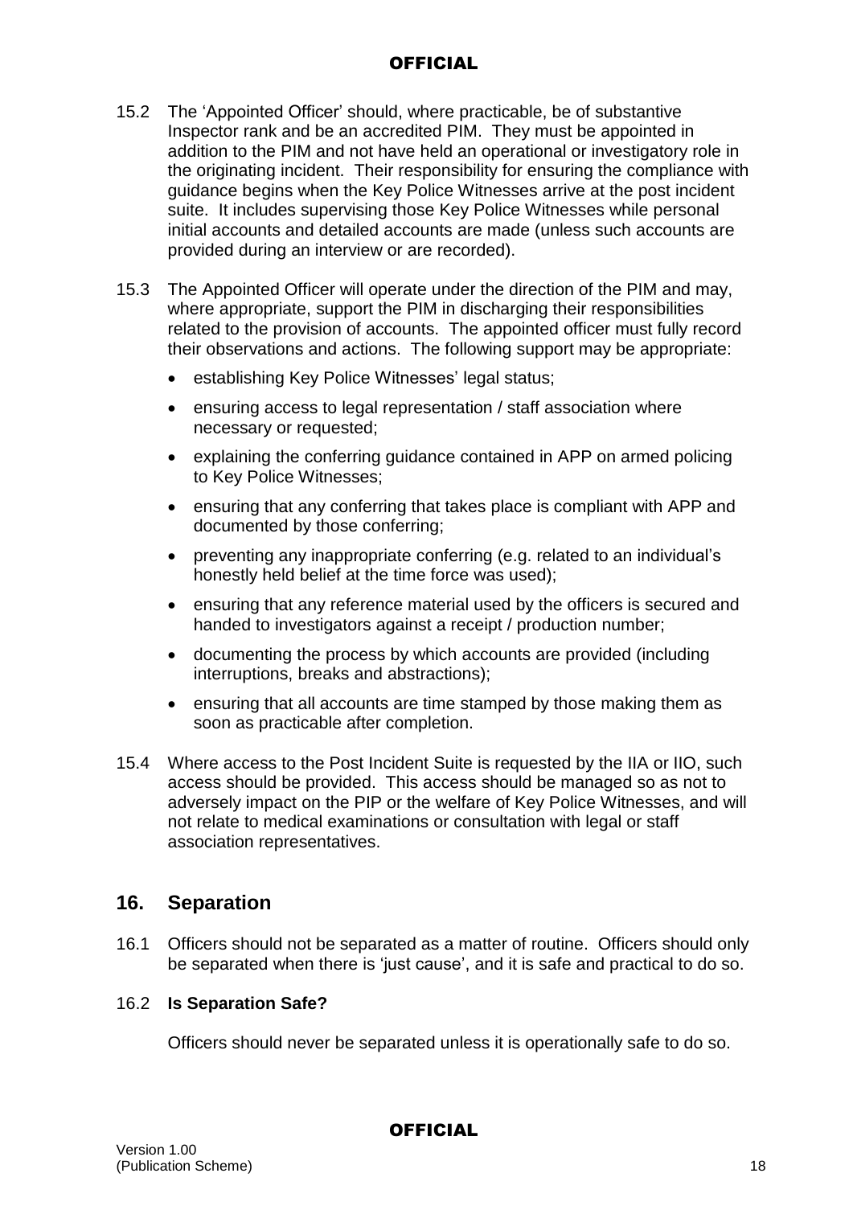15.2 The 'Appointed Officer' should, where practicable, be of substantive Inspector rank and be an accredited PIM. They must be appointed in addition to the PIM and not have held an operational or investigatory role in the originating incident. Their responsibility for ensuring the compliance with guidance begins when the Key Police Witnesses arrive at the post incident suite. It includes supervising those Key Police Witnesses while personal initial accounts and detailed accounts are made (unless such accounts are provided during an interview or are recorded).

15.3 The Appointed Officer will operate under the direction of the PIM and may, where appropriate, support the PIM in discharging their responsibilities related to the provision of accounts. The appointed officer must fully record their observations and actions. The following support may be appropriate:

- establishing Key Police Witnesses' legal status;
- ensuring access to legal representation / staff association where necessary or requested;
- explaining the conferring guidance contained in APP on armed policing to Key Police Witnesses;
- ensuring that any conferring that takes place is compliant with APP and documented by those conferring;
- preventing any inappropriate conferring (e.g. related to an individual's honestly held belief at the time force was used);
- ensuring that any reference material used by the officers is secured and handed to investigators against a receipt / production number;
- documenting the process by which accounts are provided (including interruptions, breaks and abstractions);
- ensuring that all accounts are time stamped by those making them as soon as practicable after completion.

15.4 Where access to the Post Incident Suite is requested by the IIA or IIO, such access should be provided. This access should be managed so as not to adversely impact on the PIP or the welfare of Key Police Witnesses, and will not relate to medical examinations or consultation with legal or staff association representatives.

## 16. Separation

16.1 Officers should not be separated as a matter of routine. Officers should only be separated when there is 'just cause', and it is safe and practical to do so.

16.2 **Is Separation Safe?**

Officers should never be separated unless it is operationally safe to do so.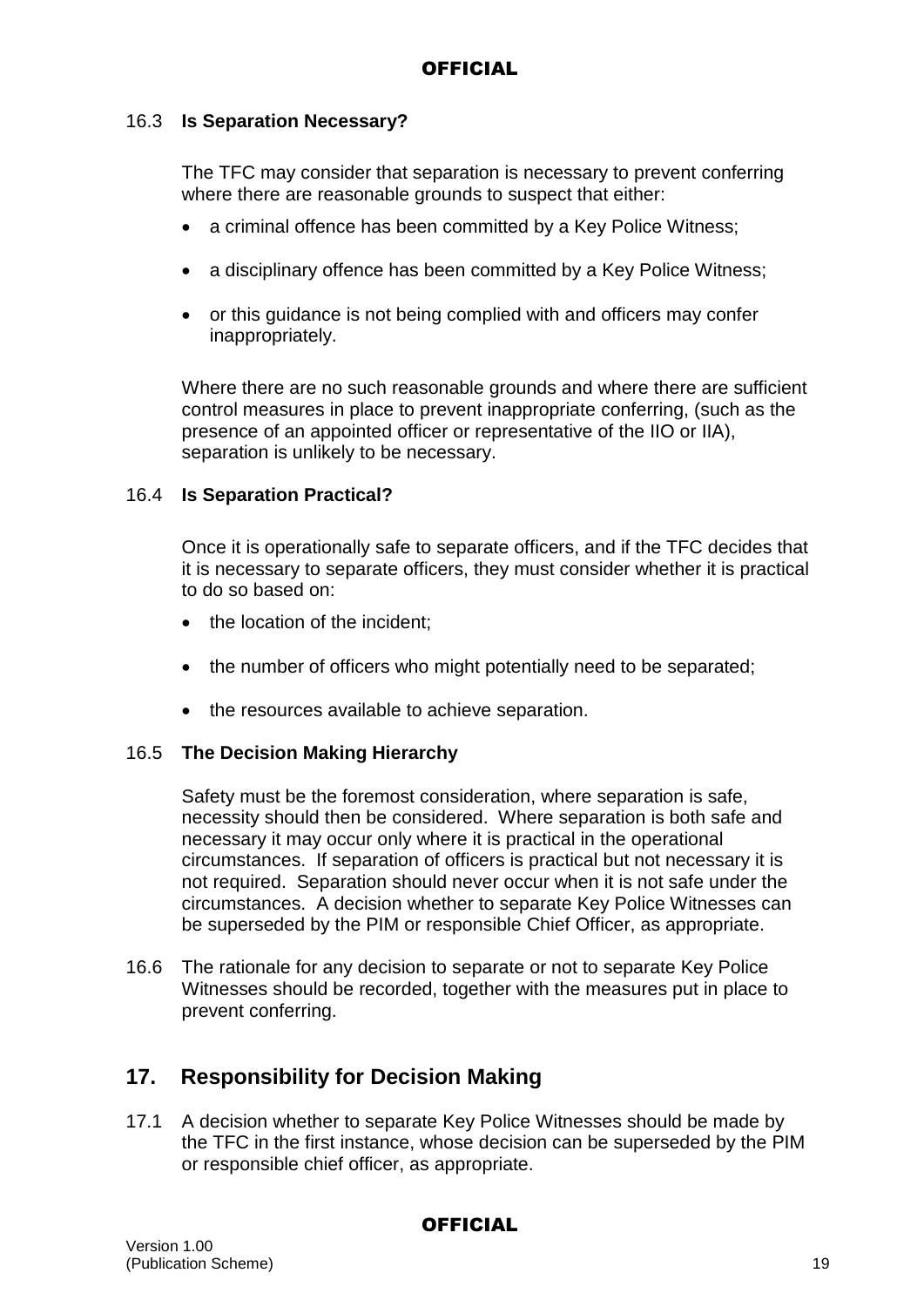16.3 **Is Separation Necessary?**

The TFC may consider that separation is necessary to prevent conferring where there are reasonable grounds to suspect that either:

- a criminal offence has been committed by a Key Police Witness;
- a disciplinary offence has been committed by a Key Police Witness;
- or this guidance is not being complied with and officers may confer inappropriately.

Where there are no such reasonable grounds and where there are sufficient control measures in place to prevent inappropriate conferring, (such as the presence of an appointed officer or representative of the IIO or IIA), separation is unlikely to be necessary.

16.4 **Is Separation Practical?**

Once it is operationally safe to separate officers, and if the TFC decides that it is necessary to separate officers, they must consider whether it is practical to do so based on:

- the location of the incident;
- the number of officers who might potentially need to be separated;
- the resources available to achieve separation.

16.5 **The Decision Making Hierarchy**

Safety must be the foremost consideration, where separation is safe, necessity should then be considered. Where separation is both safe and necessary it may occur only where it is practical in the operational circumstances. If separation of officers is practical but not necessary it is not required. Separation should never occur when it is not safe under the circumstances. A decision whether to separate Key Police Witnesses can be superseded by the PIM or responsible Chief Officer, as appropriate.

16.6 The rationale for any decision to separate or not to separate Key Police Witnesses should be recorded, together with the measures put in place to prevent conferring.

## 17. Responsibility for Decision Making

17.1 A decision whether to separate Key Police Witnesses should be made by the TFC in the first instance, whose decision can be superseded by the PIM or responsible chief officer, as appropriate.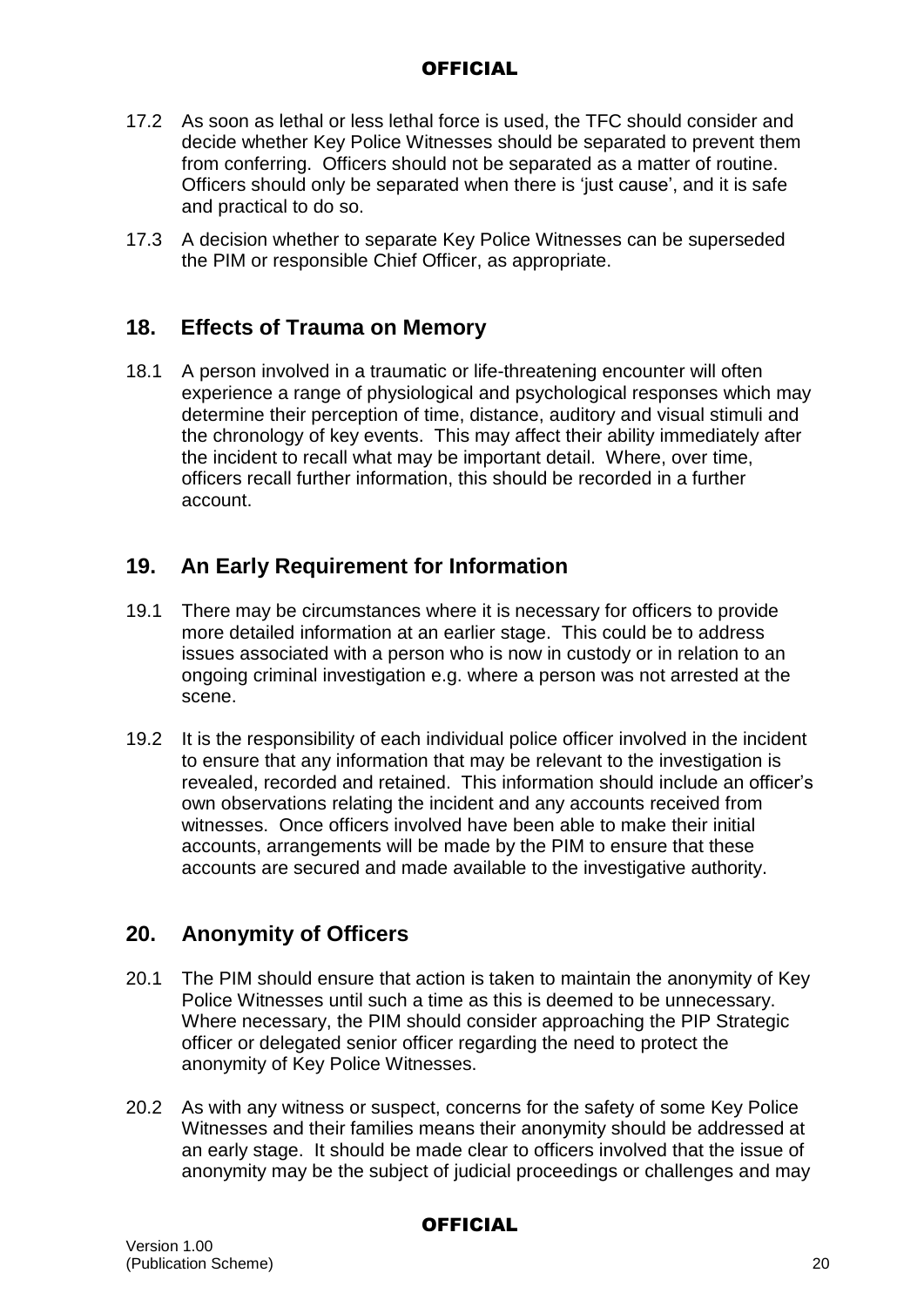17.2 As soon as lethal or less lethal force is used, the TFC should consider and decide whether Key Police Witnesses should be separated to prevent them from conferring. Officers should not be separated as a matter of routine. Officers should only be separated when there is 'just cause', and it is safe and practical to do so.

17.3 A decision whether to separate Key Police Witnesses can be superseded the PIM or responsible Chief Officer, as appropriate.

## 18. Effects of Trauma on Memory

18.1 A person involved in a traumatic or life-threatening encounter will often experience a range of physiological and psychological responses which may determine their perception of time, distance, auditory and visual stimuli and the chronology of key events. This may affect their ability immediately after the incident to recall what may be important detail. Where, over time, officers recall further information, this should be recorded in a further account.

## 19. An Early Requirement for Information

19.1 There may be circumstances where it is necessary for officers to provide more detailed information at an earlier stage. This could be to address issues associated with a person who is now in custody or in relation to an ongoing criminal investigation e.g. where a person was not arrested at the scene.

19.2 It is the responsibility of each individual police officer involved in the incident to ensure that any information that may be relevant to the investigation is revealed, recorded and retained. This information should include an officer's own observations relating the incident and any accounts received from witnesses. Once officers involved have been able to make their initial accounts, arrangements will be made by the PIM to ensure that these accounts are secured and made available to the investigative authority.

## 20. Anonymity of Officers

20.1 The PIM should ensure that action is taken to maintain the anonymity of Key Police Witnesses until such a time as this is deemed to be unnecessary. Where necessary, the PIM should consider approaching the PIP Strategic officer or delegated senior officer regarding the need to protect the anonymity of Key Police Witnesses.

20.2 As with any witness or suspect, concerns for the safety of some Key Police Witnesses and their families means their anonymity should be addressed at an early stage. It should be made clear to officers involved that the issue of anonymity may be the subject of judicial proceedings or challenges and may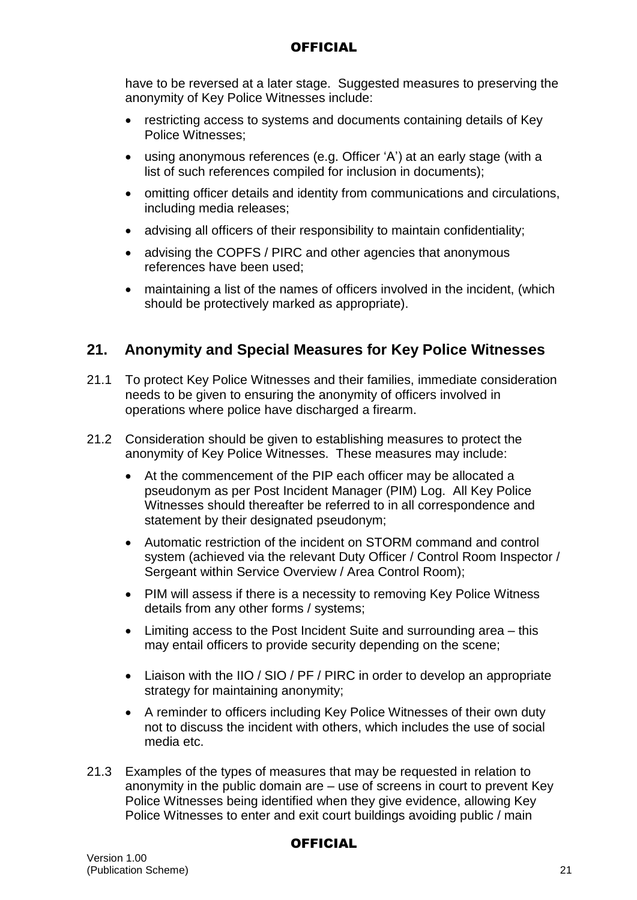have to be reversed at a later stage. Suggested measures to preserving the anonymity of Key Police Witnesses include:

- restricting access to systems and documents containing details of Key Police Witnesses;
- using anonymous references (e.g. Officer 'A') at an early stage (with a list of such references compiled for inclusion in documents);
- omitting officer details and identity from communications and circulations, including media releases;
- advising all officers of their responsibility to maintain confidentiality;
- advising the COPFS / PIRC and other agencies that anonymous references have been used;
- maintaining a list of the names of officers involved in the incident, (which should be protectively marked as appropriate).

## 21. Anonymity and Special Measures for Key Police Witnesses

21.1 To protect Key Police Witnesses and their families, immediate consideration needs to be given to ensuring the anonymity of officers involved in operations where police have discharged a firearm.

21.2 Consideration should be given to establishing measures to protect the anonymity of Key Police Witnesses. These measures may include:

- At the commencement of the PIP each officer may be allocated a pseudonym as per Post Incident Manager (PIM) Log. All Key Police Witnesses should thereafter be referred to in all correspondence and statement by their designated pseudonym;
- Automatic restriction of the incident on STORM command and control system (achieved via the relevant Duty Officer / Control Room Inspector / Sergeant within Service Overview / Area Control Room);
- PIM will assess if there is a necessity to removing Key Police Witness details from any other forms / systems;
- Limiting access to the Post Incident Suite and surrounding area – this may entail officers to provide security depending on the scene;
- Liaison with the IIO / SIO / PF / PIRC in order to develop an appropriate strategy for maintaining anonymity;
- A reminder to officers including Key Police Witnesses of their own duty not to discuss the incident with others, which includes the use of social media etc.

21.3 Examples of the types of measures that may be requested in relation to anonymity in the public domain are – use of screens in court to prevent Key Police Witnesses being identified when they give evidence, allowing Key Police Witnesses to enter and exit court buildings avoiding public / main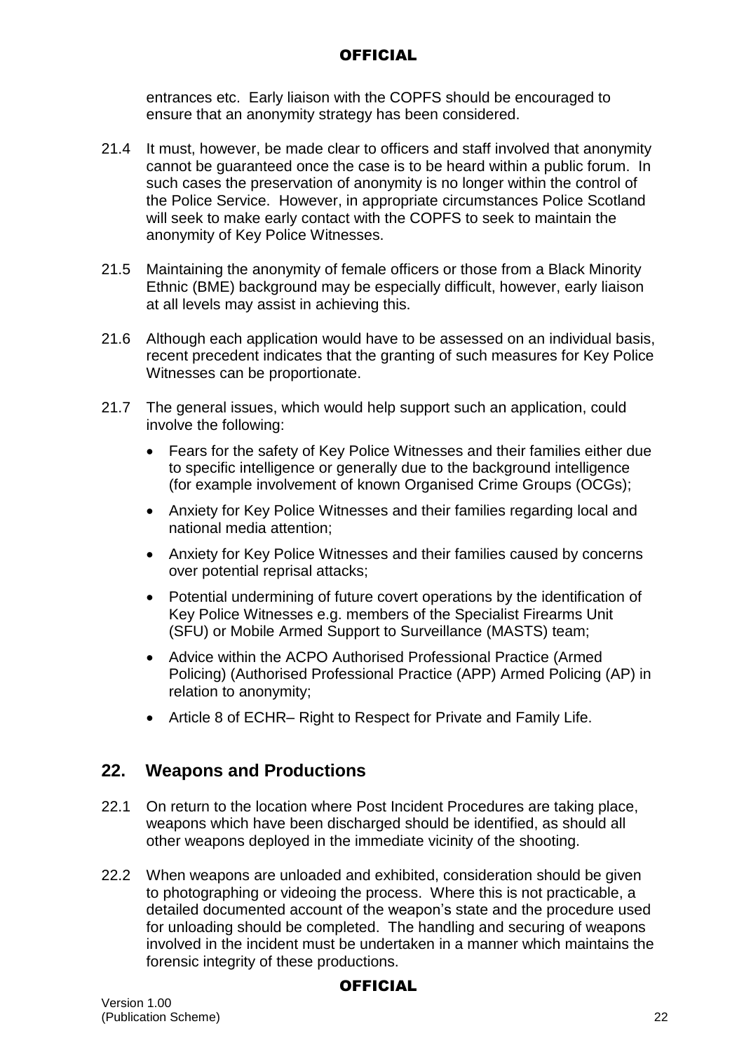entrances etc. Early liaison with the COPFS should be encouraged to ensure that an anonymity strategy has been considered.

21.4 It must, however, be made clear to officers and staff involved that anonymity cannot be guaranteed once the case is to be heard within a public forum. In such cases the preservation of anonymity is no longer within the control of the Police Service. However, in appropriate circumstances Police Scotland will seek to make early contact with the COPFS to seek to maintain the anonymity of Key Police Witnesses.

21.5 Maintaining the anonymity of female officers or those from a Black Minority Ethnic (BME) background may be especially difficult, however, early liaison at all levels may assist in achieving this.

21.6 Although each application would have to be assessed on an individual basis, recent precedent indicates that the granting of such measures for Key Police Witnesses can be proportionate.

21.7 The general issues, which would help support such an application, could involve the following:

- Fears for the safety of Key Police Witnesses and their families either due to specific intelligence or generally due to the background intelligence (for example involvement of known Organised Crime Groups (OCGs);
- Anxiety for Key Police Witnesses and their families regarding local and national media attention;
- Anxiety for Key Police Witnesses and their families caused by concerns over potential reprisal attacks;
- Potential undermining of future covert operations by the identification of Key Police Witnesses e.g. members of the Specialist Firearms Unit (SFU) or Mobile Armed Support to Surveillance (MASTS) team;
- Advice within the ACPO Authorised Professional Practice (Armed Policing) (Authorised Professional Practice (APP) Armed Policing (AP) in relation to anonymity;
- Article 8 of ECHR– Right to Respect for Private and Family Life.

## 22. Weapons and Productions

22.1 On return to the location where Post Incident Procedures are taking place, weapons which have been discharged should be identified, as should all other weapons deployed in the immediate vicinity of the shooting.

22.2 When weapons are unloaded and exhibited, consideration should be given to photographing or videoing the process. Where this is not practicable, a detailed documented account of the weapon's state and the procedure used for unloading should be completed. The handling and securing of weapons involved in the incident must be undertaken in a manner which maintains the forensic integrity of these productions.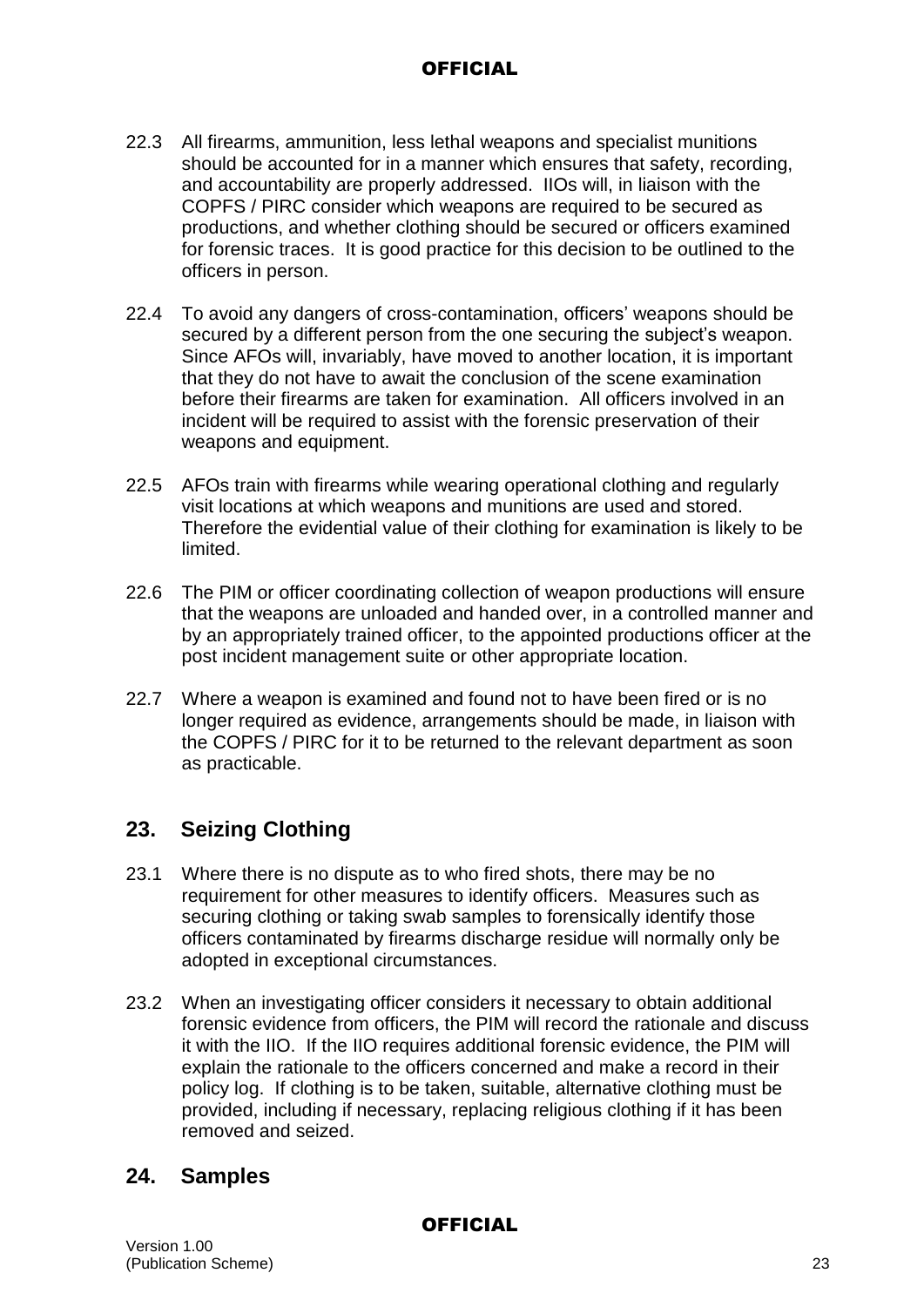22.3 All firearms, ammunition, less lethal weapons and specialist munitions should be accounted for in a manner which ensures that safety, recording, and accountability are properly addressed. IIOs will, in liaison with the COPFS / PIRC consider which weapons are required to be secured as productions, and whether clothing should be secured or officers examined for forensic traces. It is good practice for this decision to be outlined to the officers in person.

22.4 To avoid any dangers of cross-contamination, officers' weapons should be secured by a different person from the one securing the subject's weapon. Since AFOs will, invariably, have moved to another location, it is important that they do not have to await the conclusion of the scene examination before their firearms are taken for examination. All officers involved in an incident will be required to assist with the forensic preservation of their weapons and equipment.

22.5 AFOs train with firearms while wearing operational clothing and regularly visit locations at which weapons and munitions are used and stored. Therefore the evidential value of their clothing for examination is likely to be limited.

22.6 The PIM or officer coordinating collection of weapon productions will ensure that the weapons are unloaded and handed over, in a controlled manner and by an appropriately trained officer, to the appointed productions officer at the post incident management suite or other appropriate location.

22.7 Where a weapon is examined and found not to have been fired or is no longer required as evidence, arrangements should be made, in liaison with the COPFS / PIRC for it to be returned to the relevant department as soon as practicable.

## 23. Seizing Clothing

23.1 Where there is no dispute as to who fired shots, there may be no requirement for other measures to identify officers. Measures such as securing clothing or taking swab samples to forensically identify those officers contaminated by firearms discharge residue will normally only be adopted in exceptional circumstances.

23.2 When an investigating officer considers it necessary to obtain additional forensic evidence from officers, the PIM will record the rationale and discuss it with the IIO. If the IIO requires additional forensic evidence, the PIM will explain the rationale to the officers concerned and make a record in their policy log. If clothing is to be taken, suitable, alternative clothing must be provided, including if necessary, replacing religious clothing if it has been removed and seized.

## 24. Samples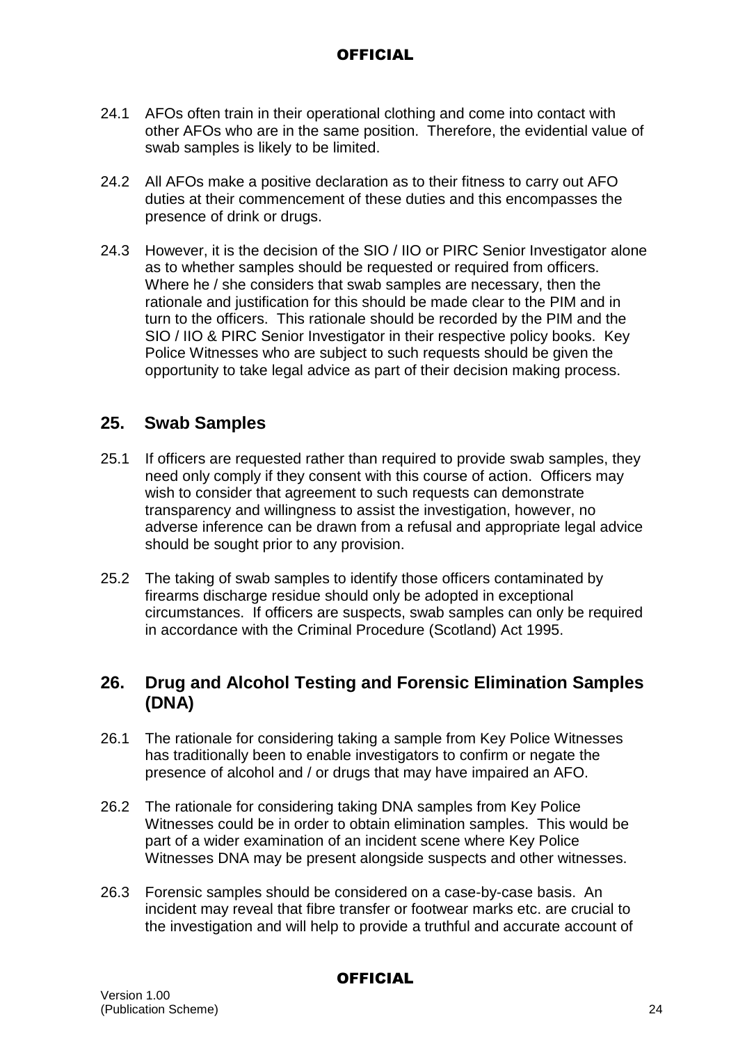24.1 AFOs often train in their operational clothing and come into contact with other AFOs who are in the same position. Therefore, the evidential value of swab samples is likely to be limited.

24.2 All AFOs make a positive declaration as to their fitness to carry out AFO duties at their commencement of these duties and this encompasses the presence of drink or drugs.

24.3 However, it is the decision of the SIO / IIO or PIRC Senior Investigator alone as to whether samples should be requested or required from officers. Where he / she considers that swab samples are necessary, then the rationale and justification for this should be made clear to the PIM and in turn to the officers. This rationale should be recorded by the PIM and the SIO / IIO & PIRC Senior Investigator in their respective policy books. Key Police Witnesses who are subject to such requests should be given the opportunity to take legal advice as part of their decision making process.

## 25. Swab Samples

25.1 If officers are requested rather than required to provide swab samples, they need only comply if they consent with this course of action. Officers may wish to consider that agreement to such requests can demonstrate transparency and willingness to assist the investigation, however, no adverse inference can be drawn from a refusal and appropriate legal advice should be sought prior to any provision.

25.2 The taking of swab samples to identify those officers contaminated by firearms discharge residue should only be adopted in exceptional circumstances. If officers are suspects, swab samples can only be required in accordance with the Criminal Procedure (Scotland) Act 1995.

## 26. Drug and Alcohol Testing and Forensic Elimination Samples (DNA)

26.1 The rationale for considering taking a sample from Key Police Witnesses has traditionally been to enable investigators to confirm or negate the presence of alcohol and / or drugs that may have impaired an AFO.

26.2 The rationale for considering taking DNA samples from Key Police Witnesses could be in order to obtain elimination samples. This would be part of a wider examination of an incident scene where Key Police Witnesses DNA may be present alongside suspects and other witnesses.

26.3 Forensic samples should be considered on a case-by-case basis. An incident may reveal that fibre transfer or footwear marks etc. are crucial to the investigation and will help to provide a truthful and accurate account of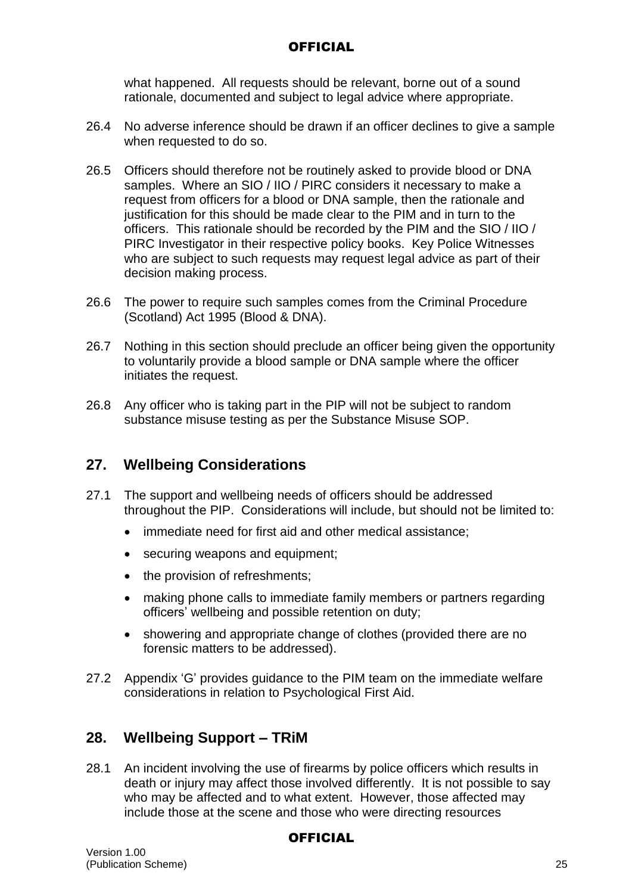what happened. All requests should be relevant, borne out of a sound rationale, documented and subject to legal advice where appropriate.

26.4 No adverse inference should be drawn if an officer declines to give a sample when requested to do so.

26.5 Officers should therefore not be routinely asked to provide blood or DNA samples. Where an SIO / IIO / PIRC considers it necessary to make a request from officers for a blood or DNA sample, then the rationale and justification for this should be made clear to the PIM and in turn to the officers. This rationale should be recorded by the PIM and the SIO / IIO / PIRC Investigator in their respective policy books. Key Police Witnesses who are subject to such requests may request legal advice as part of their decision making process.

26.6 The power to require such samples comes from the Criminal Procedure (Scotland) Act 1995 (Blood & DNA).

26.7 Nothing in this section should preclude an officer being given the opportunity to voluntarily provide a blood sample or DNA sample where the officer initiates the request.

26.8 Any officer who is taking part in the PIP will not be subject to random substance misuse testing as per the Substance Misuse SOP.

## 27. Wellbeing Considerations

27.1 The support and wellbeing needs of officers should be addressed throughout the PIP. Considerations will include, but should not be limited to:

- immediate need for first aid and other medical assistance;
- securing weapons and equipment;
- the provision of refreshments;
- making phone calls to immediate family members or partners regarding officers' wellbeing and possible retention on duty;
- showering and appropriate change of clothes (provided there are no forensic matters to be addressed).

27.2 Appendix 'G' provides guidance to the PIM team on the immediate welfare considerations in relation to Psychological First Aid.

## 28. Wellbeing Support – TRiM

28.1 An incident involving the use of firearms by police officers which results in death or injury may affect those involved differently. It is not possible to say who may be affected and to what extent. However, those affected may include those at the scene and those who were directing resources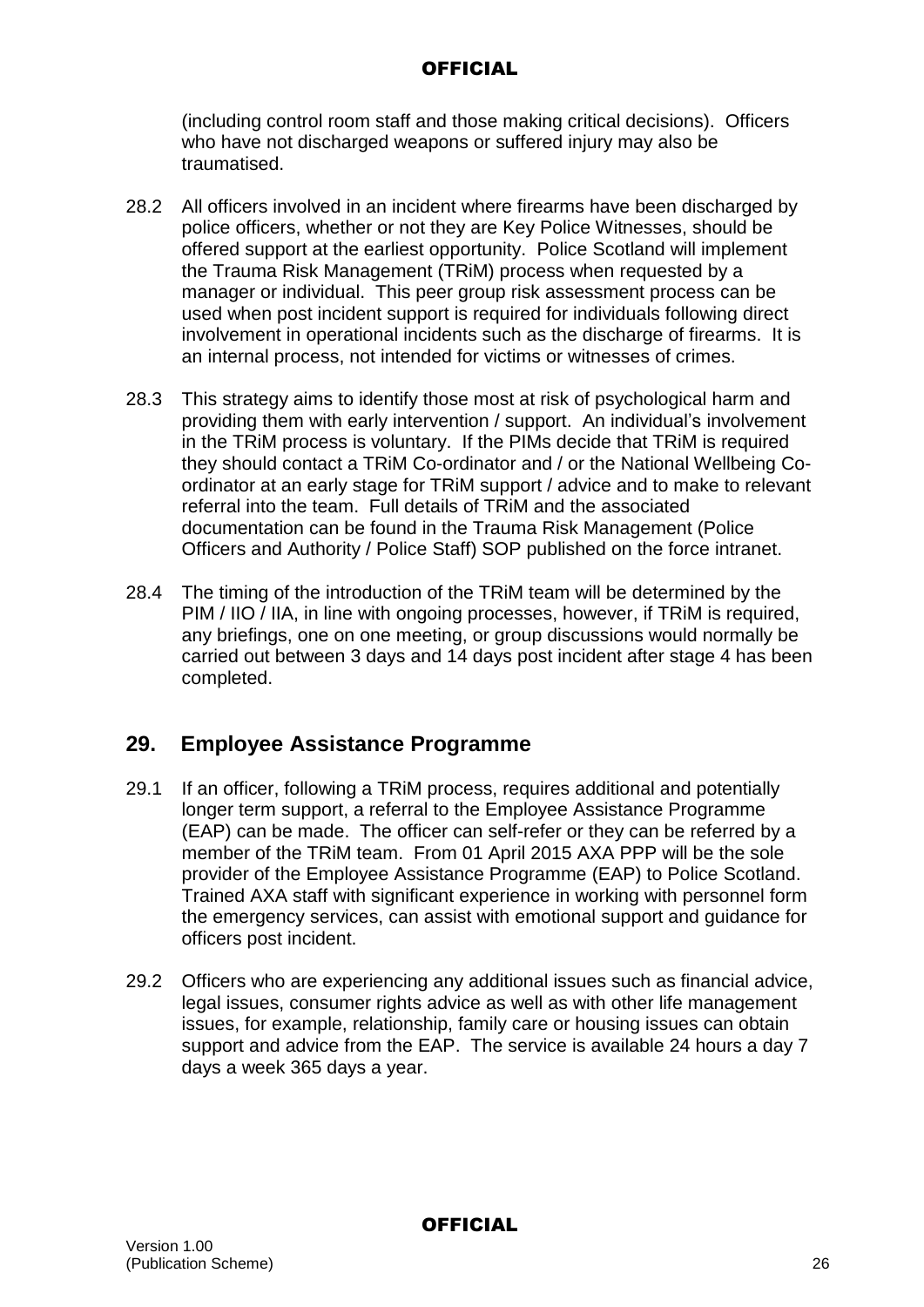(including control room staff and those making critical decisions). Officers who have not discharged weapons or suffered injury may also be traumatised.

28.2 All officers involved in an incident where firearms have been discharged by police officers, whether or not they are Key Police Witnesses, should be offered support at the earliest opportunity. Police Scotland will implement the Trauma Risk Management (TRiM) process when requested by a manager or individual. This peer group risk assessment process can be used when post incident support is required for individuals following direct involvement in operational incidents such as the discharge of firearms. It is an internal process, not intended for victims or witnesses of crimes.

28.3 This strategy aims to identify those most at risk of psychological harm and providing them with early intervention / support. An individual's involvement in the TRiM process is voluntary. If the PIMs decide that TRiM is required they should contact a TRiM Co-ordinator and / or the National Wellbeing Co-ordinator at an early stage for TRiM support / advice and to make to relevant referral into the team. Full details of TRiM and the associated documentation can be found in the Trauma Risk Management (Police Officers and Authority / Police Staff) SOP published on the force intranet.

28.4 The timing of the introduction of the TRiM team will be determined by the PIM / IIO / IIA, in line with ongoing processes, however, if TRiM is required, any briefings, one on one meeting, or group discussions would normally be carried out between 3 days and 14 days post incident after stage 4 has been completed.

## 29. Employee Assistance Programme

29.1 If an officer, following a TRiM process, requires additional and potentially longer term support, a referral to the Employee Assistance Programme (EAP) can be made. The officer can self-refer or they can be referred by a member of the TRiM team. From 01 April 2015 AXA PPP will be the sole provider of the Employee Assistance Programme (EAP) to Police Scotland. Trained AXA staff with significant experience in working with personnel form the emergency services, can assist with emotional support and guidance for officers post incident.

29.2 Officers who are experiencing any additional issues such as financial advice, legal issues, consumer rights advice as well as with other life management issues, for example, relationship, family care or housing issues can obtain support and advice from the EAP. The service is available 24 hours a day 7 days a week 365 days a year.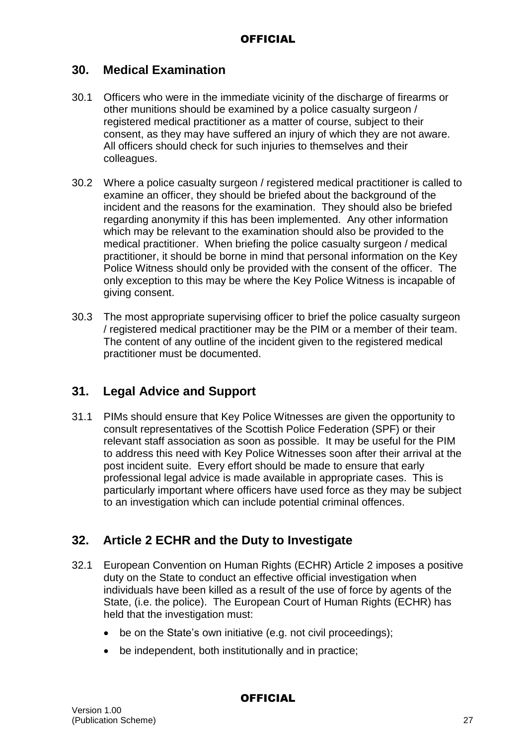## 30. Medical Examination

30.1 Officers who were in the immediate vicinity of the discharge of firearms or other munitions should be examined by a police casualty surgeon / registered medical practitioner as a matter of course, subject to their consent, as they may have suffered an injury of which they are not aware. All officers should check for such injuries to themselves and their colleagues.

30.2 Where a police casualty surgeon / registered medical practitioner is called to examine an officer, they should be briefed about the background of the incident and the reasons for the examination. They should also be briefed regarding anonymity if this has been implemented. Any other information which may be relevant to the examination should also be provided to the medical practitioner. When briefing the police casualty surgeon / medical practitioner, it should be borne in mind that personal information on the Key Police Witness should only be provided with the consent of the officer. The only exception to this may be where the Key Police Witness is incapable of giving consent.

30.3 The most appropriate supervising officer to brief the police casualty surgeon / registered medical practitioner may be the PIM or a member of their team. The content of any outline of the incident given to the registered medical practitioner must be documented.

## 31. Legal Advice and Support

31.1 PIMs should ensure that Key Police Witnesses are given the opportunity to consult representatives of the Scottish Police Federation (SPF) or their relevant staff association as soon as possible. It may be useful for the PIM to address this need with Key Police Witnesses soon after their arrival at the post incident suite. Every effort should be made to ensure that early professional legal advice is made available in appropriate cases. This is particularly important where officers have used force as they may be subject to an investigation which can include potential criminal offences.

## 32. Article 2 ECHR and the Duty to Investigate

32.1 European Convention on Human Rights (ECHR) Article 2 imposes a positive duty on the State to conduct an effective official investigation when individuals have been killed as a result of the use of force by agents of the State, (i.e. the police). The European Court of Human Rights (ECHR) has held that the investigation must:

- be on the State's own initiative (e.g. not civil proceedings);
- be independent, both institutionally and in practice;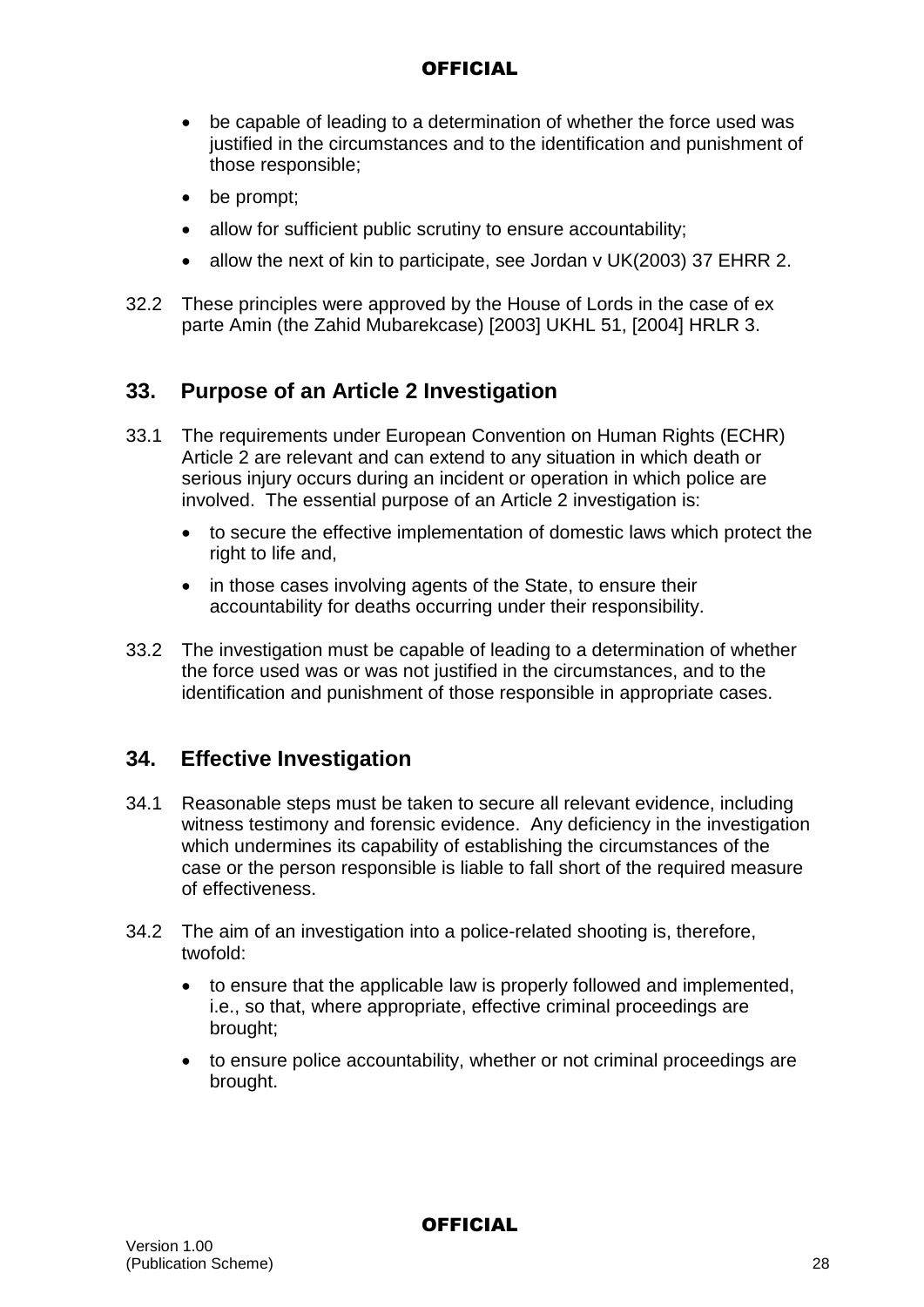- be capable of leading to a determination of whether the force used was justified in the circumstances and to the identification and punishment of those responsible;
- be prompt;
- allow for sufficient public scrutiny to ensure accountability;
- allow the next of kin to participate, see Jordan v UK(2003) 37 EHRR 2.

32.2 These principles were approved by the House of Lords in the case of ex parte Amin (the Zahid Mubarekcase) [2003] UKHL 51, [2004] HRLR 3.

## 33. Purpose of an Article 2 Investigation

33.1 The requirements under European Convention on Human Rights (ECHR) Article 2 are relevant and can extend to any situation in which death or serious injury occurs during an incident or operation in which police are involved. The essential purpose of an Article 2 investigation is:

- to secure the effective implementation of domestic laws which protect the right to life and,
- in those cases involving agents of the State, to ensure their accountability for deaths occurring under their responsibility.

33.2 The investigation must be capable of leading to a determination of whether the force used was or was not justified in the circumstances, and to the identification and punishment of those responsible in appropriate cases.

## 34. Effective Investigation

34.1 Reasonable steps must be taken to secure all relevant evidence, including witness testimony and forensic evidence. Any deficiency in the investigation which undermines its capability of establishing the circumstances of the case or the person responsible is liable to fall short of the required measure of effectiveness.

34.2 The aim of an investigation into a police-related shooting is, therefore, twofold:

- to ensure that the applicable law is properly followed and implemented, i.e., so that, where appropriate, effective criminal proceedings are brought;
- to ensure police accountability, whether or not criminal proceedings are brought.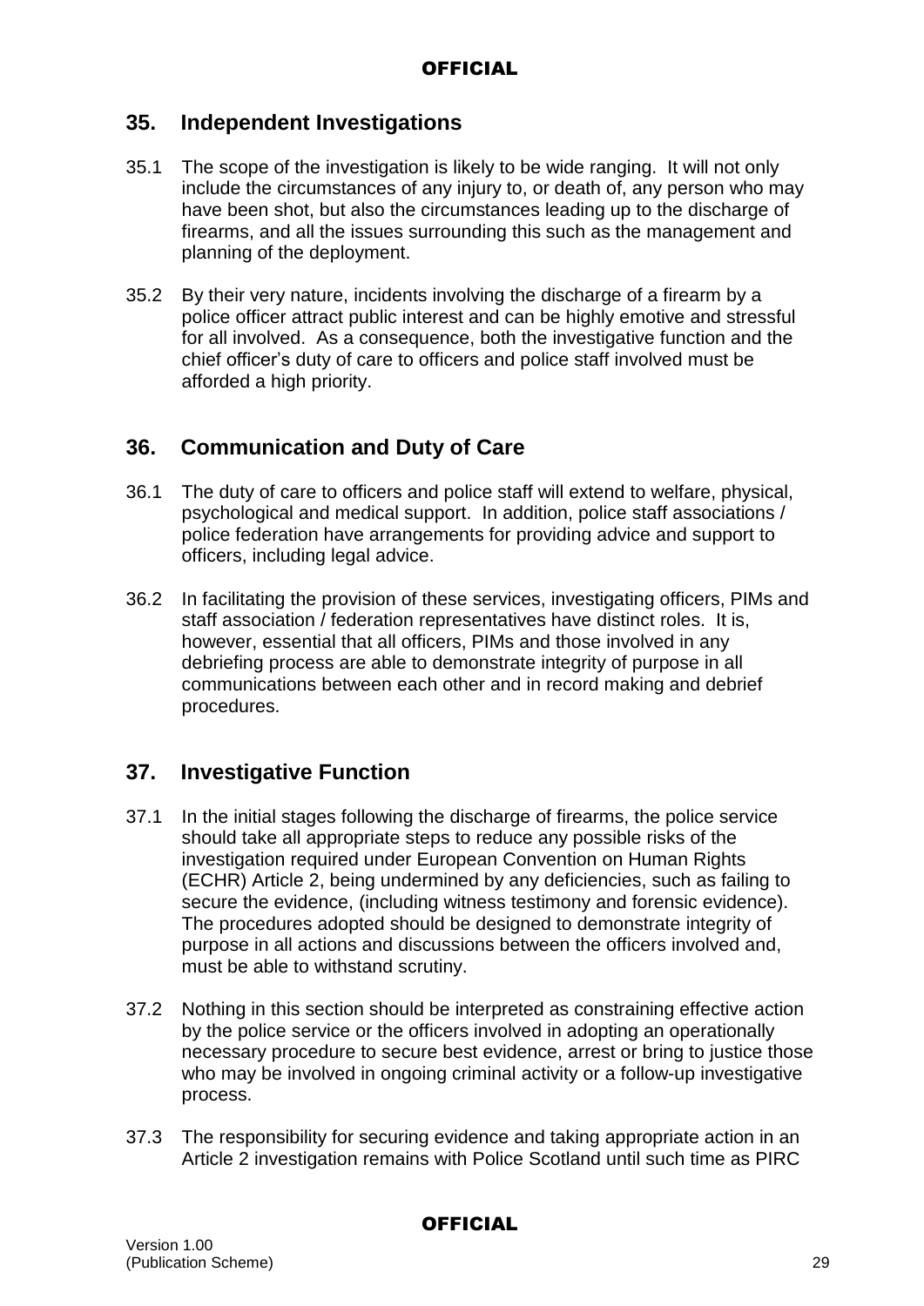## 35. Independent Investigations

35.1 The scope of the investigation is likely to be wide ranging. It will not only include the circumstances of any injury to, or death of, any person who may have been shot, but also the circumstances leading up to the discharge of firearms, and all the issues surrounding this such as the management and planning of the deployment.

35.2 By their very nature, incidents involving the discharge of a firearm by a police officer attract public interest and can be highly emotive and stressful for all involved. As a consequence, both the investigative function and the chief officer's duty of care to officers and police staff involved must be afforded a high priority.

## 36. Communication and Duty of Care

36.1 The duty of care to officers and police staff will extend to welfare, physical, psychological and medical support. In addition, police staff associations / police federation have arrangements for providing advice and support to officers, including legal advice.

36.2 In facilitating the provision of these services, investigating officers, PIMs and staff association / federation representatives have distinct roles. It is, however, essential that all officers, PIMs and those involved in any debriefing process are able to demonstrate integrity of purpose in all communications between each other and in record making and debrief procedures.

## 37. Investigative Function

37.1 In the initial stages following the discharge of firearms, the police service should take all appropriate steps to reduce any possible risks of the investigation required under European Convention on Human Rights (ECHR) Article 2, being undermined by any deficiencies, such as failing to secure the evidence, (including witness testimony and forensic evidence). The procedures adopted should be designed to demonstrate integrity of purpose in all actions and discussions between the officers involved and, must be able to withstand scrutiny.

37.2 Nothing in this section should be interpreted as constraining effective action by the police service or the officers involved in adopting an operationally necessary procedure to secure best evidence, arrest or bring to justice those who may be involved in ongoing criminal activity or a follow-up investigative process.

37.3 The responsibility for securing evidence and taking appropriate action in an Article 2 investigation remains with Police Scotland until such time as PIRC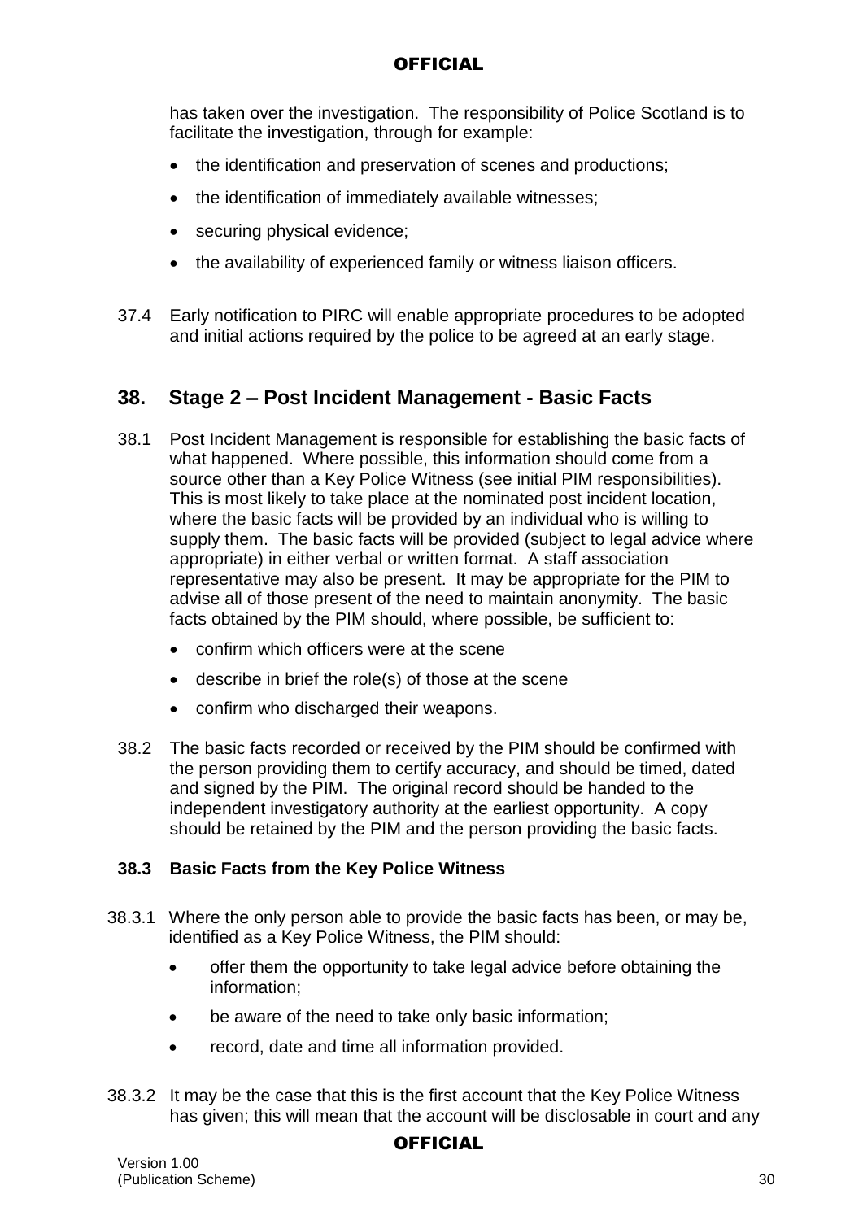has taken over the investigation. The responsibility of Police Scotland is to facilitate the investigation, through for example:

- the identification and preservation of scenes and productions;
- the identification of immediately available witnesses;
- securing physical evidence;
- the availability of experienced family or witness liaison officers.

37.4 Early notification to PIRC will enable appropriate procedures to be adopted and initial actions required by the police to be agreed at an early stage.

## 38. Stage 2 – Post Incident Management - Basic Facts

38.1 Post Incident Management is responsible for establishing the basic facts of what happened. Where possible, this information should come from a source other than a Key Police Witness (see initial PIM responsibilities). This is most likely to take place at the nominated post incident location, where the basic facts will be provided by an individual who is willing to supply them. The basic facts will be provided (subject to legal advice where appropriate) in either verbal or written format. A staff association representative may also be present. It may be appropriate for the PIM to advise all of those present of the need to maintain anonymity. The basic facts obtained by the PIM should, where possible, be sufficient to:

- confirm which officers were at the scene
- describe in brief the role(s) of those at the scene
- confirm who discharged their weapons.

38.2 The basic facts recorded or received by the PIM should be confirmed with the person providing them to certify accuracy, and should be timed, dated and signed by the PIM. The original record should be handed to the independent investigatory authority at the earliest opportunity. A copy should be retained by the PIM and the person providing the basic facts.

### 38.3 Basic Facts from the Key Police Witness

38.3.1 Where the only person able to provide the basic facts has been, or may be, identified as a Key Police Witness, the PIM should:

- offer them the opportunity to take legal advice before obtaining the information;
- be aware of the need to take only basic information;
- record, date and time all information provided.

38.3.2 It may be the case that this is the first account that the Key Police Witness has given; this will mean that the account will be disclosable in court and any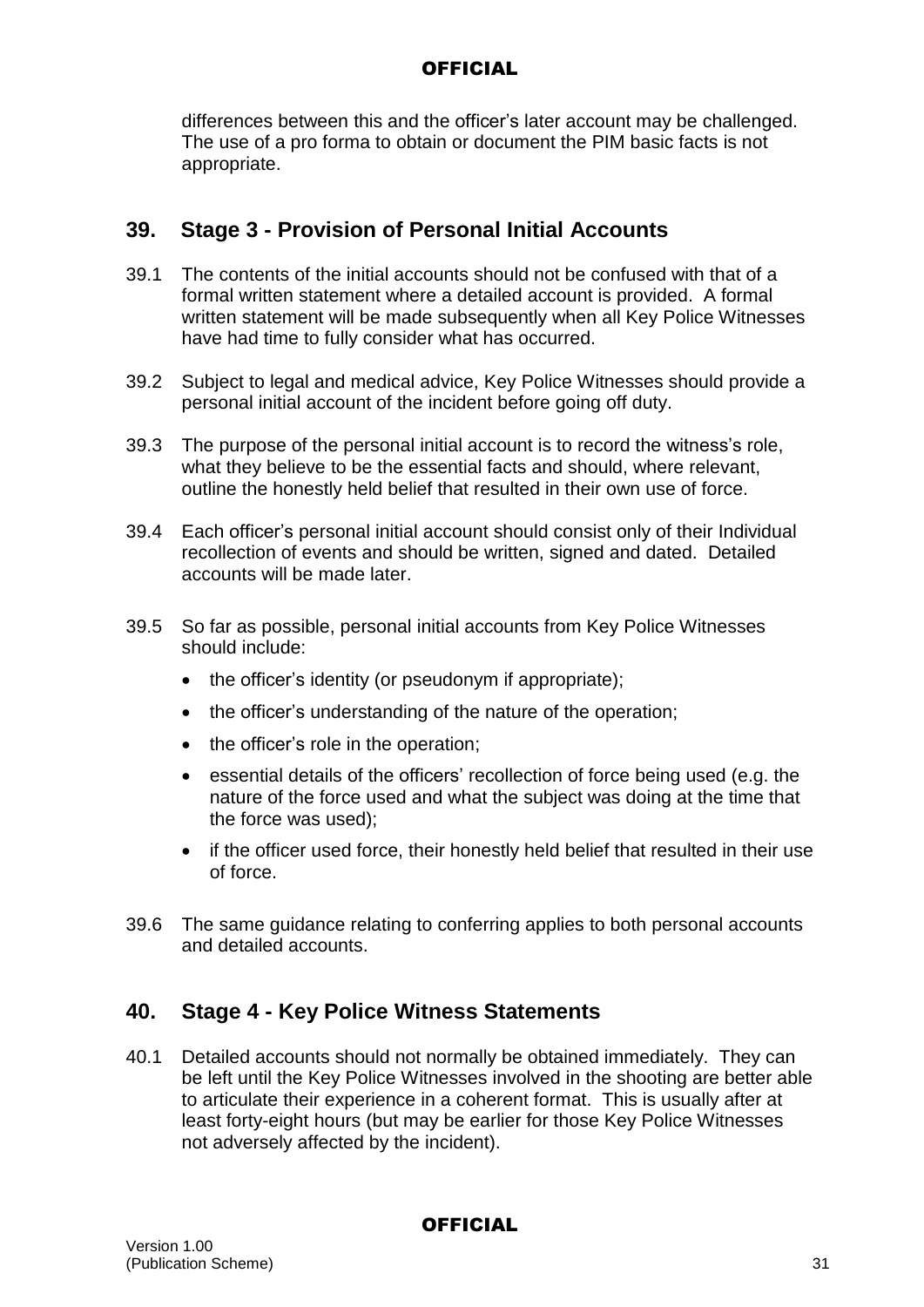differences between this and the officer's later account may be challenged. The use of a pro forma to obtain or document the PIM basic facts is not appropriate.

## 39. Stage 3 - Provision of Personal Initial Accounts

39.1 The contents of the initial accounts should not be confused with that of a formal written statement where a detailed account is provided. A formal written statement will be made subsequently when all Key Police Witnesses have had time to fully consider what has occurred.

39.2 Subject to legal and medical advice, Key Police Witnesses should provide a personal initial account of the incident before going off duty.

39.3 The purpose of the personal initial account is to record the witness's role, what they believe to be the essential facts and should, where relevant, outline the honestly held belief that resulted in their own use of force.

39.4 Each officer's personal initial account should consist only of their Individual recollection of events and should be written, signed and dated. Detailed accounts will be made later.

39.5 So far as possible, personal initial accounts from Key Police Witnesses should include:

- the officer's identity (or pseudonym if appropriate);
- the officer's understanding of the nature of the operation;
- the officer's role in the operation;
- essential details of the officers' recollection of force being used (e.g. the nature of the force used and what the subject was doing at the time that the force was used);
- if the officer used force, their honestly held belief that resulted in their use of force.

39.6 The same guidance relating to conferring applies to both personal accounts and detailed accounts.

## 40. Stage 4 - Key Police Witness Statements

40.1 Detailed accounts should not normally be obtained immediately. They can be left until the Key Police Witnesses involved in the shooting are better able to articulate their experience in a coherent format. This is usually after at least forty-eight hours (but may be earlier for those Key Police Witnesses not adversely affected by the incident).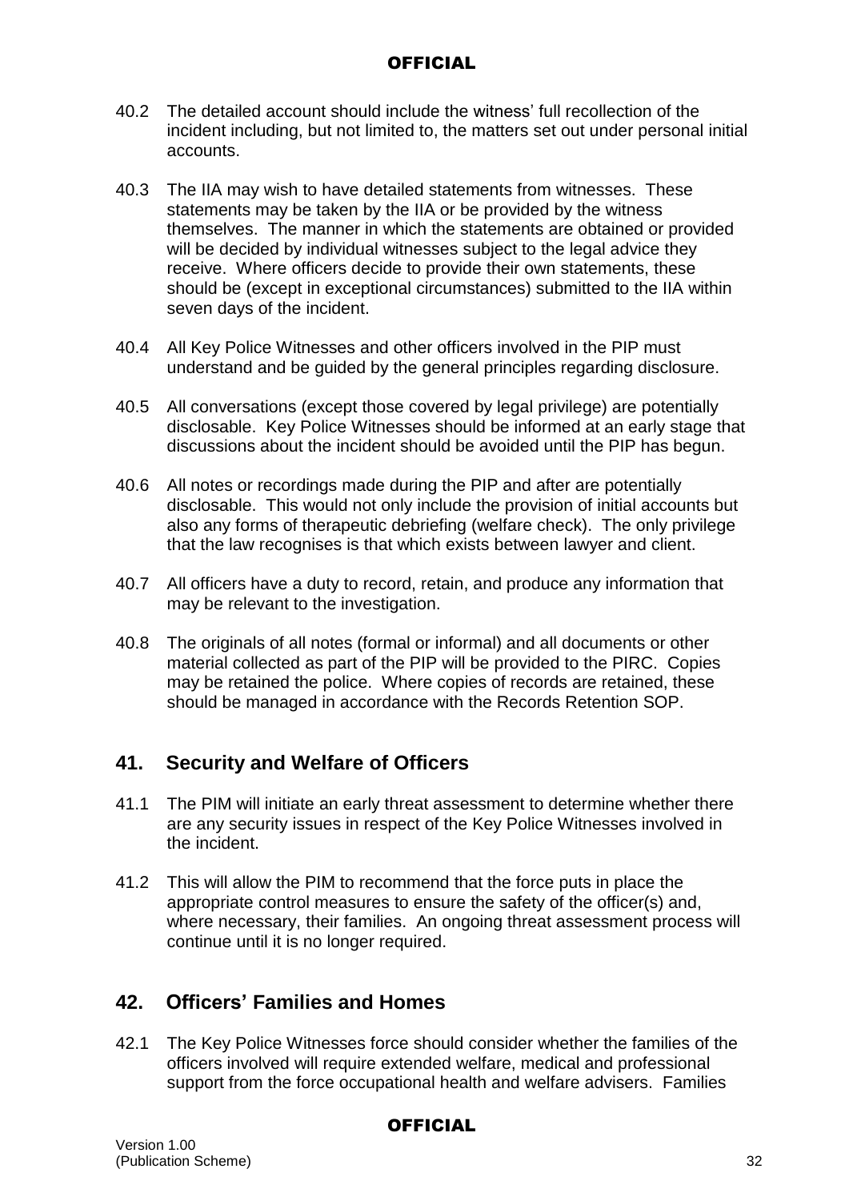40.2 The detailed account should include the witness' full recollection of the incident including, but not limited to, the matters set out under personal initial accounts.

40.3 The IIA may wish to have detailed statements from witnesses. These statements may be taken by the IIA or be provided by the witness themselves. The manner in which the statements are obtained or provided will be decided by individual witnesses subject to the legal advice they receive. Where officers decide to provide their own statements, these should be (except in exceptional circumstances) submitted to the IIA within seven days of the incident.

40.4 All Key Police Witnesses and other officers involved in the PIP must understand and be guided by the general principles regarding disclosure.

40.5 All conversations (except those covered by legal privilege) are potentially disclosable. Key Police Witnesses should be informed at an early stage that discussions about the incident should be avoided until the PIP has begun.

40.6 All notes or recordings made during the PIP and after are potentially disclosable. This would not only include the provision of initial accounts but also any forms of therapeutic debriefing (welfare check). The only privilege that the law recognises is that which exists between lawyer and client.

40.7 All officers have a duty to record, retain, and produce any information that may be relevant to the investigation.

40.8 The originals of all notes (formal or informal) and all documents or other material collected as part of the PIP will be provided to the PIRC. Copies may be retained the police. Where copies of records are retained, these should be managed in accordance with the Records Retention SOP.

## 41. Security and Welfare of Officers

41.1 The PIM will initiate an early threat assessment to determine whether there are any security issues in respect of the Key Police Witnesses involved in the incident.

41.2 This will allow the PIM to recommend that the force puts in place the appropriate control measures to ensure the safety of the officer(s) and, where necessary, their families. An ongoing threat assessment process will continue until it is no longer required.

## 42. Officers' Families and Homes

42.1 The Key Police Witnesses force should consider whether the families of the officers involved will require extended welfare, medical and professional support from the force occupational health and welfare advisers. Families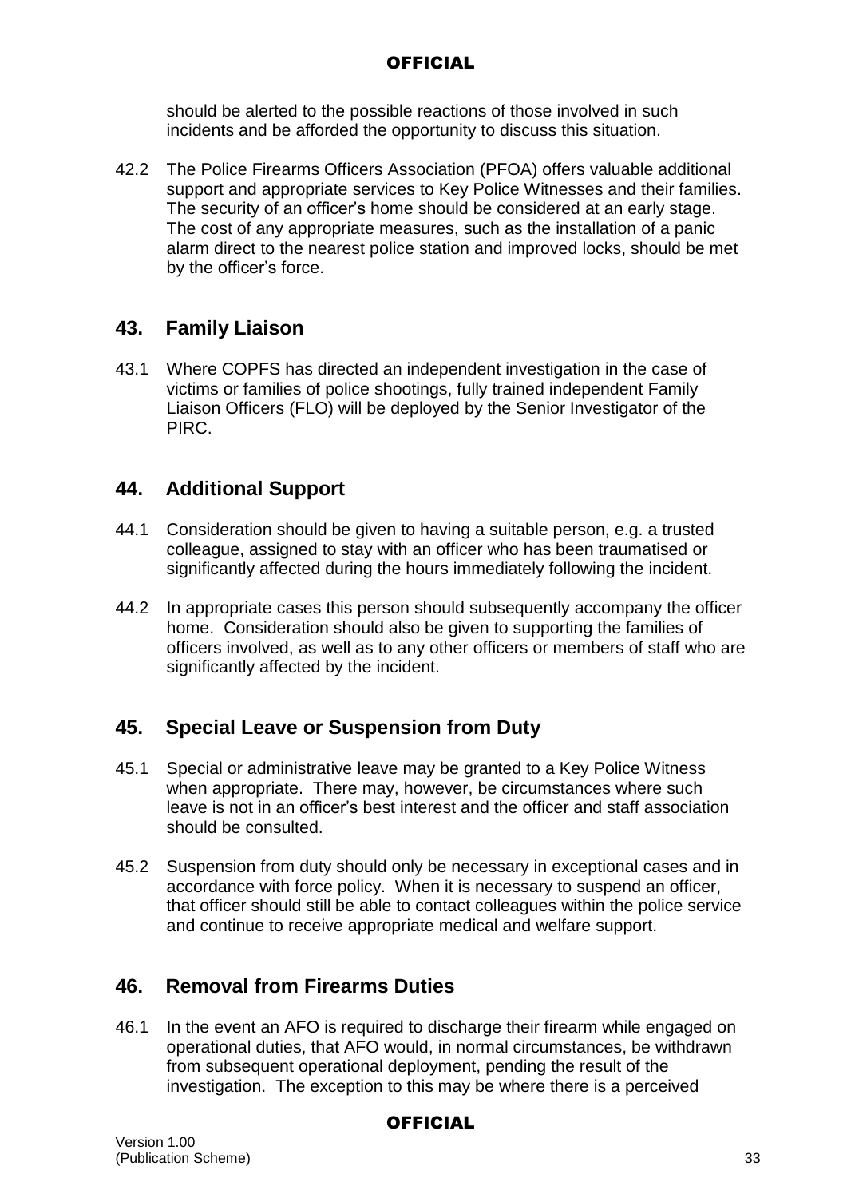should be alerted to the possible reactions of those involved in such incidents and be afforded the opportunity to discuss this situation.

42.2 The Police Firearms Officers Association (PFOA) offers valuable additional support and appropriate services to Key Police Witnesses and their families. The security of an officer's home should be considered at an early stage. The cost of any appropriate measures, such as the installation of a panic alarm direct to the nearest police station and improved locks, should be met by the officer's force.

## 43. Family Liaison

43.1 Where COPFS has directed an independent investigation in the case of victims or families of police shootings, fully trained independent Family Liaison Officers (FLO) will be deployed by the Senior Investigator of the PIRC.

## 44. Additional Support

44.1 Consideration should be given to having a suitable person, e.g. a trusted colleague, assigned to stay with an officer who has been traumatised or significantly affected during the hours immediately following the incident.

44.2 In appropriate cases this person should subsequently accompany the officer home. Consideration should also be given to supporting the families of officers involved, as well as to any other officers or members of staff who are significantly affected by the incident.

## 45. Special Leave or Suspension from Duty

45.1 Special or administrative leave may be granted to a Key Police Witness when appropriate. There may, however, be circumstances where such leave is not in an officer's best interest and the officer and staff association should be consulted.

45.2 Suspension from duty should only be necessary in exceptional cases and in accordance with force policy. When it is necessary to suspend an officer, that officer should still be able to contact colleagues within the police service and continue to receive appropriate medical and welfare support.

## 46. Removal from Firearms Duties

46.1 In the event an AFO is required to discharge their firearm while engaged on operational duties, that AFO would, in normal circumstances, be withdrawn from subsequent operational deployment, pending the result of the investigation. The exception to this may be where there is a perceived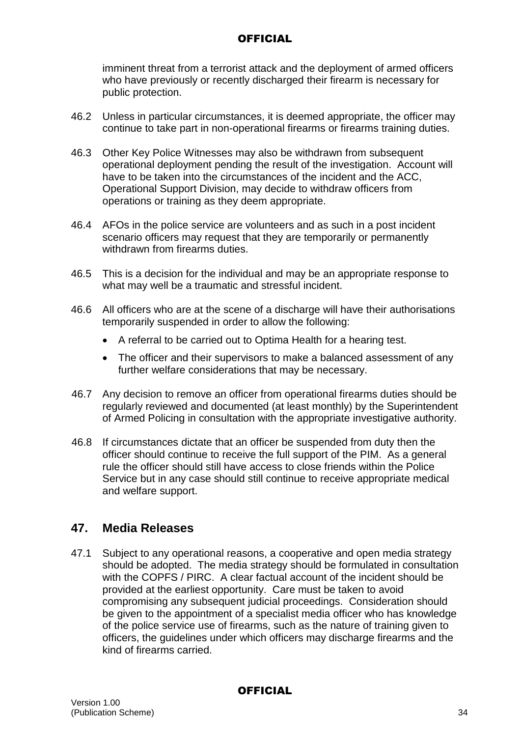imminent threat from a terrorist attack and the deployment of armed officers who have previously or recently discharged their firearm is necessary for public protection.

46.2 Unless in particular circumstances, it is deemed appropriate, the officer may continue to take part in non-operational firearms or firearms training duties.

46.3 Other Key Police Witnesses may also be withdrawn from subsequent operational deployment pending the result of the investigation. Account will have to be taken into the circumstances of the incident and the ACC, Operational Support Division, may decide to withdraw officers from operations or training as they deem appropriate.

46.4 AFOs in the police service are volunteers and as such in a post incident scenario officers may request that they are temporarily or permanently withdrawn from firearms duties.

46.5 This is a decision for the individual and may be an appropriate response to what may well be a traumatic and stressful incident.

46.6 All officers who are at the scene of a discharge will have their authorisations temporarily suspended in order to allow the following:

- A referral to be carried out to Optima Health for a hearing test.
- The officer and their supervisors to make a balanced assessment of any further welfare considerations that may be necessary.

46.7 Any decision to remove an officer from operational firearms duties should be regularly reviewed and documented (at least monthly) by the Superintendent of Armed Policing in consultation with the appropriate investigative authority.

46.8 If circumstances dictate that an officer be suspended from duty then the officer should continue to receive the full support of the PIM. As a general rule the officer should still have access to close friends within the Police Service but in any case should still continue to receive appropriate medical and welfare support.

## 47. Media Releases

47.1 Subject to any operational reasons, a cooperative and open media strategy should be adopted. The media strategy should be formulated in consultation with the COPFS / PIRC. A clear factual account of the incident should be provided at the earliest opportunity. Care must be taken to avoid compromising any subsequent judicial proceedings. Consideration should be given to the appointment of a specialist media officer who has knowledge of the police service use of firearms, such as the nature of training given to officers, the guidelines under which officers may discharge firearms and the kind of firearms carried.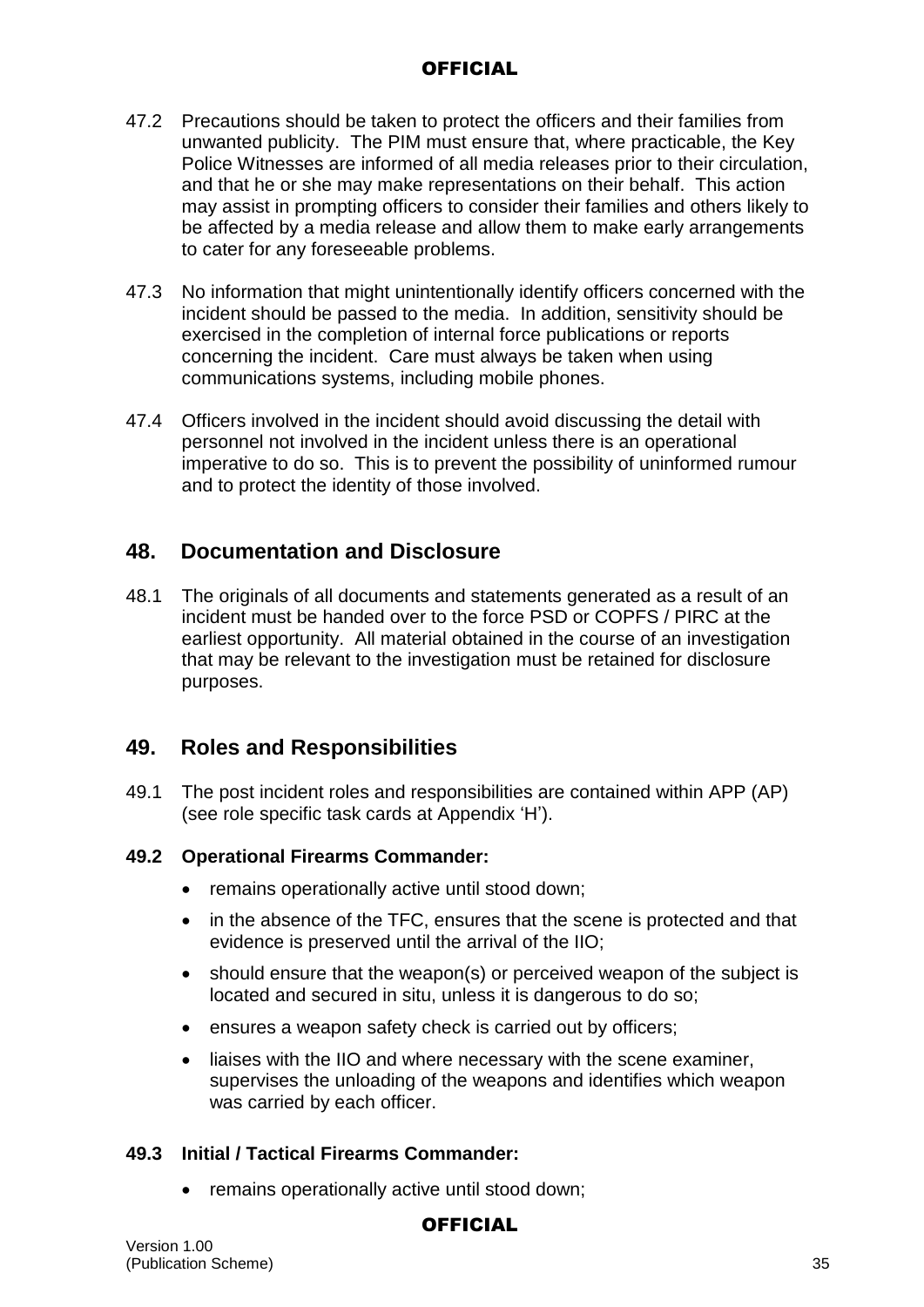47.2 Precautions should be taken to protect the officers and their families from unwanted publicity. The PIM must ensure that, where practicable, the Key Police Witnesses are informed of all media releases prior to their circulation, and that he or she may make representations on their behalf. This action may assist in prompting officers to consider their families and others likely to be affected by a media release and allow them to make early arrangements to cater for any foreseeable problems.

47.3 No information that might unintentionally identify officers concerned with the incident should be passed to the media. In addition, sensitivity should be exercised in the completion of internal force publications or reports concerning the incident. Care must always be taken when using communications systems, including mobile phones.

47.4 Officers involved in the incident should avoid discussing the detail with personnel not involved in the incident unless there is an operational imperative to do so. This is to prevent the possibility of uninformed rumour and to protect the identity of those involved.

## 48. Documentation and Disclosure

48.1 The originals of all documents and statements generated as a result of an incident must be handed over to the force PSD or COPFS / PIRC at the earliest opportunity. All material obtained in the course of an investigation that may be relevant to the investigation must be retained for disclosure purposes.

## 49. Roles and Responsibilities

49.1 The post incident roles and responsibilities are contained within APP (AP) (see role specific task cards at Appendix 'H').

### 49.2 Operational Firearms Commander:

- remains operationally active until stood down;
- in the absence of the TFC, ensures that the scene is protected and that evidence is preserved until the arrival of the IIO;
- should ensure that the weapon(s) or perceived weapon of the subject is located and secured in situ, unless it is dangerous to do so;
- ensures a weapon safety check is carried out by officers;
- liaises with the IIO and where necessary with the scene examiner, supervises the unloading of the weapons and identifies which weapon was carried by each officer.

### 49.3 Initial / Tactical Firearms Commander:

- remains operationally active until stood down;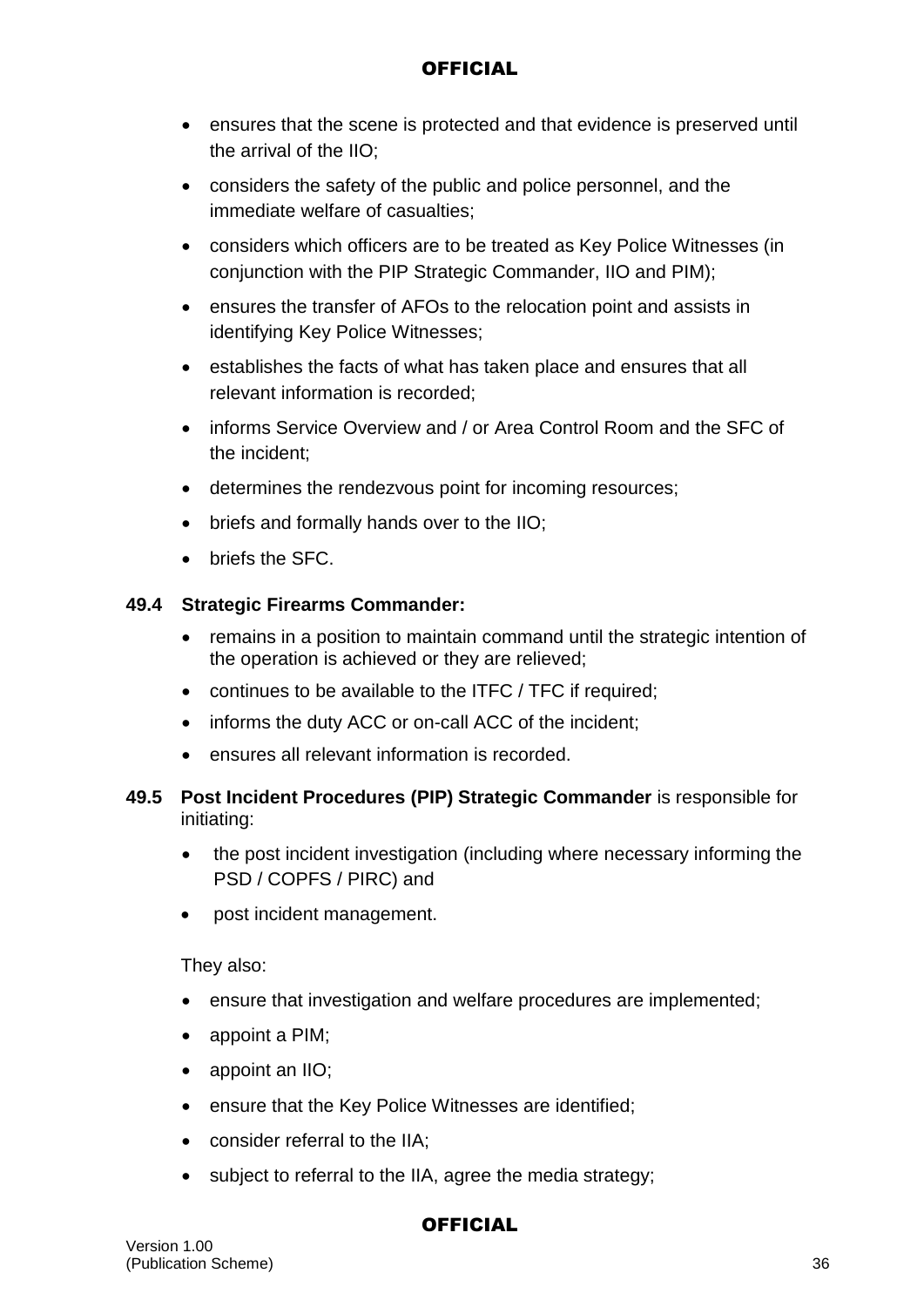- ensures that the scene is protected and that evidence is preserved until the arrival of the IIO;
- considers the safety of the public and police personnel, and the immediate welfare of casualties;
- considers which officers are to be treated as Key Police Witnesses (in conjunction with the PIP Strategic Commander, IIO and PIM);
- ensures the transfer of AFOs to the relocation point and assists in identifying Key Police Witnesses;
- establishes the facts of what has taken place and ensures that all relevant information is recorded;
- informs Service Overview and / or Area Control Room and the SFC of the incident;
- determines the rendezvous point for incoming resources;
- briefs and formally hands over to the IIO;
- briefs the SFC.

**49.4 Strategic Firearms Commander:**

- remains in a position to maintain command until the strategic intention of the operation is achieved or they are relieved;
- continues to be available to the ITFC / TFC if required;
- informs the duty ACC or on-call ACC of the incident;
- ensures all relevant information is recorded.

**49.5 Post Incident Procedures (PIP) Strategic Commander** is responsible for initiating:

- the post incident investigation (including where necessary informing the PSD / COPFS / PIRC) and
- post incident management.

They also:

- ensure that investigation and welfare procedures are implemented;
- appoint a PIM;
- appoint an IIO;
- ensure that the Key Police Witnesses are identified;
- consider referral to the IIA;
- subject to referral to the IIA, agree the media strategy;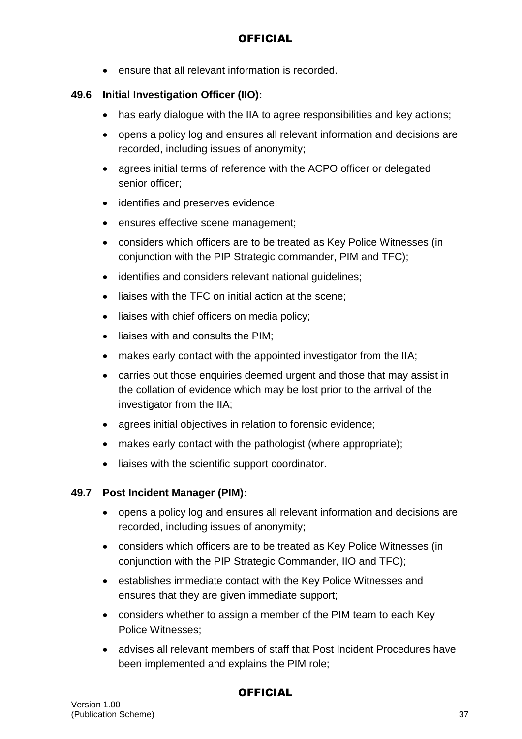- ensure that all relevant information is recorded.

**49.6 Initial Investigation Officer (IIO):**

- has early dialogue with the IIA to agree responsibilities and key actions;
- opens a policy log and ensures all relevant information and decisions are recorded, including issues of anonymity;
- agrees initial terms of reference with the ACPO officer or delegated senior officer;
- identifies and preserves evidence;
- ensures effective scene management;
- considers which officers are to be treated as Key Police Witnesses (in conjunction with the PIP Strategic commander, PIM and TFC);
- identifies and considers relevant national guidelines;
- liaises with the TFC on initial action at the scene;
- liaises with chief officers on media policy;
- liaises with and consults the PIM;
- makes early contact with the appointed investigator from the IIA;
- carries out those enquiries deemed urgent and those that may assist in the collation of evidence which may be lost prior to the arrival of the investigator from the IIA;
- agrees initial objectives in relation to forensic evidence;
- makes early contact with the pathologist (where appropriate);
- liaises with the scientific support coordinator.

**49.7 Post Incident Manager (PIM):**

- opens a policy log and ensures all relevant information and decisions are recorded, including issues of anonymity;
- considers which officers are to be treated as Key Police Witnesses (in conjunction with the PIP Strategic Commander, IIO and TFC);
- establishes immediate contact with the Key Police Witnesses and ensures that they are given immediate support;
- considers whether to assign a member of the PIM team to each Key Police Witnesses;
- advises all relevant members of staff that Post Incident Procedures have been implemented and explains the PIM role;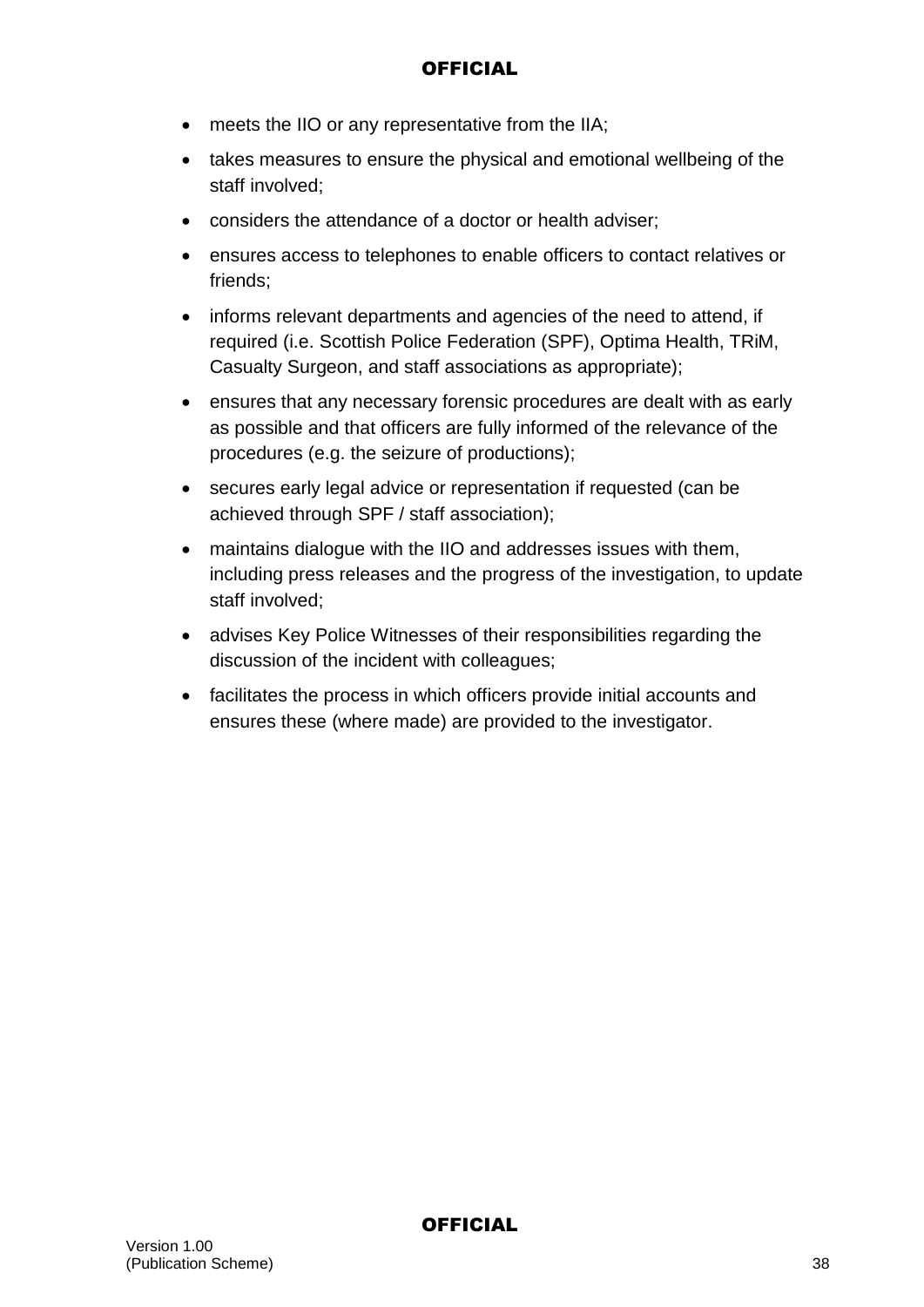- meets the IIO or any representative from the IIA;
- takes measures to ensure the physical and emotional wellbeing of the staff involved;
- considers the attendance of a doctor or health adviser;
- ensures access to telephones to enable officers to contact relatives or friends;
- informs relevant departments and agencies of the need to attend, if required (i.e. Scottish Police Federation (SPF), Optima Health, TRiM, Casualty Surgeon, and staff associations as appropriate);
- ensures that any necessary forensic procedures are dealt with as early as possible and that officers are fully informed of the relevance of the procedures (e.g. the seizure of productions);
- secures early legal advice or representation if requested (can be achieved through SPF / staff association);
- maintains dialogue with the IIO and addresses issues with them, including press releases and the progress of the investigation, to update staff involved;
- advises Key Police Witnesses of their responsibilities regarding the discussion of the incident with colleagues;
- facilitates the process in which officers provide initial accounts and ensures these (where made) are provided to the investigator.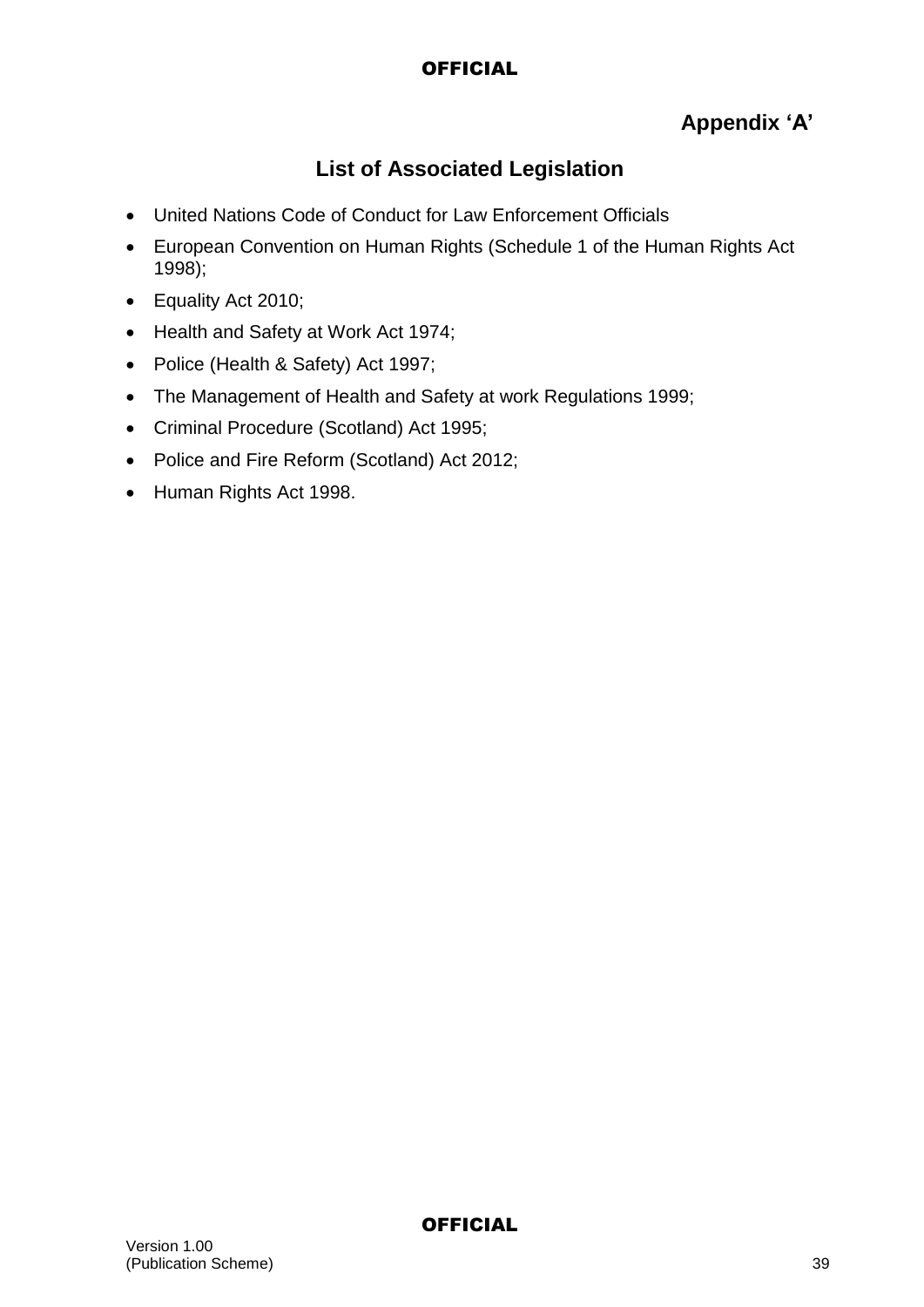**Appendix 'A'**

## List of Associated Legislation

- United Nations Code of Conduct for Law Enforcement Officials
- European Convention on Human Rights (Schedule 1 of the Human Rights Act 1998);
- Equality Act 2010;
- Health and Safety at Work Act 1974;
- Police (Health & Safety) Act 1997;
- The Management of Health and Safety at work Regulations 1999;
- Criminal Procedure (Scotland) Act 1995;
- Police and Fire Reform (Scotland) Act 2012;
- Human Rights Act 1998.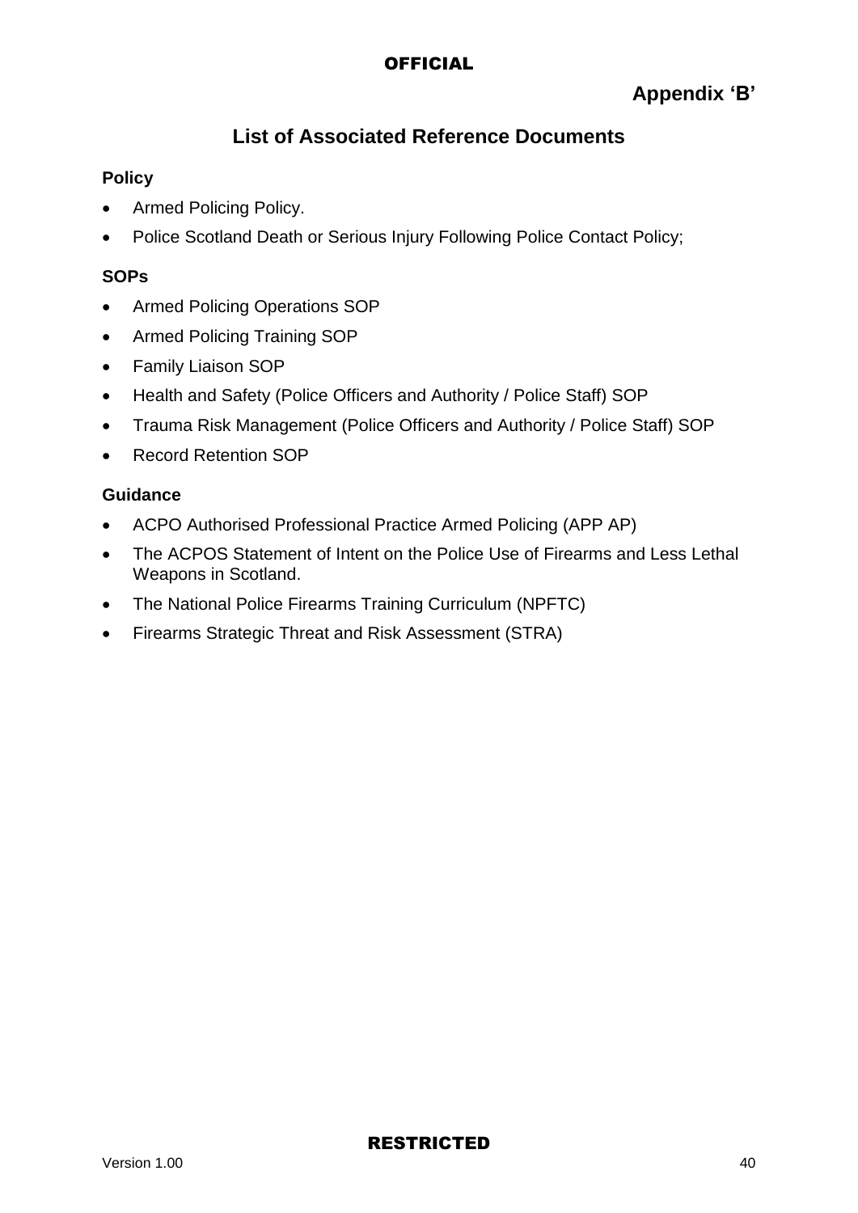**Appendix 'B'**

## List of Associated Reference Documents

**Policy**

- Armed Policing Policy.
- Police Scotland Death or Serious Injury Following Police Contact Policy;

**SOPs**

- Armed Policing Operations SOP
- Armed Policing Training SOP
- Family Liaison SOP
- Health and Safety (Police Officers and Authority / Police Staff) SOP
- Trauma Risk Management (Police Officers and Authority / Police Staff) SOP
- Record Retention SOP

**Guidance**

- ACPO Authorised Professional Practice Armed Policing (APP AP)
- The ACPOS Statement of Intent on the Police Use of Firearms and Less Lethal Weapons in Scotland.
- The National Police Firearms Training Curriculum (NPFTC)
- Firearms Strategic Threat and Risk Assessment (STRA)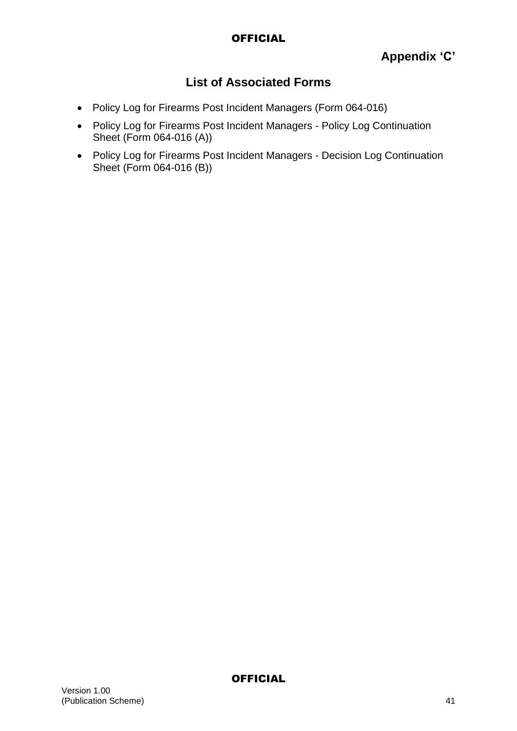**Appendix ‘C’**

## List of Associated Forms

- Policy Log for Firearms Post Incident Managers (Form 064-016)
- Policy Log for Firearms Post Incident Managers - Policy Log Continuation Sheet (Form 064-016 (A))
- Policy Log for Firearms Post Incident Managers - Decision Log Continuation Sheet (Form 064-016 (B))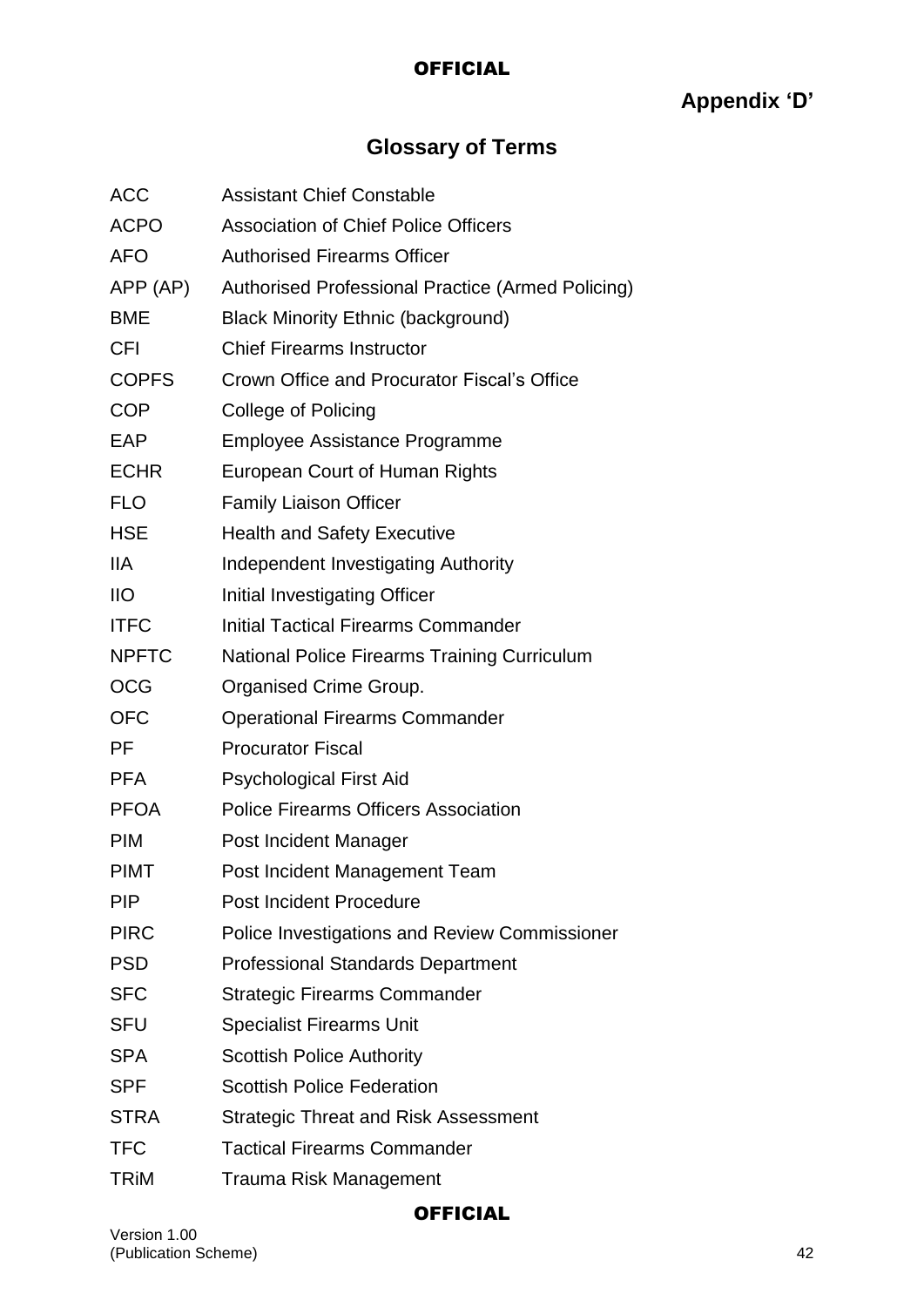**Appendix 'D'**

## Glossary of Terms

| | |
|---|---|
| ACC | Assistant Chief Constable |
| ACPO | Association of Chief Police Officers |
| AFO | Authorised Firearms Officer |
| APP (AP) | Authorised Professional Practice (Armed Policing) |
| BME | Black Minority Ethnic (background) |
| CFI | Chief Firearms Instructor |
| COPFS | Crown Office and Procurator Fiscal's Office |
| COP | College of Policing |
| EAP | Employee Assistance Programme |
| ECHR | European Court of Human Rights |
| FLO | Family Liaison Officer |
| HSE | Health and Safety Executive |
| IIA | Independent Investigating Authority |
| IIO | Initial Investigating Officer |
| ITFC | Initial Tactical Firearms Commander |
| NPFTC | National Police Firearms Training Curriculum |
| OCG | Organised Crime Group. |
| OFC | Operational Firearms Commander |
| PF | Procurator Fiscal |
| PFA | Psychological First Aid |
| PFOA | Police Firearms Officers Association |
| PIM | Post Incident Manager |
| PIMT | Post Incident Management Team |
| PIP | Post Incident Procedure |
| PIRC | Police Investigations and Review Commissioner |
| PSD | Professional Standards Department |
| SFC | Strategic Firearms Commander |
| SFU | Specialist Firearms Unit |
| SPA | Scottish Police Authority |
| SPF | Scottish Police Federation |
| STRA | Strategic Threat and Risk Assessment |
| TFC | Tactical Firearms Commander |
| TRiM | Trauma Risk Management |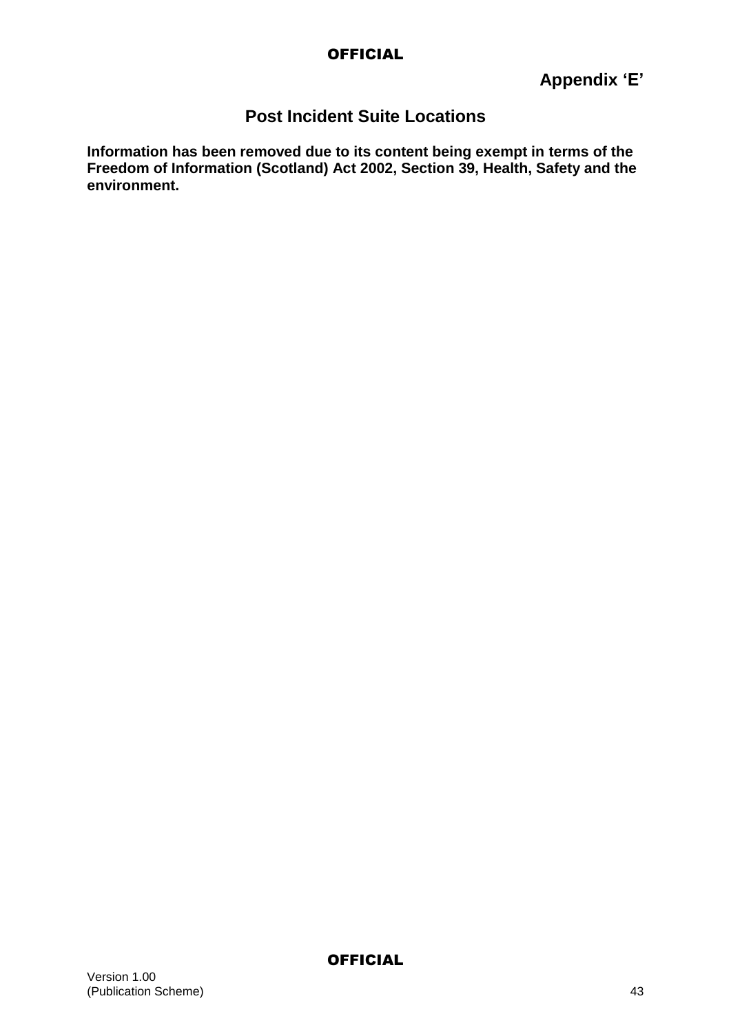**Appendix 'E'**

## Post Incident Suite Locations

**Information has been removed due to its content being exempt in terms of the Freedom of Information (Scotland) Act 2002, Section 39, Health, Safety and the environment.**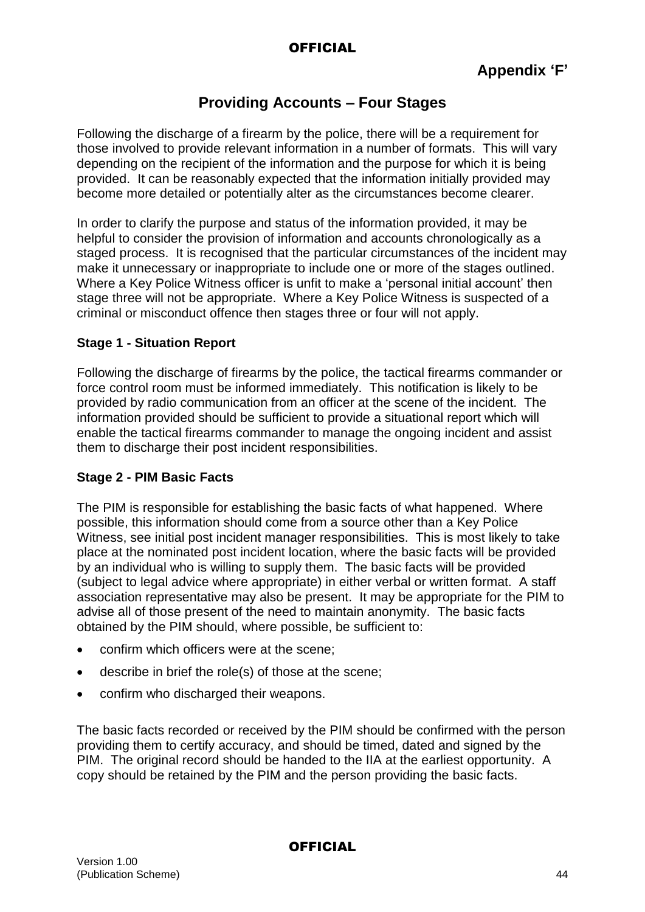**Appendix 'F'**

## Providing Accounts – Four Stages

Following the discharge of a firearm by the police, there will be a requirement for those involved to provide relevant information in a number of formats. This will vary depending on the recipient of the information and the purpose for which it is being provided. It can be reasonably expected that the information initially provided may become more detailed or potentially alter as the circumstances become clearer.

In order to clarify the purpose and status of the information provided, it may be helpful to consider the provision of information and accounts chronologically as a staged process. It is recognised that the particular circumstances of the incident may make it unnecessary or inappropriate to include one or more of the stages outlined. Where a Key Police Witness officer is unfit to make a 'personal initial account' then stage three will not be appropriate. Where a Key Police Witness is suspected of a criminal or misconduct offence then stages three or four will not apply.

### Stage 1 - Situation Report

Following the discharge of firearms by the police, the tactical firearms commander or force control room must be informed immediately. This notification is likely to be provided by radio communication from an officer at the scene of the incident. The information provided should be sufficient to provide a situational report which will enable the tactical firearms commander to manage the ongoing incident and assist them to discharge their post incident responsibilities.

### Stage 2 - PIM Basic Facts

The PIM is responsible for establishing the basic facts of what happened. Where possible, this information should come from a source other than a Key Police Witness, see initial post incident manager responsibilities. This is most likely to take place at the nominated post incident location, where the basic facts will be provided by an individual who is willing to supply them. The basic facts will be provided (subject to legal advice where appropriate) in either verbal or written format. A staff association representative may also be present. It may be appropriate for the PIM to advise all of those present of the need to maintain anonymity. The basic facts obtained by the PIM should, where possible, be sufficient to:

- confirm which officers were at the scene;
- describe in brief the role(s) of those at the scene;
- confirm who discharged their weapons.

The basic facts recorded or received by the PIM should be confirmed with the person providing them to certify accuracy, and should be timed, dated and signed by the PIM. The original record should be handed to the IIA at the earliest opportunity. A copy should be retained by the PIM and the person providing the basic facts.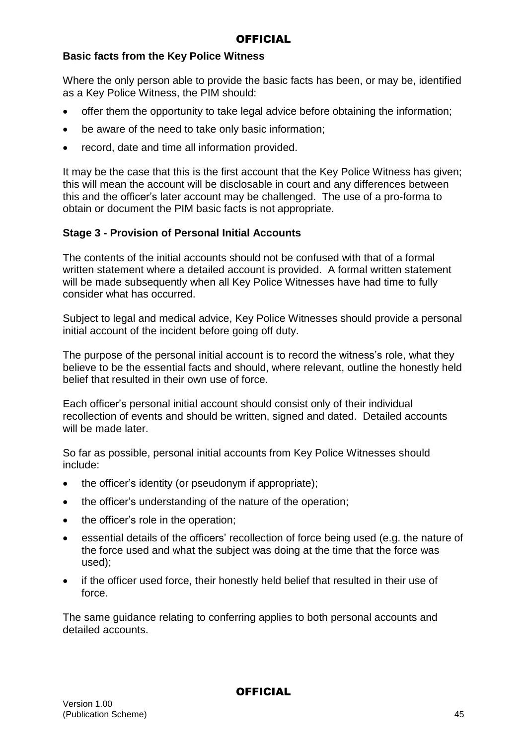### Basic facts from the Key Police Witness

Where the only person able to provide the basic facts has been, or may be, identified as a Key Police Witness, the PIM should:

- offer them the opportunity to take legal advice before obtaining the information;
- be aware of the need to take only basic information;
- record, date and time all information provided.

It may be the case that this is the first account that the Key Police Witness has given; this will mean the account will be disclosable in court and any differences between this and the officer's later account may be challenged. The use of a pro-forma to obtain or document the PIM basic facts is not appropriate.

### Stage 3 - Provision of Personal Initial Accounts

The contents of the initial accounts should not be confused with that of a formal written statement where a detailed account is provided. A formal written statement will be made subsequently when all Key Police Witnesses have had time to fully consider what has occurred.

Subject to legal and medical advice, Key Police Witnesses should provide a personal initial account of the incident before going off duty.

The purpose of the personal initial account is to record the witness's role, what they believe to be the essential facts and should, where relevant, outline the honestly held belief that resulted in their own use of force.

Each officer's personal initial account should consist only of their individual recollection of events and should be written, signed and dated. Detailed accounts will be made later.

So far as possible, personal initial accounts from Key Police Witnesses should include:

- the officer's identity (or pseudonym if appropriate);
- the officer's understanding of the nature of the operation;
- the officer's role in the operation;
- essential details of the officers' recollection of force being used (e.g. the nature of the force used and what the subject was doing at the time that the force was used);
- if the officer used force, their honestly held belief that resulted in their use of force.

The same guidance relating to conferring applies to both personal accounts and detailed accounts.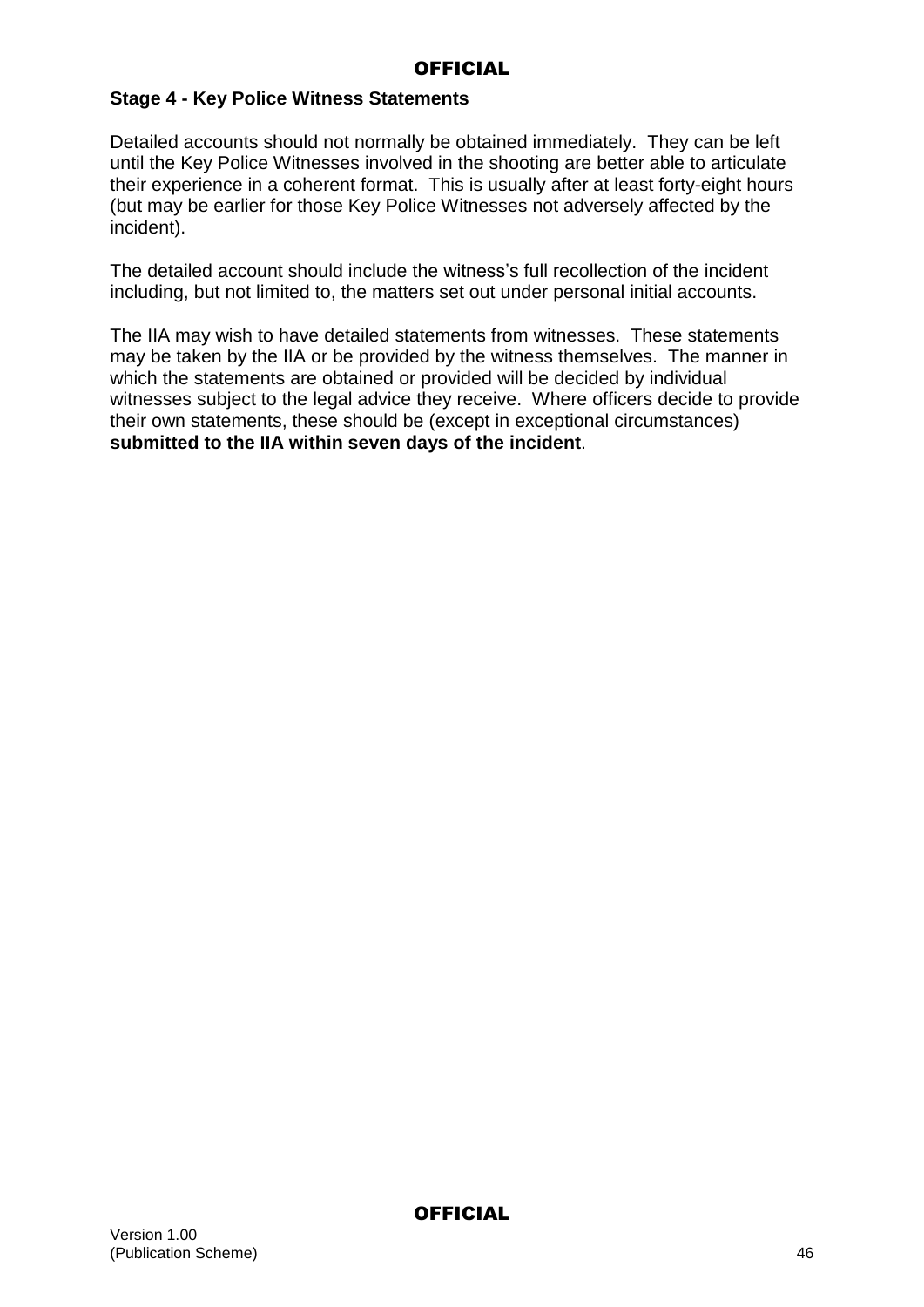### Stage 4 - Key Police Witness Statements

Detailed accounts should not normally be obtained immediately. They can be left until the Key Police Witnesses involved in the shooting are better able to articulate their experience in a coherent format. This is usually after at least forty-eight hours (but may be earlier for those Key Police Witnesses not adversely affected by the incident).

The detailed account should include the witness's full recollection of the incident including, but not limited to, the matters set out under personal initial accounts.

The IIA may wish to have detailed statements from witnesses. These statements may be taken by the IIA or be provided by the witness themselves. The manner in which the statements are obtained or provided will be decided by individual witnesses subject to the legal advice they receive. Where officers decide to provide their own statements, these should be (except in exceptional circumstances) **submitted to the IIA within seven days of the incident**.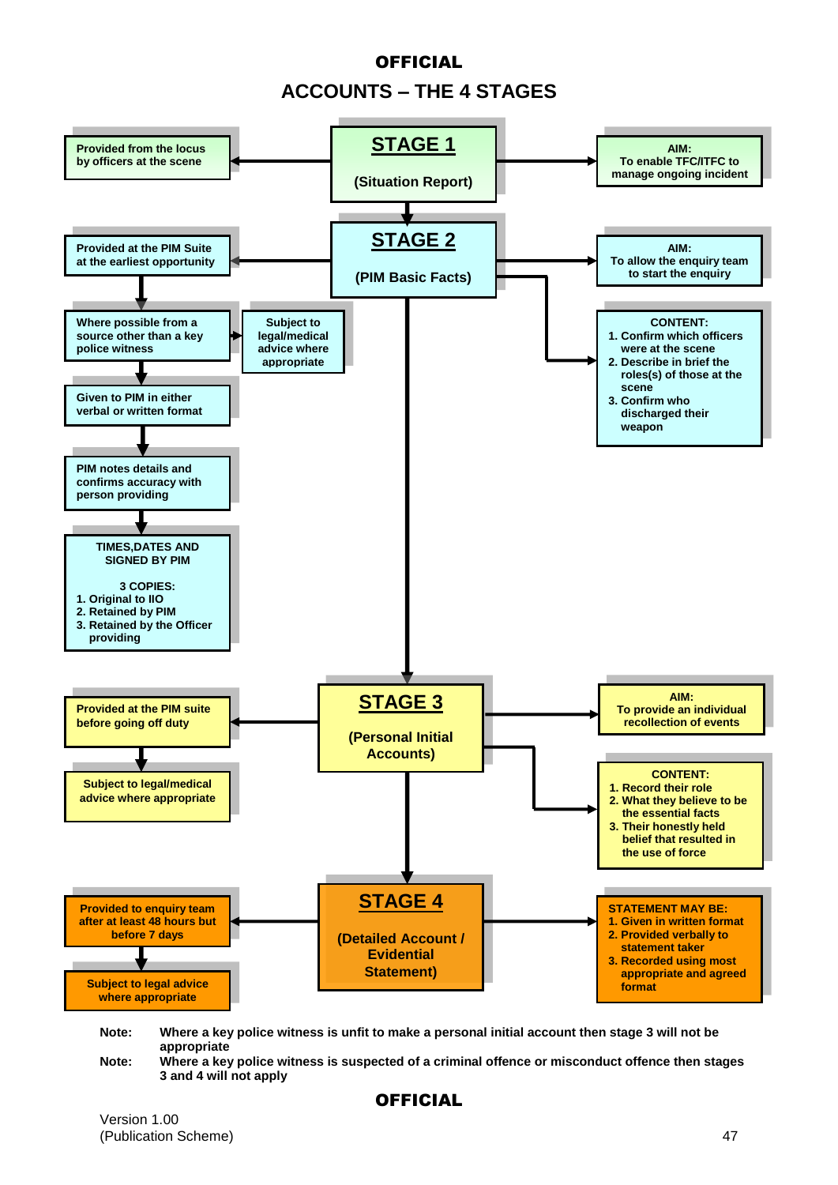**OFFICIAL**

# ACCOUNTS – THE 4 STAGES

## STAGE 1

(Situation Report)

- Provided from the locus by officers at the scene
- AIM: To enable TFC/ITFC to manage ongoing incident

## STAGE 2

(PIM Basic Facts)

- Provided at the PIM Suite at the earliest opportunity
- Where possible from a source other than a key police witness
  - Subject to legal/medical advice where appropriate
- Given to PIM in either verbal or written format
- PIM notes details and confirms accuracy with person providing
- TIMES,DATES AND SIGNED BY PIM

  3 COPIES:
  1. Original to IIO
  2. Retained by PIM
  3. Retained by the Officer providing

AIM: To allow the enquiry team to start the enquiry

CONTENT:
1. Confirm which officers were at the scene
2. Describe in brief the roles(s) of those at the scene
3. Confirm who discharged their weapon

## STAGE 3

(Personal Initial Accounts)

- Provided at the PIM suite before going off duty
- Subject to legal/medical advice where appropriate

AIM: To provide an individual recollection of events

CONTENT:
1. Record their role
2. What they believe to be the essential facts
3. Their honestly held belief that resulted in the use of force

## STAGE 4

(Detailed Account / Evidential Statement)

- Provided to enquiry team after at least 48 hours but before 7 days
- Subject to legal advice where appropriate

STATEMENT MAY BE:
1. Given in written format
2. Provided verbally to statement taker
3. Recorded using most appropriate and agreed format

**Note:** Where a key police witness is unfit to make a personal initial account then stage 3 will not be appropriate

**Note:** Where a key police witness is suspected of a criminal offence or misconduct offence then stages 3 and 4 will not apply

**OFFICIAL**

Version 1.00
(Publication Scheme)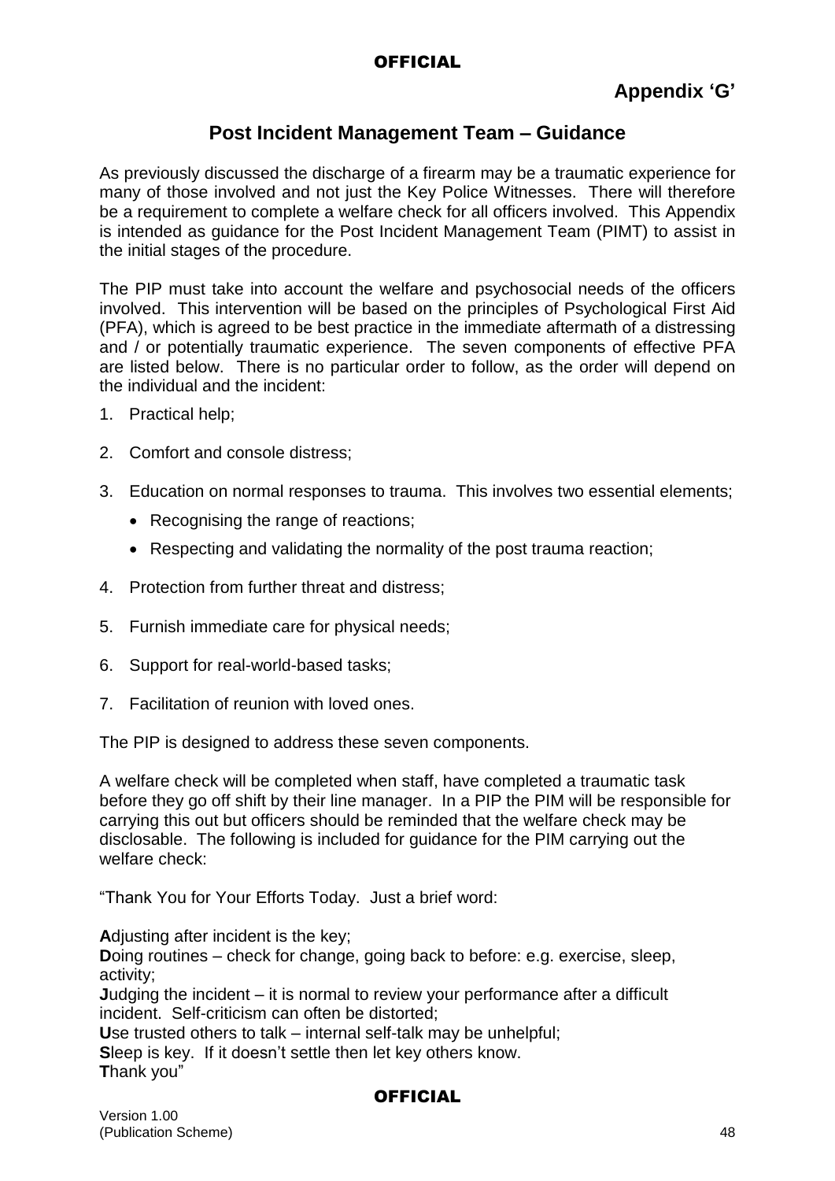**Appendix 'G'**

## Post Incident Management Team – Guidance

As previously discussed the discharge of a firearm may be a traumatic experience for many of those involved and not just the Key Police Witnesses. There will therefore be a requirement to complete a welfare check for all officers involved. This Appendix is intended as guidance for the Post Incident Management Team (PIMT) to assist in the initial stages of the procedure.

The PIP must take into account the welfare and psychosocial needs of the officers involved. This intervention will be based on the principles of Psychological First Aid (PFA), which is agreed to be best practice in the immediate aftermath of a distressing and / or potentially traumatic experience. The seven components of effective PFA are listed below. There is no particular order to follow, as the order will depend on the individual and the incident:

1. Practical help;
2. Comfort and console distress;
3. Education on normal responses to trauma. This involves two essential elements;
    - Recognising the range of reactions;
    - Respecting and validating the normality of the post trauma reaction;
4. Protection from further threat and distress;
5. Furnish immediate care for physical needs;
6. Support for real-world-based tasks;
7. Facilitation of reunion with loved ones.

The PIP is designed to address these seven components.

A welfare check will be completed when staff, have completed a traumatic task before they go off shift by their line manager. In a PIP the PIM will be responsible for carrying this out but officers should be reminded that the welfare check may be disclosable. The following is included for guidance for the PIM carrying out the welfare check:

"Thank You for Your Efforts Today. Just a brief word:

**A**djusting after incident is the key;
**D**oing routines – check for change, going back to before: e.g. exercise, sleep, activity;
**J**udging the incident – it is normal to review your performance after a difficult incident. Self-criticism can often be distorted;
**U**se trusted others to talk – internal self-talk may be unhelpful;
**S**leep is key. If it doesn't settle then let key others know.
**T**hank you"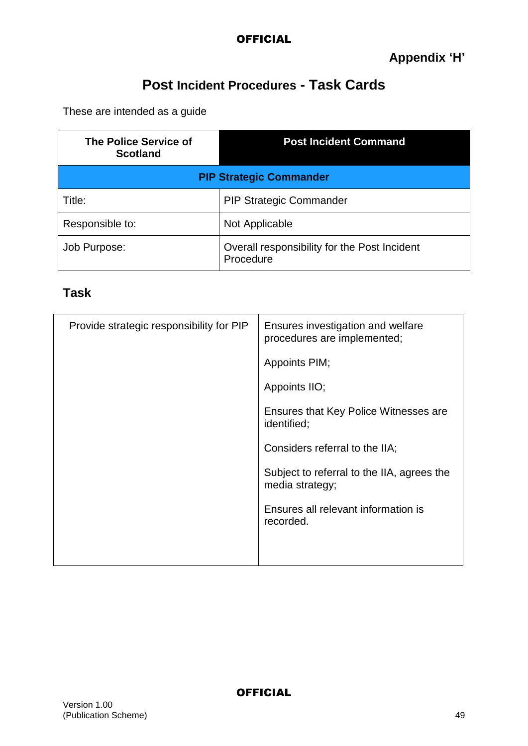Appendix 'H'

# Post Incident Procedures - Task Cards

These are intended as a guide

| The Police Service of Scotland | Post Incident Command |
|---|---|
| **PIP Strategic Commander** | |
| Title: | PIP Strategic Commander |
| Responsible to: | Not Applicable |
| Job Purpose: | Overall responsibility for the Post Incident Procedure |

## Task

| Provide strategic responsibility for PIP | Ensures investigation and welfare procedures are implemented;<br><br>Appoints PIM;<br><br>Appoints IIO;<br><br>Ensures that Key Police Witnesses are identified;<br><br>Considers referral to the IIA;<br><br>Subject to referral to the IIA, agrees the media strategy;<br><br>Ensures all relevant information is recorded. |
|---|---|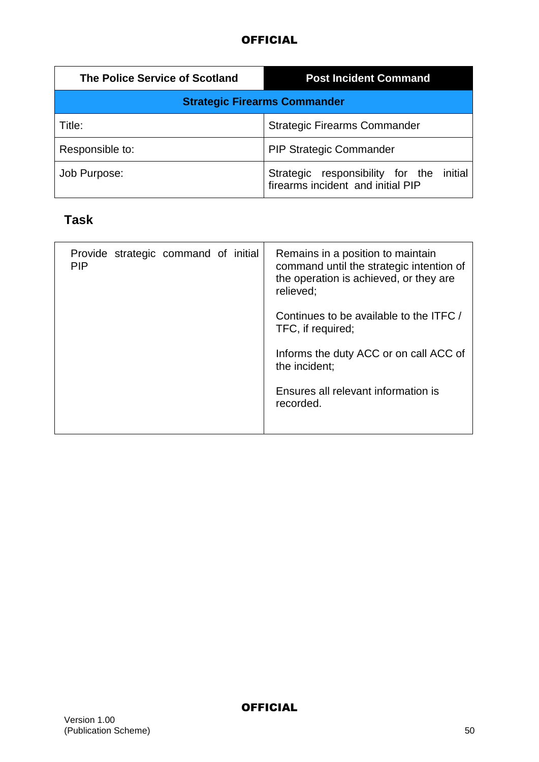| The Police Service of Scotland | Post Incident Command |
|---|---|
| **Strategic Firearms Commander** | |
| Title: | Strategic Firearms Commander |
| Responsible to: | PIP Strategic Commander |
| Job Purpose: | Strategic responsibility for the initial firearms incident and initial PIP |

## Task

| Provide strategic command of initial PIP | Remains in a position to maintain command until the strategic intention of the operation is achieved, or they are relieved;<br><br>Continues to be available to the ITFC / TFC, if required;<br><br>Informs the duty ACC or on call ACC of the incident;<br><br>Ensures all relevant information is recorded. |
|---|---|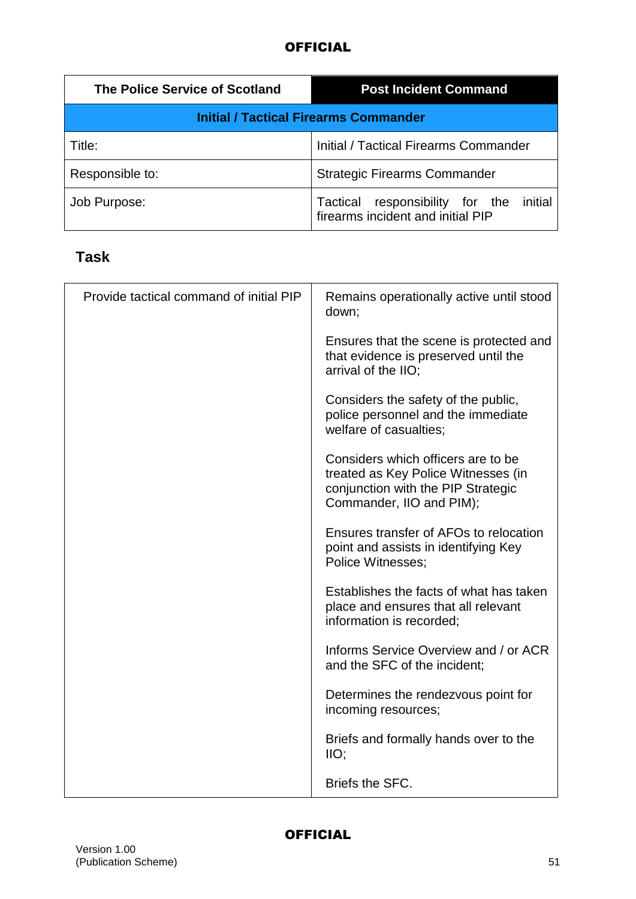| The Police Service of Scotland | Post Incident Command |
|---|---|
| **Initial / Tactical Firearms Commander** | |
| Title: | Initial / Tactical Firearms Commander |
| Responsible to: | Strategic Firearms Commander |
| Job Purpose: | Tactical responsibility for the initial firearms incident and initial PIP |

## Task

| Provide tactical command of initial PIP | Remains operationally active until stood down;<br><br>Ensures that the scene is protected and that evidence is preserved until the arrival of the IIO;<br><br>Considers the safety of the public, police personnel and the immediate welfare of casualties;<br><br>Considers which officers are to be treated as Key Police Witnesses (in conjunction with the PIP Strategic Commander, IIO and PIM);<br><br>Ensures transfer of AFOs to relocation point and assists in identifying Key Police Witnesses;<br><br>Establishes the facts of what has taken place and ensures that all relevant information is recorded;<br><br>Informs Service Overview and / or ACR and the SFC of the incident;<br><br>Determines the rendezvous point for incoming resources;<br><br>Briefs and formally hands over to the IIO;<br><br>Briefs the SFC. |
|---|---|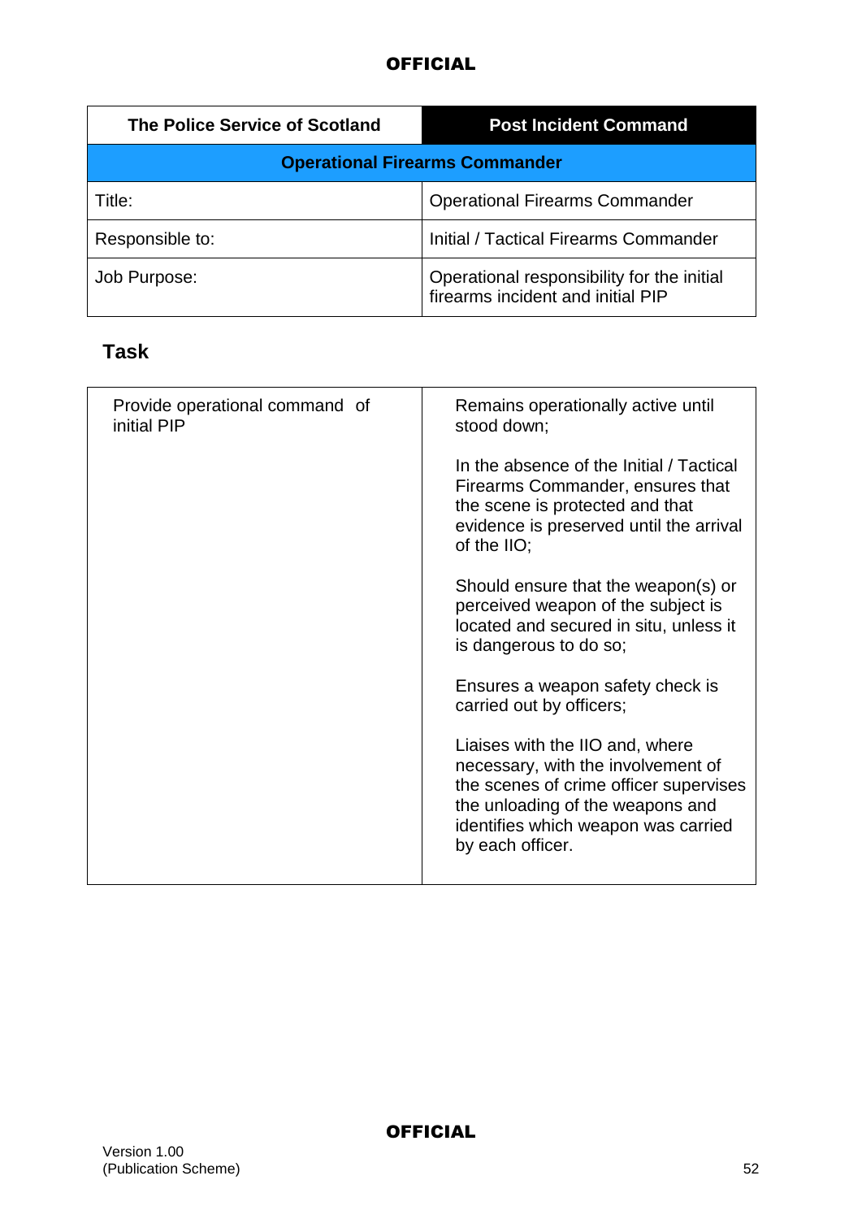| The Police Service of Scotland | Post Incident Command |
|---|---|
| **Operational Firearms Commander** | |
| Title: | Operational Firearms Commander |
| Responsible to: | Initial / Tactical Firearms Commander |
| Job Purpose: | Operational responsibility for the initial firearms incident and initial PIP |

## Task

| Task | Details |
|---|---|
| Provide operational command of initial PIP | Remains operationally active until stood down;<br><br>In the absence of the Initial / Tactical Firearms Commander, ensures that the scene is protected and that evidence is preserved until the arrival of the IIO;<br><br>Should ensure that the weapon(s) or perceived weapon of the subject is located and secured in situ, unless it is dangerous to do so;<br><br>Ensures a weapon safety check is carried out by officers;<br><br>Liaises with the IIO and, where necessary, with the involvement of the scenes of crime officer supervises the unloading of the weapons and identifies which weapon was carried by each officer. |

Version 1.00
(Publication Scheme)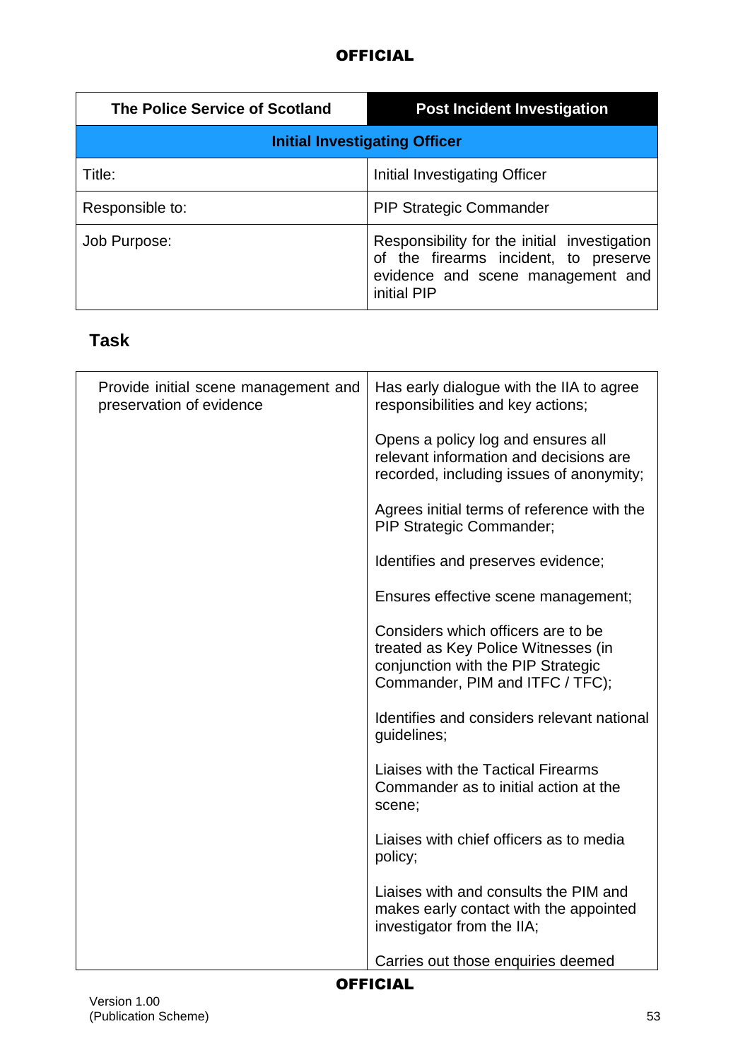| The Police Service of Scotland | Post Incident Investigation |
|---|---|
| **Initial Investigating Officer** | |
| Title: | Initial Investigating Officer |
| Responsible to: | PIP Strategic Commander |
| Job Purpose: | Responsibility for the initial investigation of the firearms incident, to preserve evidence and scene management and initial PIP |

## Task

| | |
|---|---|
| Provide initial scene management and preservation of evidence | Has early dialogue with the IIA to agree responsibilities and key actions;<br><br>Opens a policy log and ensures all relevant information and decisions are recorded, including issues of anonymity;<br><br>Agrees initial terms of reference with the PIP Strategic Commander;<br><br>Identifies and preserves evidence;<br><br>Ensures effective scene management;<br><br>Considers which officers are to be treated as Key Police Witnesses (in conjunction with the PIP Strategic Commander, PIM and ITFC / TFC);<br><br>Identifies and considers relevant national guidelines;<br><br>Liaises with the Tactical Firearms Commander as to initial action at the scene;<br><br>Liaises with chief officers as to media policy;<br><br>Liaises with and consults the PIM and makes early contact with the appointed investigator from the IIA;<br><br>Carries out those enquiries deemed |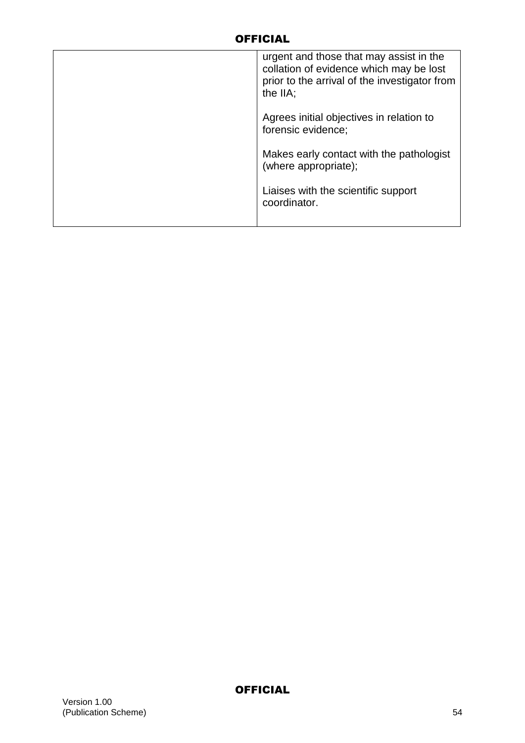| | |
|---|---|
| | urgent and those that may assist in the collation of evidence which may be lost prior to the arrival of the investigator from the IIA;<br><br>Agrees initial objectives in relation to forensic evidence;<br><br>Makes early contact with the pathologist (where appropriate);<br><br>Liaises with the scientific support coordinator. |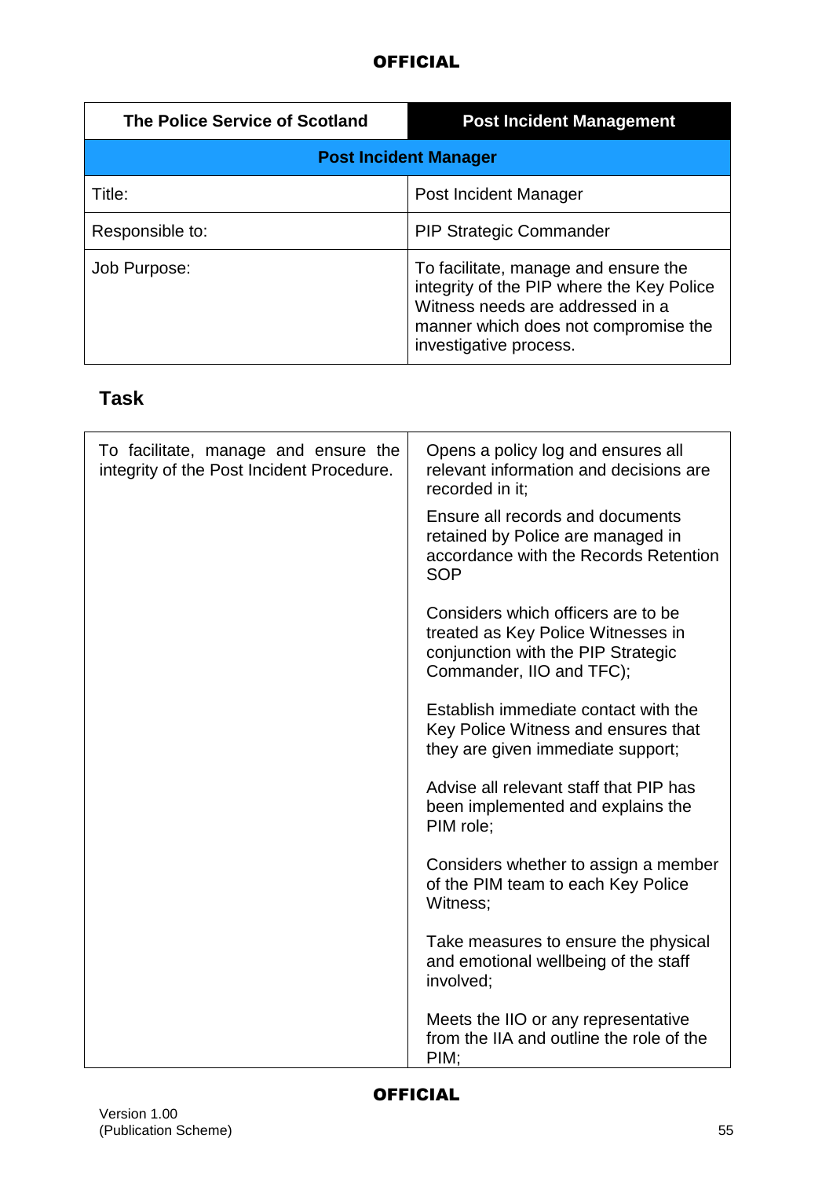| The Police Service of Scotland | Post Incident Management |
| --- | --- |
| **Post Incident Manager** | |
| Title: | Post Incident Manager |
| Responsible to: | PIP Strategic Commander |
| Job Purpose: | To facilitate, manage and ensure the integrity of the PIP where the Key Police Witness needs are addressed in a manner which does not compromise the investigative process. |

## Task

| | |
| --- | --- |
| To facilitate, manage and ensure the integrity of the Post Incident Procedure. | Opens a policy log and ensures all relevant information and decisions are recorded in it;<br><br>Ensure all records and documents retained by Police are managed in accordance with the Records Retention SOP<br><br>Considers which officers are to be treated as Key Police Witnesses in conjunction with the PIP Strategic Commander, IIO and TFC);<br><br>Establish immediate contact with the Key Police Witness and ensures that they are given immediate support;<br><br>Advise all relevant staff that PIP has been implemented and explains the PIM role;<br><br>Considers whether to assign a member of the PIM team to each Key Police Witness;<br><br>Take measures to ensure the physical and emotional wellbeing of the staff involved;<br><br>Meets the IIO or any representative from the IIA and outline the role of the PIM; |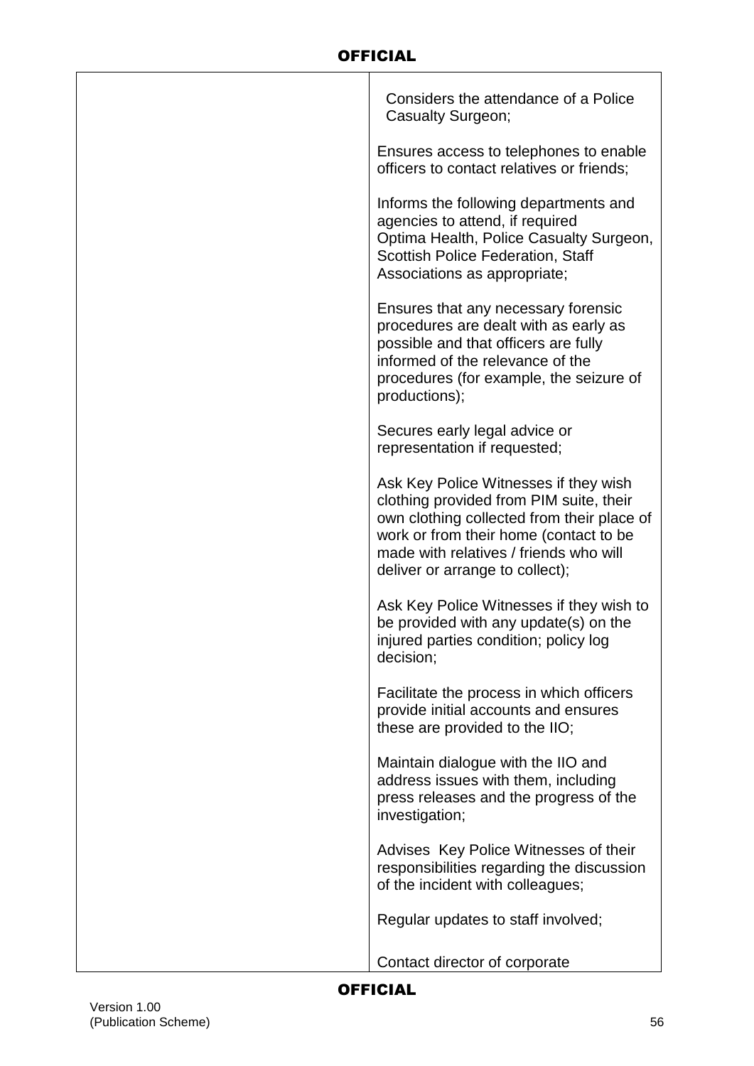| | |
|---|---|
| | Considers the attendance of a Police Casualty Surgeon;<br><br>Ensures access to telephones to enable officers to contact relatives or friends;<br><br>Informs the following departments and agencies to attend, if required Optima Health, Police Casualty Surgeon, Scottish Police Federation, Staff Associations as appropriate;<br><br>Ensures that any necessary forensic procedures are dealt with as early as possible and that officers are fully informed of the relevance of the procedures (for example, the seizure of productions);<br><br>Secures early legal advice or representation if requested;<br><br>Ask Key Police Witnesses if they wish clothing provided from PIM suite, their own clothing collected from their place of work or from their home (contact to be made with relatives / friends who will deliver or arrange to collect);<br><br>Ask Key Police Witnesses if they wish to be provided with any update(s) on the injured parties condition; policy log decision;<br><br>Facilitate the process in which officers provide initial accounts and ensures these are provided to the IIO;<br><br>Maintain dialogue with the IIO and address issues with them, including press releases and the progress of the investigation;<br><br>Advises Key Police Witnesses of their responsibilities regarding the discussion of the incident with colleagues;<br><br>Regular updates to staff involved;<br><br>Contact director of corporate |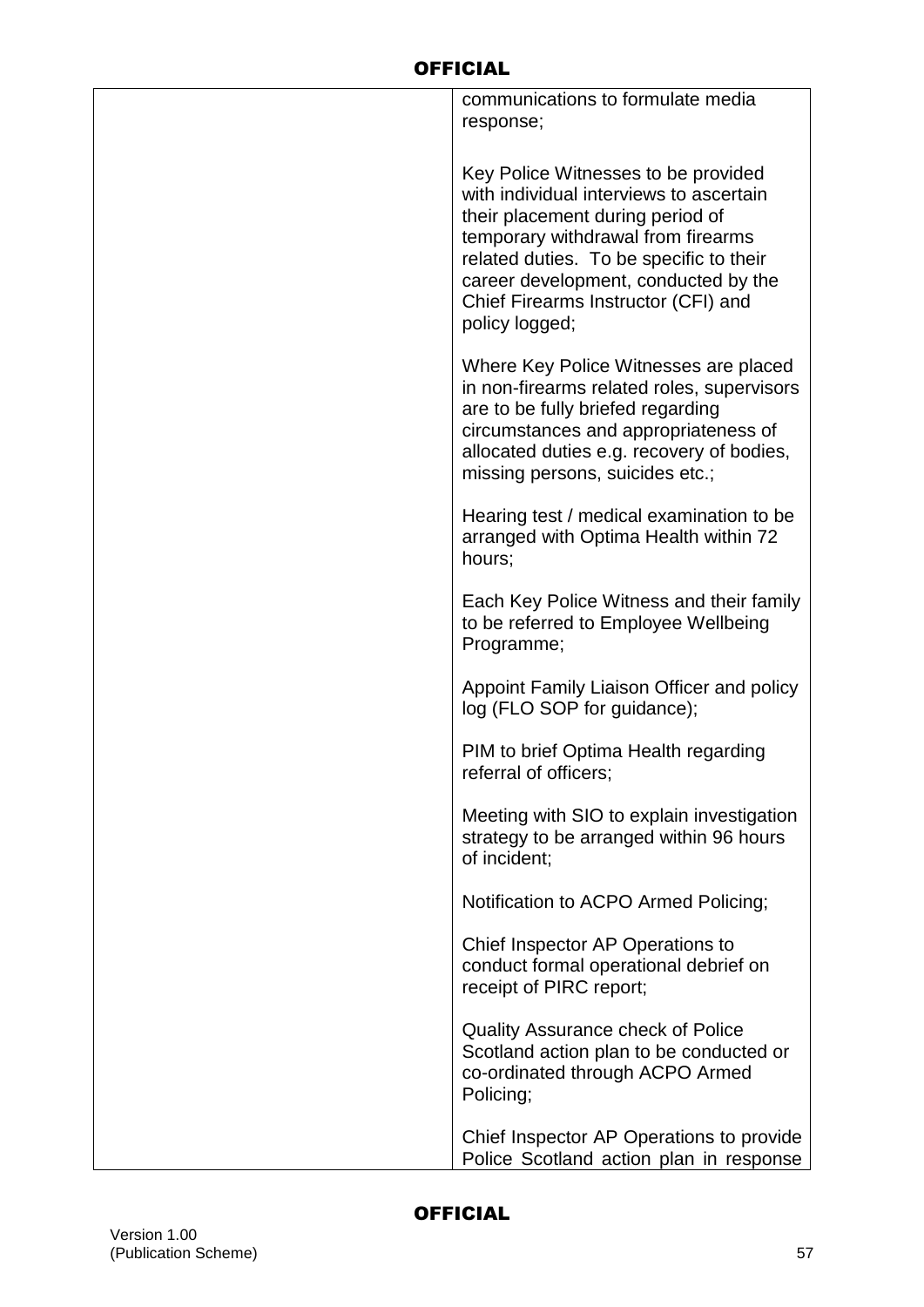| | |
|---|---|
| | communications to formulate media response;<br><br>Key Police Witnesses to be provided with individual interviews to ascertain their placement during period of temporary withdrawal from firearms related duties. To be specific to their career development, conducted by the Chief Firearms Instructor (CFI) and policy logged;<br><br>Where Key Police Witnesses are placed in non-firearms related roles, supervisors are to be fully briefed regarding circumstances and appropriateness of allocated duties e.g. recovery of bodies, missing persons, suicides etc.;<br><br>Hearing test / medical examination to be arranged with Optima Health within 72 hours;<br><br>Each Key Police Witness and their family to be referred to Employee Wellbeing Programme;<br><br>Appoint Family Liaison Officer and policy log (FLO SOP for guidance);<br><br>PIM to brief Optima Health regarding referral of officers;<br><br>Meeting with SIO to explain investigation strategy to be arranged within 96 hours of incident;<br><br>Notification to ACPO Armed Policing;<br><br>Chief Inspector AP Operations to conduct formal operational debrief on receipt of PIRC report;<br><br>Quality Assurance check of Police Scotland action plan to be conducted or co-ordinated through ACPO Armed Policing;<br><br>Chief Inspector AP Operations to provide Police Scotland action plan in response |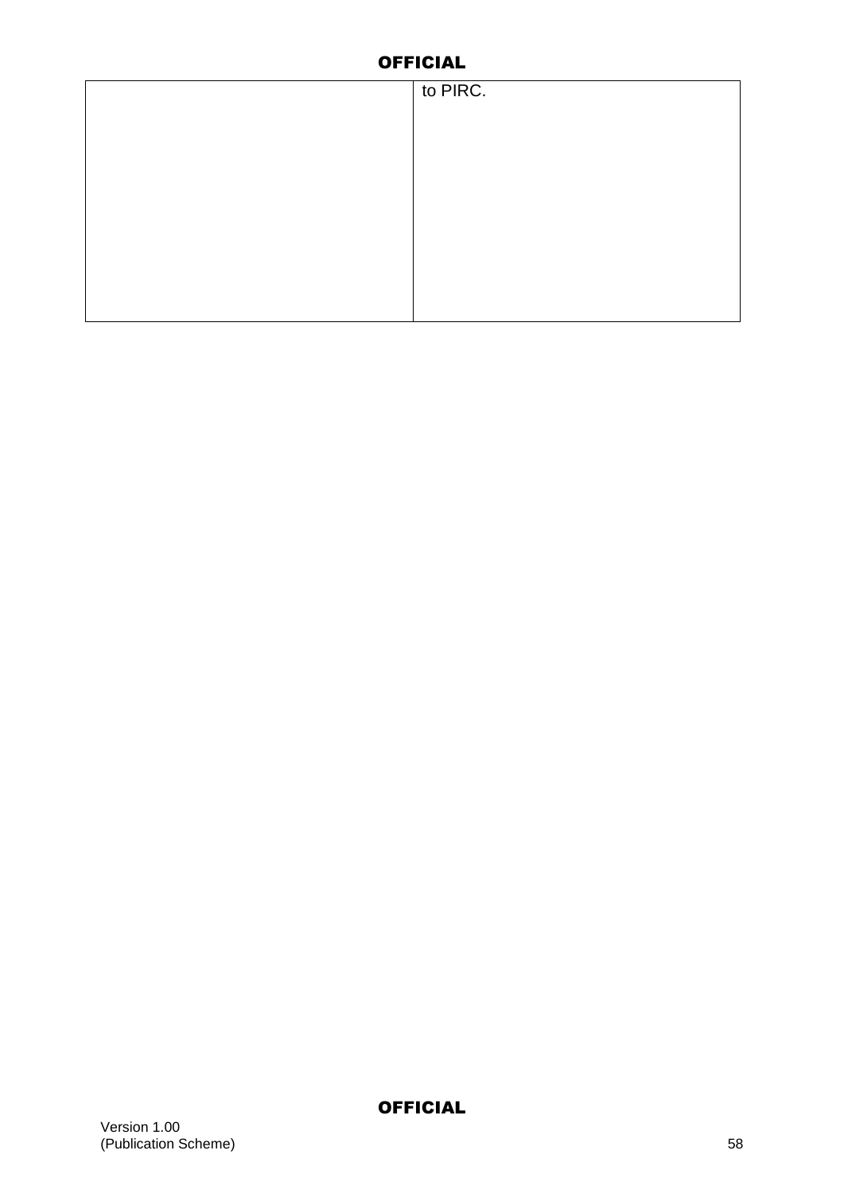|  |  |
|---|---|
|  | to PIRC. |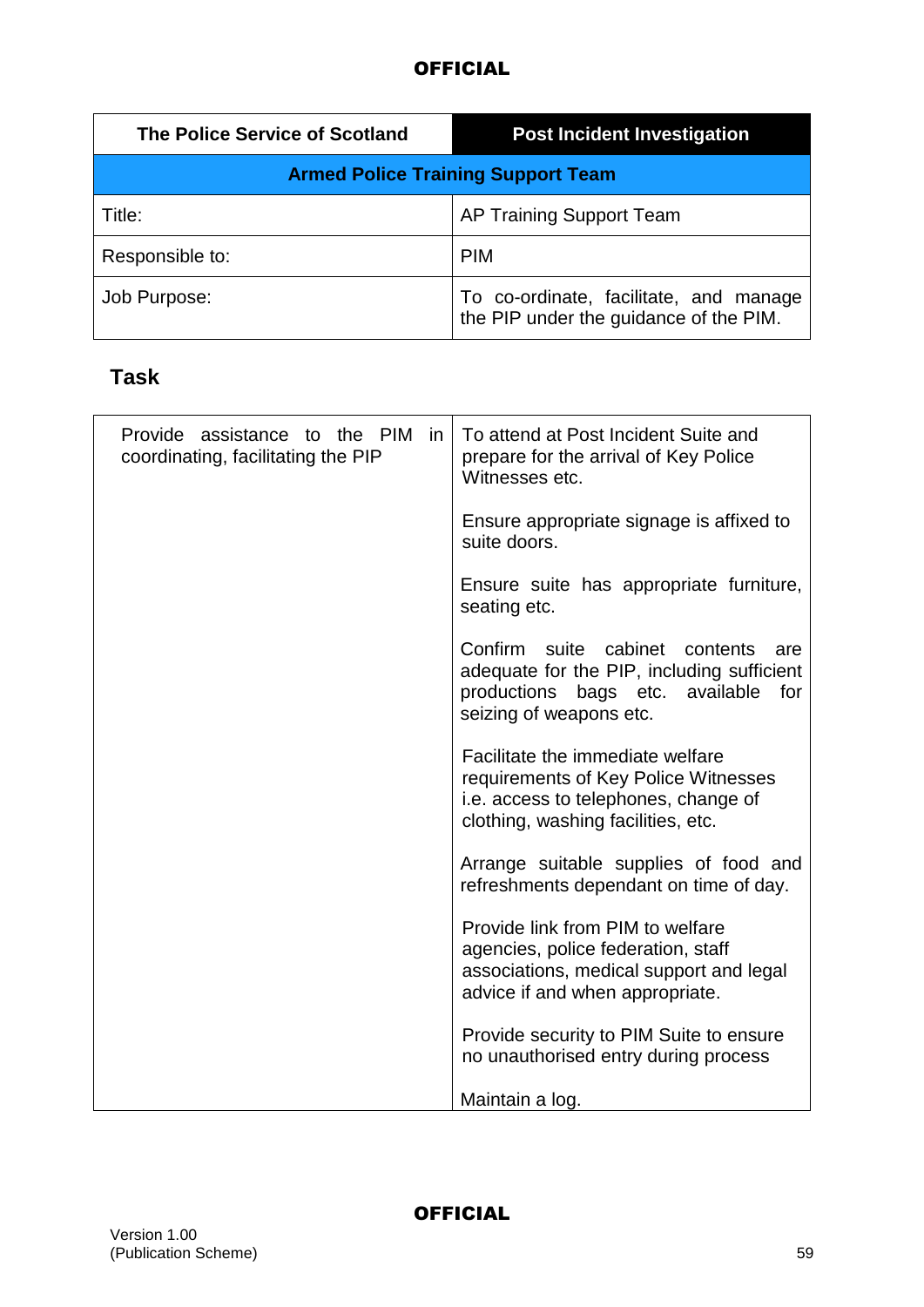| The Police Service of Scotland | Post Incident Investigation |
|---|---|
| **Armed Police Training Support Team** | |
| Title: | AP Training Support Team |
| Responsible to: | PIM |
| Job Purpose: | To co-ordinate, facilitate, and manage the PIP under the guidance of the PIM. |

## Task

| | |
|---|---|
| Provide assistance to the PIM in coordinating, facilitating the PIP | To attend at Post Incident Suite and prepare for the arrival of Key Police Witnesses etc.<br><br>Ensure appropriate signage is affixed to suite doors.<br><br>Ensure suite has appropriate furniture, seating etc.<br><br>Confirm suite cabinet contents are adequate for the PIP, including sufficient productions bags etc. available for seizing of weapons etc.<br><br>Facilitate the immediate welfare requirements of Key Police Witnesses i.e. access to telephones, change of clothing, washing facilities, etc.<br><br>Arrange suitable supplies of food and refreshments dependant on time of day.<br><br>Provide link from PIM to welfare agencies, police federation, staff associations, medical support and legal advice if and when appropriate.<br><br>Provide security to PIM Suite to ensure no unauthorised entry during process<br><br>Maintain a log. |